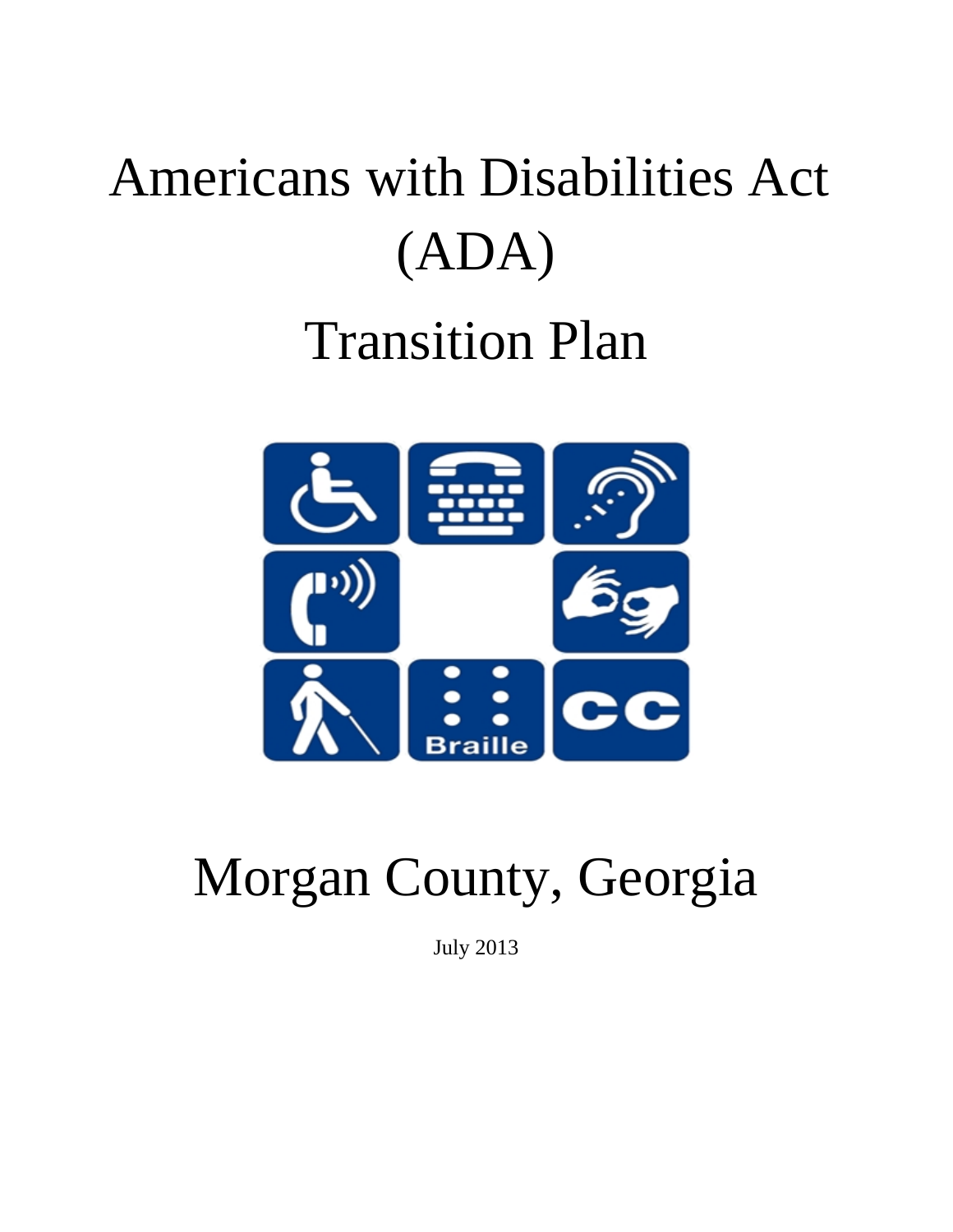# Americans with Disabilities Act (ADA)

# Transition Plan

# Morgan County, Georgia

July 2013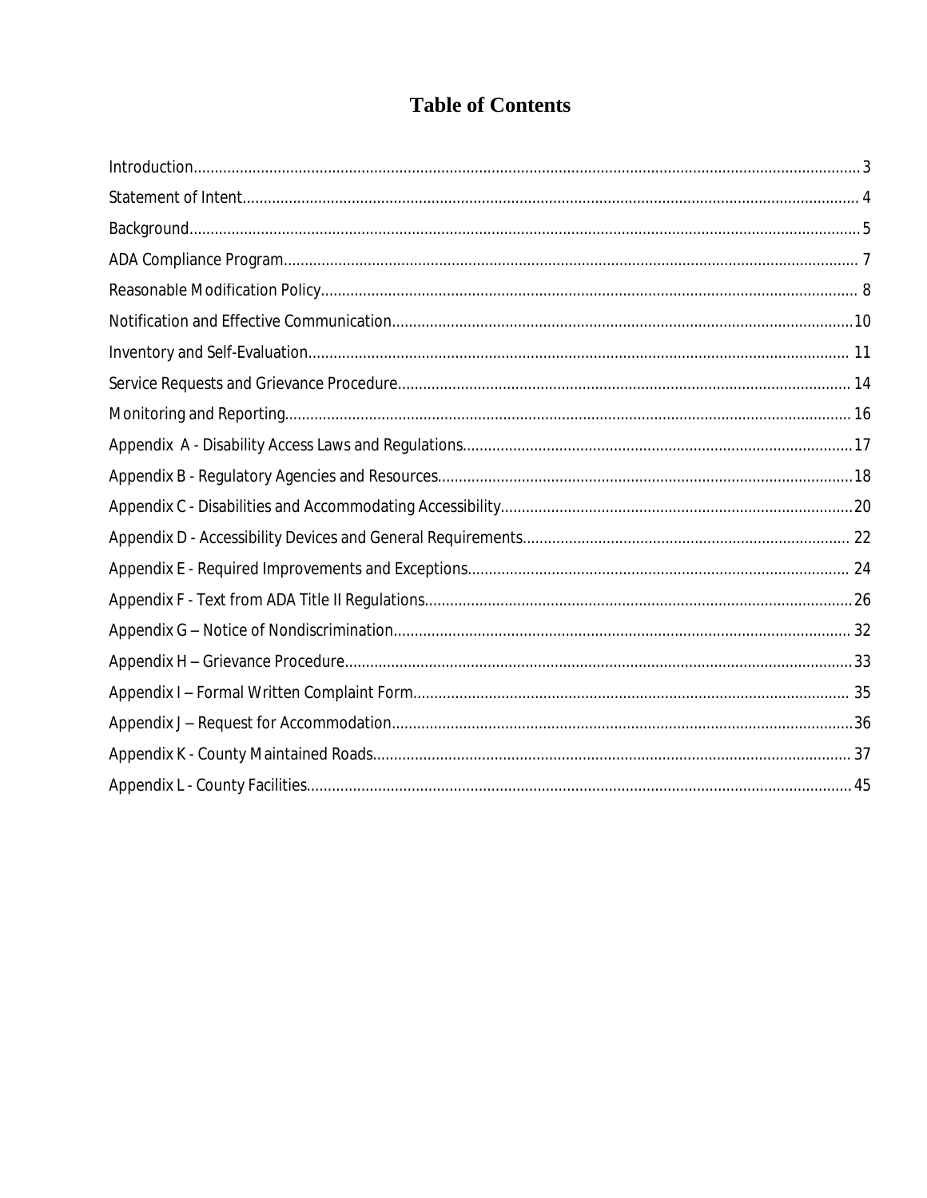# Table of Contents

| | |
|---|---|
| Introduction | 3 |
| Statement of Intent | 4 |
| Background | 5 |
| ADA Compliance Program | 7 |
| Reasonable Modification Policy | 8 |
| Notification and Effective Communication | 10 |
| Inventory and Self-Evaluation | 11 |
| Service Requests and Grievance Procedure | 14 |
| Monitoring and Reporting | 16 |
| Appendix A - Disability Access Laws and Regulations | 17 |
| Appendix B - Regulatory Agencies and Resources | 18 |
| Appendix C - Disabilities and Accommodating Accessibility | 20 |
| Appendix D - Accessibility Devices and General Requirements | 22 |
| Appendix E - Required Improvements and Exceptions | 24 |
| Appendix F - Text from ADA Title II Regulations | 26 |
| Appendix G – Notice of Nondiscrimination | 32 |
| Appendix H – Grievance Procedure | 33 |
| Appendix I – Formal Written Complaint Form | 35 |
| Appendix J – Request for Accommodation | 36 |
| Appendix K - County Maintained Roads | 37 |
| Appendix L - County Facilities | 45 |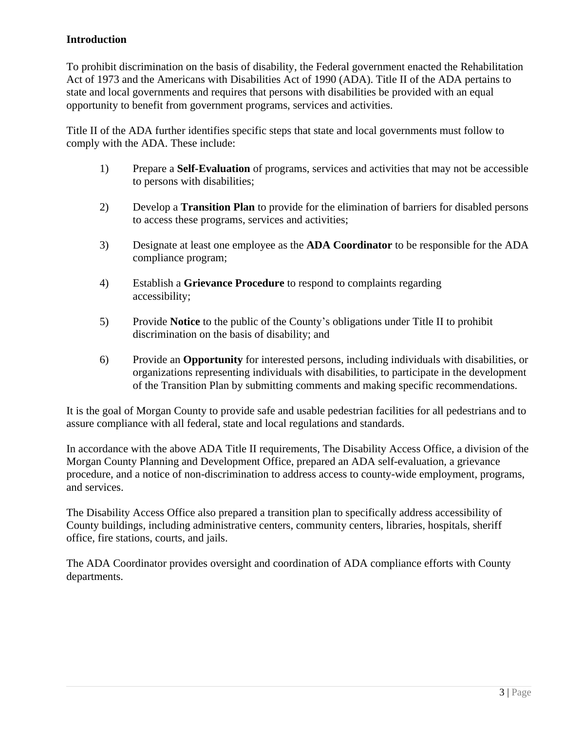## Introduction

To prohibit discrimination on the basis of disability, the Federal government enacted the Rehabilitation Act of 1973 and the Americans with Disabilities Act of 1990 (ADA). Title II of the ADA pertains to state and local governments and requires that persons with disabilities be provided with an equal opportunity to benefit from government programs, services and activities.

Title II of the ADA further identifies specific steps that state and local governments must follow to comply with the ADA. These include:

1) Prepare a **Self-Evaluation** of programs, services and activities that may not be accessible to persons with disabilities;

2) Develop a **Transition Plan** to provide for the elimination of barriers for disabled persons to access these programs, services and activities;

3) Designate at least one employee as the **ADA Coordinator** to be responsible for the ADA compliance program;

4) Establish a **Grievance Procedure** to respond to complaints regarding accessibility;

5) Provide **Notice** to the public of the County's obligations under Title II to prohibit discrimination on the basis of disability; and

6) Provide an **Opportunity** for interested persons, including individuals with disabilities, or organizations representing individuals with disabilities, to participate in the development of the Transition Plan by submitting comments and making specific recommendations.

It is the goal of Morgan County to provide safe and usable pedestrian facilities for all pedestrians and to assure compliance with all federal, state and local regulations and standards.

In accordance with the above ADA Title II requirements, The Disability Access Office, a division of the Morgan County Planning and Development Office, prepared an ADA self-evaluation, a grievance procedure, and a notice of non-discrimination to address access to county-wide employment, programs, and services.

The Disability Access Office also prepared a transition plan to specifically address accessibility of County buildings, including administrative centers, community centers, libraries, hospitals, sheriff office, fire stations, courts, and jails.

The ADA Coordinator provides oversight and coordination of ADA compliance efforts with County departments.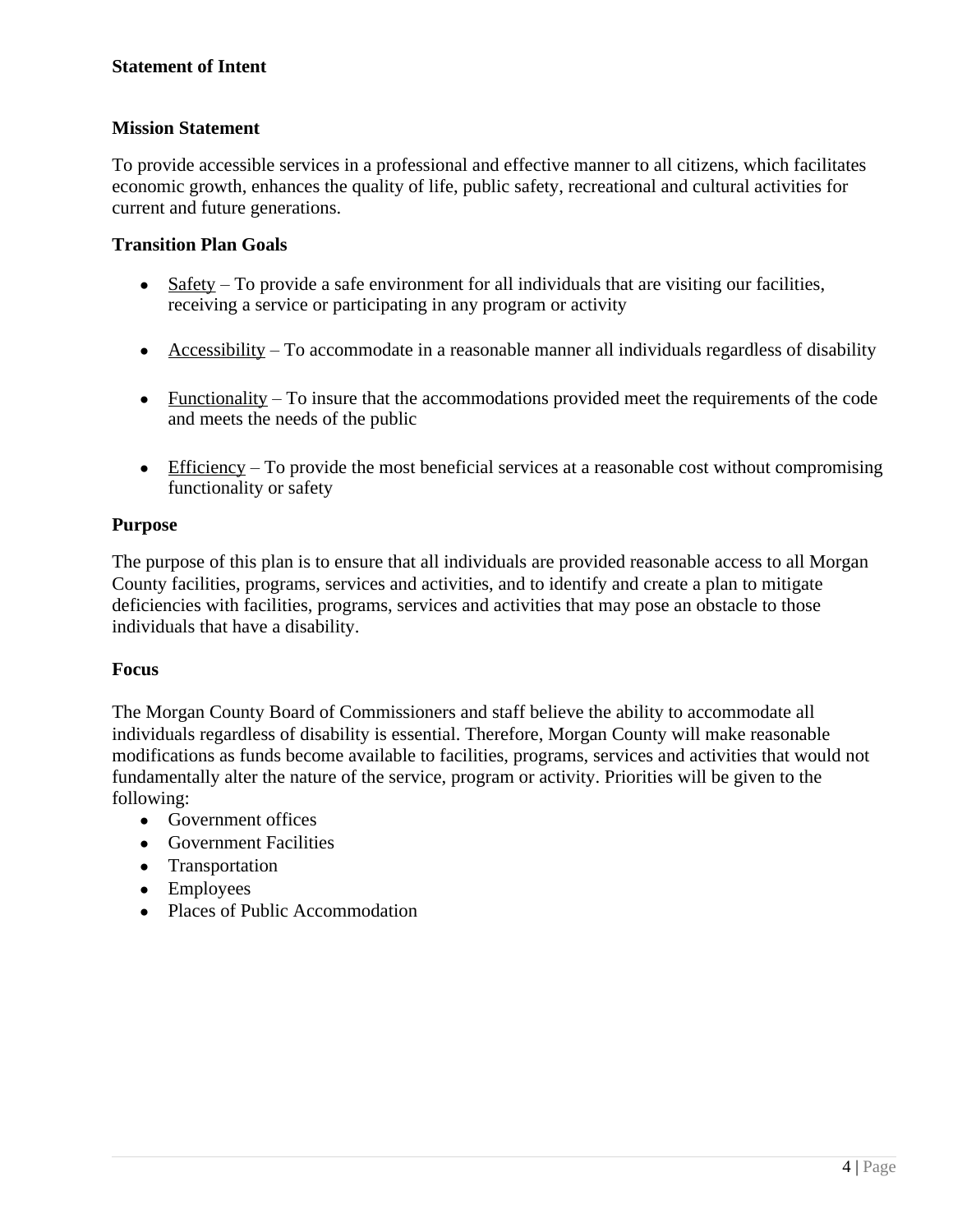## Statement of Intent

### Mission Statement

To provide accessible services in a professional and effective manner to all citizens, which facilitates economic growth, enhances the quality of life, public safety, recreational and cultural activities for current and future generations.

### Transition Plan Goals

- <u>Safety</u> – To provide a safe environment for all individuals that are visiting our facilities, receiving a service or participating in any program or activity
- <u>Accessibility</u> – To accommodate in a reasonable manner all individuals regardless of disability
- <u>Functionality</u> – To insure that the accommodations provided meet the requirements of the code and meets the needs of the public
- <u>Efficiency</u> – To provide the most beneficial services at a reasonable cost without compromising functionality or safety

### Purpose

The purpose of this plan is to ensure that all individuals are provided reasonable access to all Morgan County facilities, programs, services and activities, and to identify and create a plan to mitigate deficiencies with facilities, programs, services and activities that may pose an obstacle to those individuals that have a disability.

### Focus

The Morgan County Board of Commissioners and staff believe the ability to accommodate all individuals regardless of disability is essential. Therefore, Morgan County will make reasonable modifications as funds become available to facilities, programs, services and activities that would not fundamentally alter the nature of the service, program or activity. Priorities will be given to the following:

- Government offices
- Government Facilities
- Transportation
- Employees
- Places of Public Accommodation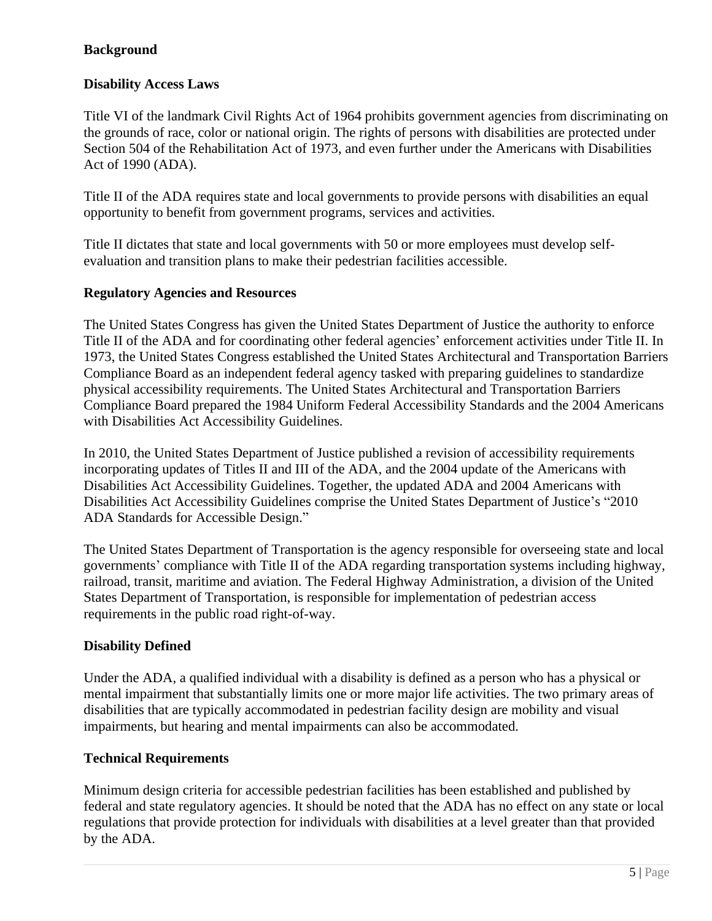## Background

### Disability Access Laws

Title VI of the landmark Civil Rights Act of 1964 prohibits government agencies from discriminating on the grounds of race, color or national origin. The rights of persons with disabilities are protected under Section 504 of the Rehabilitation Act of 1973, and even further under the Americans with Disabilities Act of 1990 (ADA).

Title II of the ADA requires state and local governments to provide persons with disabilities an equal opportunity to benefit from government programs, services and activities.

Title II dictates that state and local governments with 50 or more employees must develop self-evaluation and transition plans to make their pedestrian facilities accessible.

### Regulatory Agencies and Resources

The United States Congress has given the United States Department of Justice the authority to enforce Title II of the ADA and for coordinating other federal agencies' enforcement activities under Title II. In 1973, the United States Congress established the United States Architectural and Transportation Barriers Compliance Board as an independent federal agency tasked with preparing guidelines to standardize physical accessibility requirements. The United States Architectural and Transportation Barriers Compliance Board prepared the 1984 Uniform Federal Accessibility Standards and the 2004 Americans with Disabilities Act Accessibility Guidelines.

In 2010, the United States Department of Justice published a revision of accessibility requirements incorporating updates of Titles II and III of the ADA, and the 2004 update of the Americans with Disabilities Act Accessibility Guidelines. Together, the updated ADA and 2004 Americans with Disabilities Act Accessibility Guidelines comprise the United States Department of Justice's "2010 ADA Standards for Accessible Design."

The United States Department of Transportation is the agency responsible for overseeing state and local governments' compliance with Title II of the ADA regarding transportation systems including highway, railroad, transit, maritime and aviation. The Federal Highway Administration, a division of the United States Department of Transportation, is responsible for implementation of pedestrian access requirements in the public road right-of-way.

### Disability Defined

Under the ADA, a qualified individual with a disability is defined as a person who has a physical or mental impairment that substantially limits one or more major life activities. The two primary areas of disabilities that are typically accommodated in pedestrian facility design are mobility and visual impairments, but hearing and mental impairments can also be accommodated.

### Technical Requirements

Minimum design criteria for accessible pedestrian facilities has been established and published by federal and state regulatory agencies. It should be noted that the ADA has no effect on any state or local regulations that provide protection for individuals with disabilities at a level greater than that provided by the ADA.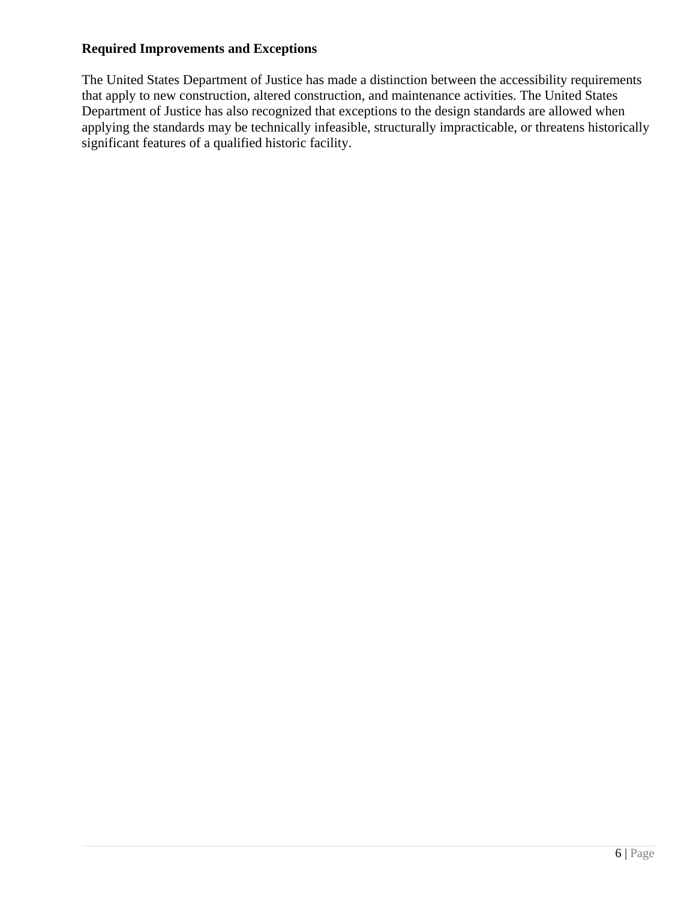**Required Improvements and Exceptions**

The United States Department of Justice has made a distinction between the accessibility requirements that apply to new construction, altered construction, and maintenance activities. The United States Department of Justice has also recognized that exceptions to the design standards are allowed when applying the standards may be technically infeasible, structurally impracticable, or threatens historically significant features of a qualified historic facility.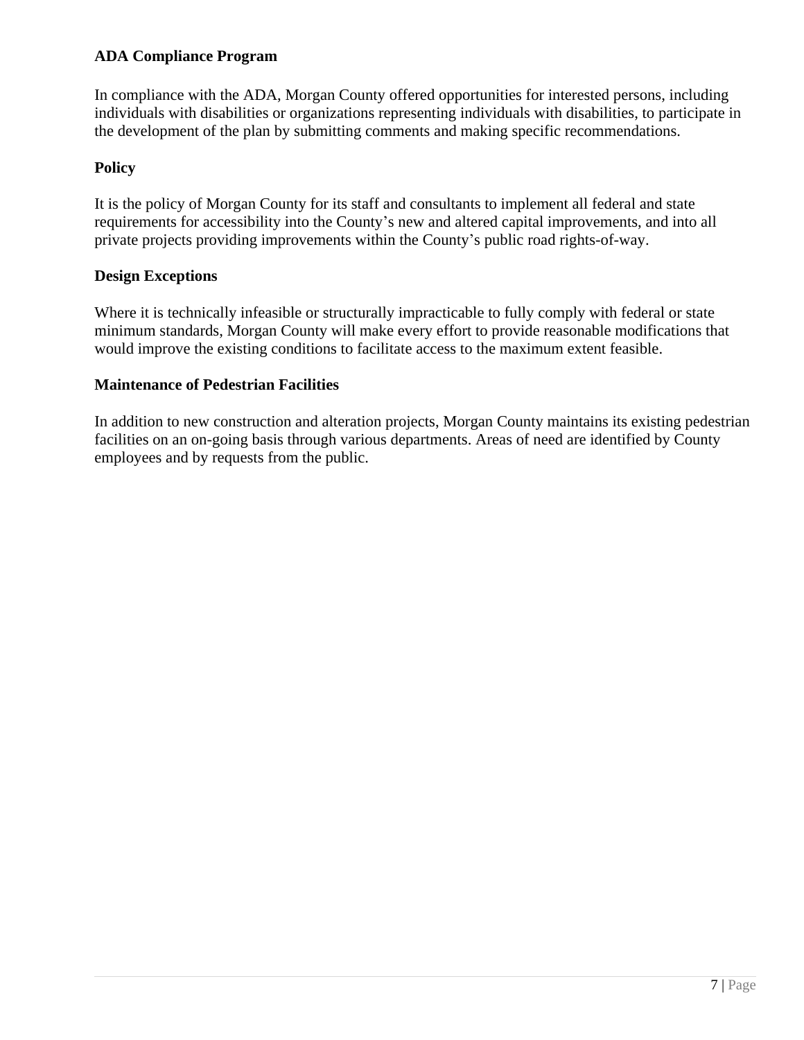**ADA Compliance Program**

In compliance with the ADA, Morgan County offered opportunities for interested persons, including individuals with disabilities or organizations representing individuals with disabilities, to participate in the development of the plan by submitting comments and making specific recommendations.

**Policy**

It is the policy of Morgan County for its staff and consultants to implement all federal and state requirements for accessibility into the County's new and altered capital improvements, and into all private projects providing improvements within the County's public road rights-of-way.

**Design Exceptions**

Where it is technically infeasible or structurally impracticable to fully comply with federal or state minimum standards, Morgan County will make every effort to provide reasonable modifications that would improve the existing conditions to facilitate access to the maximum extent feasible.

**Maintenance of Pedestrian Facilities**

In addition to new construction and alteration projects, Morgan County maintains its existing pedestrian facilities on an on-going basis through various departments. Areas of need are identified by County employees and by requests from the public.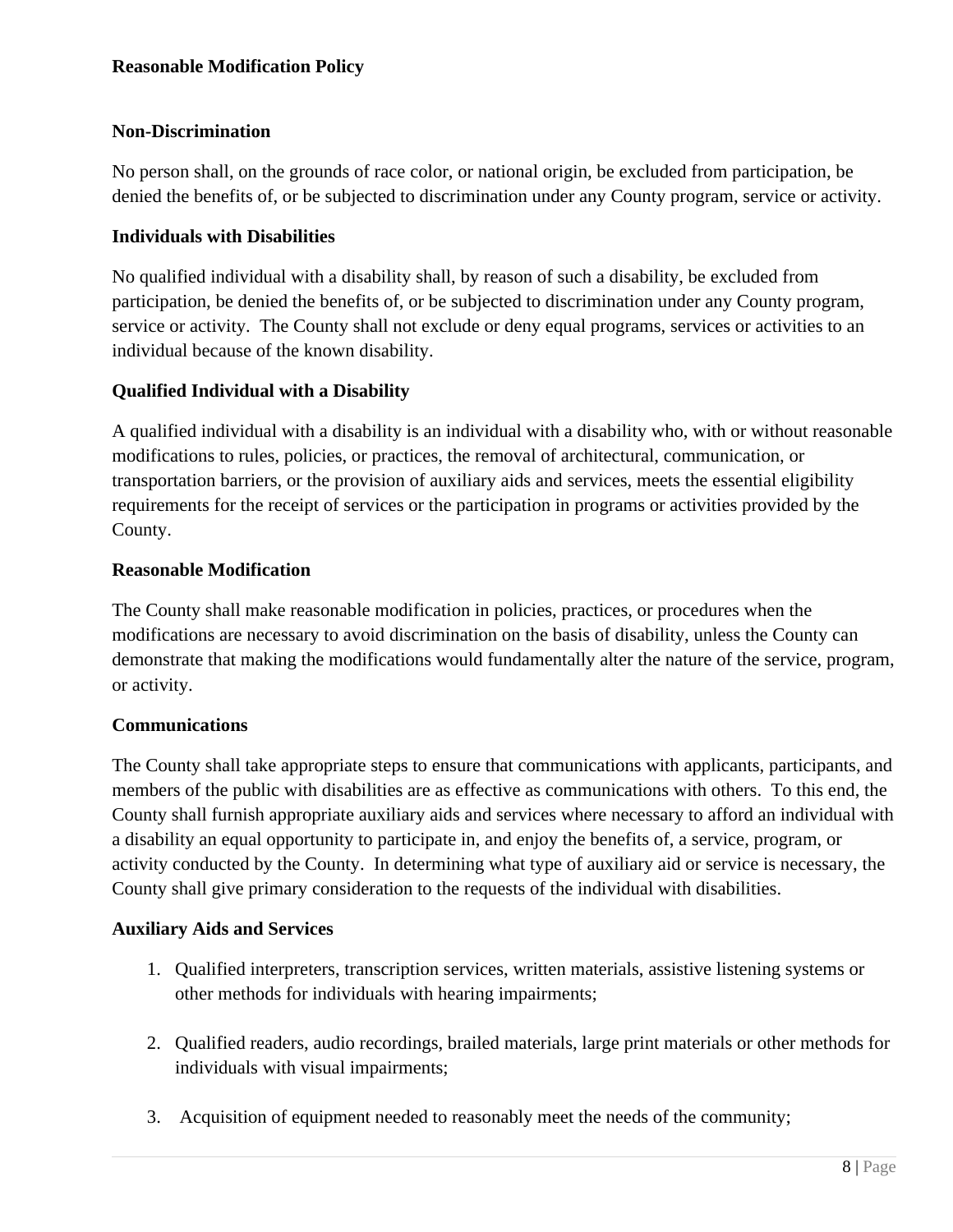**Reasonable Modification Policy**

**Non-Discrimination**

No person shall, on the grounds of race color, or national origin, be excluded from participation, be denied the benefits of, or be subjected to discrimination under any County program, service or activity.

**Individuals with Disabilities**

No qualified individual with a disability shall, by reason of such a disability, be excluded from participation, be denied the benefits of, or be subjected to discrimination under any County program, service or activity. The County shall not exclude or deny equal programs, services or activities to an individual because of the known disability.

**Qualified Individual with a Disability**

A qualified individual with a disability is an individual with a disability who, with or without reasonable modifications to rules, policies, or practices, the removal of architectural, communication, or transportation barriers, or the provision of auxiliary aids and services, meets the essential eligibility requirements for the receipt of services or the participation in programs or activities provided by the County.

**Reasonable Modification**

The County shall make reasonable modification in policies, practices, or procedures when the modifications are necessary to avoid discrimination on the basis of disability, unless the County can demonstrate that making the modifications would fundamentally alter the nature of the service, program, or activity.

**Communications**

The County shall take appropriate steps to ensure that communications with applicants, participants, and members of the public with disabilities are as effective as communications with others. To this end, the County shall furnish appropriate auxiliary aids and services where necessary to afford an individual with a disability an equal opportunity to participate in, and enjoy the benefits of, a service, program, or activity conducted by the County. In determining what type of auxiliary aid or service is necessary, the County shall give primary consideration to the requests of the individual with disabilities.

**Auxiliary Aids and Services**

1. Qualified interpreters, transcription services, written materials, assistive listening systems or other methods for individuals with hearing impairments;

2. Qualified readers, audio recordings, brailed materials, large print materials or other methods for individuals with visual impairments;

3. Acquisition of equipment needed to reasonably meet the needs of the community;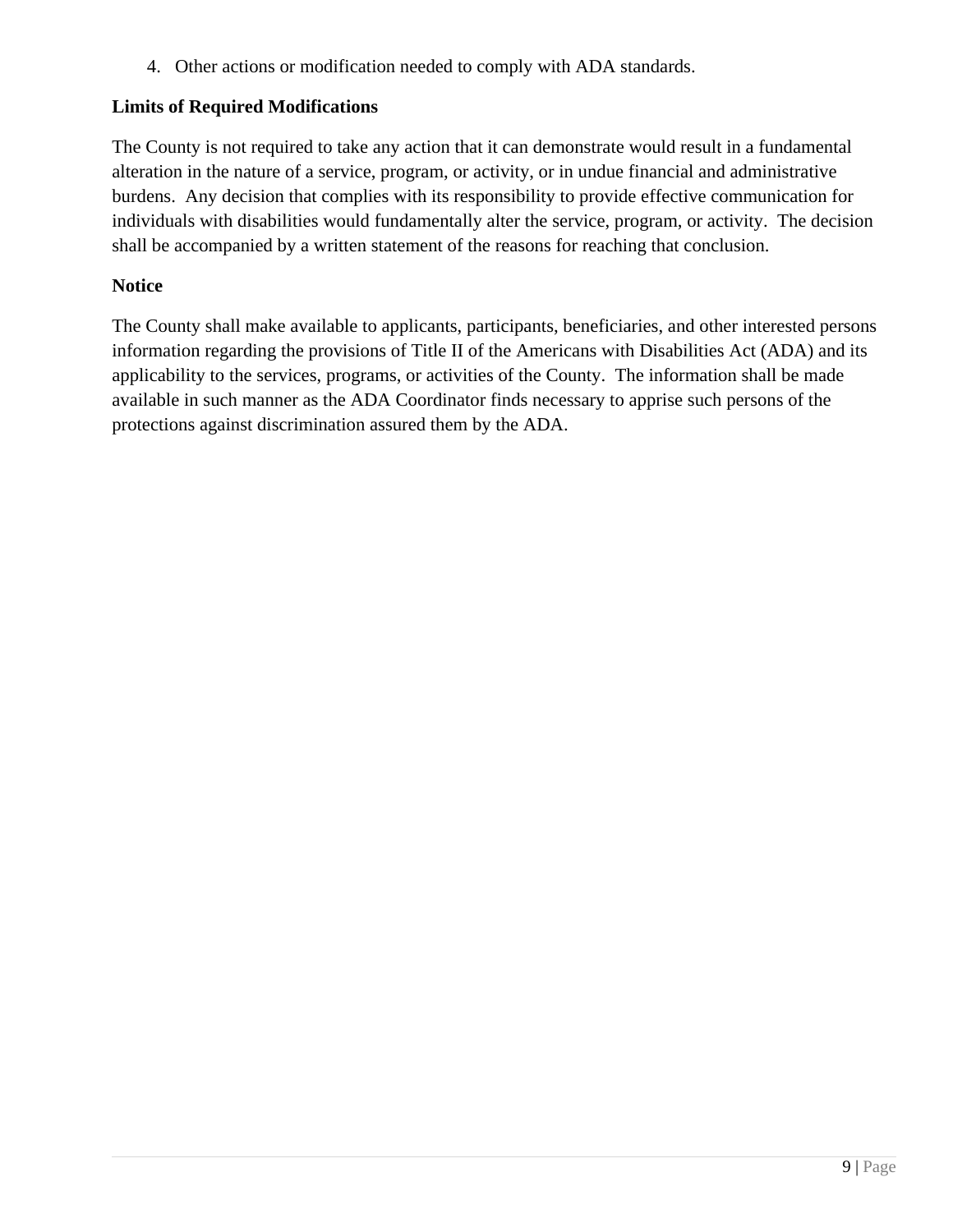4. Other actions or modification needed to comply with ADA standards.

**Limits of Required Modifications**

The County is not required to take any action that it can demonstrate would result in a fundamental alteration in the nature of a service, program, or activity, or in undue financial and administrative burdens. Any decision that complies with its responsibility to provide effective communication for individuals with disabilities would fundamentally alter the service, program, or activity. The decision shall be accompanied by a written statement of the reasons for reaching that conclusion.

**Notice**

The County shall make available to applicants, participants, beneficiaries, and other interested persons information regarding the provisions of Title II of the Americans with Disabilities Act (ADA) and its applicability to the services, programs, or activities of the County. The information shall be made available in such manner as the ADA Coordinator finds necessary to apprise such persons of the protections against discrimination assured them by the ADA.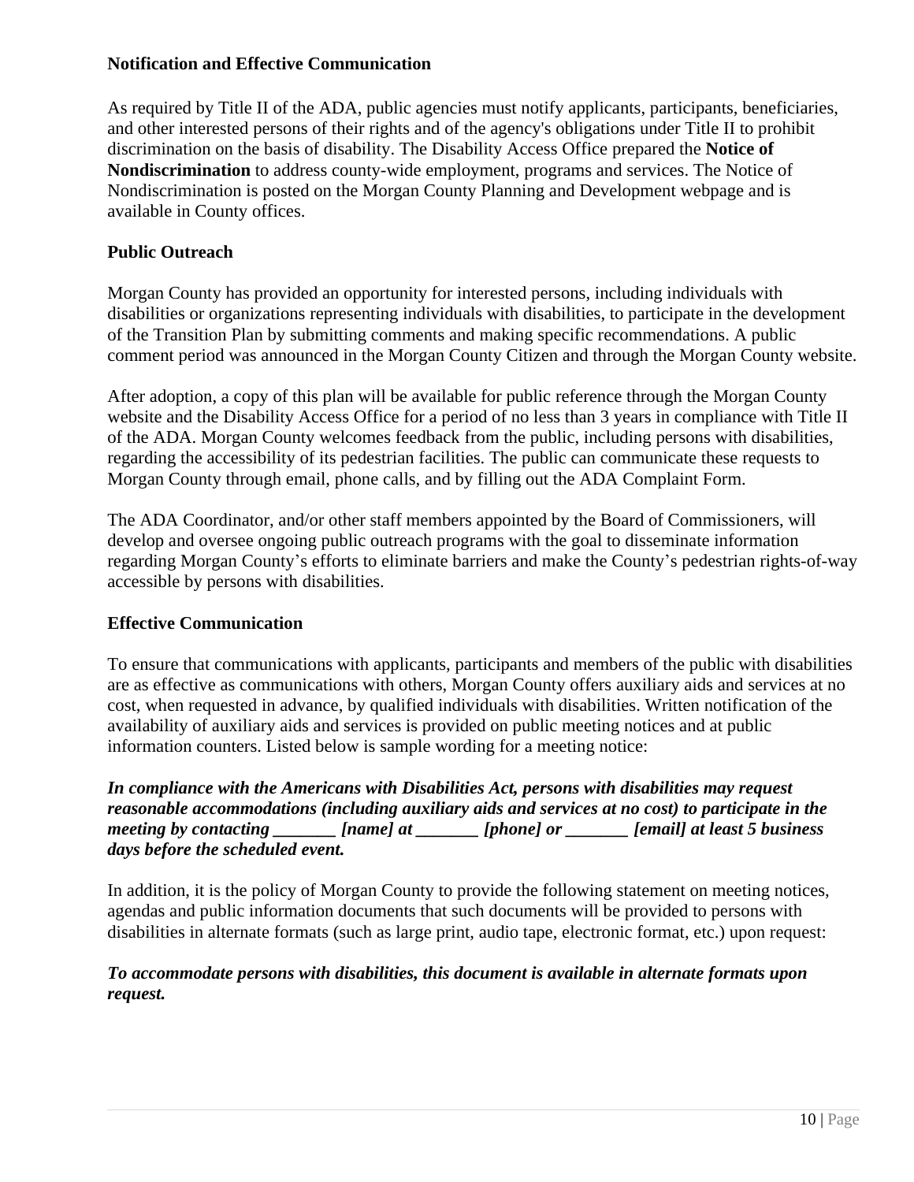**Notification and Effective Communication**

As required by Title II of the ADA, public agencies must notify applicants, participants, beneficiaries, and other interested persons of their rights and of the agency's obligations under Title II to prohibit discrimination on the basis of disability. The Disability Access Office prepared the **Notice of Nondiscrimination** to address county-wide employment, programs and services. The Notice of Nondiscrimination is posted on the Morgan County Planning and Development webpage and is available in County offices.

**Public Outreach**

Morgan County has provided an opportunity for interested persons, including individuals with disabilities or organizations representing individuals with disabilities, to participate in the development of the Transition Plan by submitting comments and making specific recommendations. A public comment period was announced in the Morgan County Citizen and through the Morgan County website.

After adoption, a copy of this plan will be available for public reference through the Morgan County website and the Disability Access Office for a period of no less than 3 years in compliance with Title II of the ADA. Morgan County welcomes feedback from the public, including persons with disabilities, regarding the accessibility of its pedestrian facilities. The public can communicate these requests to Morgan County through email, phone calls, and by filling out the ADA Complaint Form.

The ADA Coordinator, and/or other staff members appointed by the Board of Commissioners, will develop and oversee ongoing public outreach programs with the goal to disseminate information regarding Morgan County's efforts to eliminate barriers and make the County's pedestrian rights-of-way accessible by persons with disabilities.

**Effective Communication**

To ensure that communications with applicants, participants and members of the public with disabilities are as effective as communications with others, Morgan County offers auxiliary aids and services at no cost, when requested in advance, by qualified individuals with disabilities. Written notification of the availability of auxiliary aids and services is provided on public meeting notices and at public information counters. Listed below is sample wording for a meeting notice:

***In compliance with the Americans with Disabilities Act, persons with disabilities may request reasonable accommodations (including auxiliary aids and services at no cost) to participate in the meeting by contacting _______ [name] at _______ [phone] or _______ [email] at least 5 business days before the scheduled event.***

In addition, it is the policy of Morgan County to provide the following statement on meeting notices, agendas and public information documents that such documents will be provided to persons with disabilities in alternate formats (such as large print, audio tape, electronic format, etc.) upon request:

***To accommodate persons with disabilities, this document is available in alternate formats upon request.***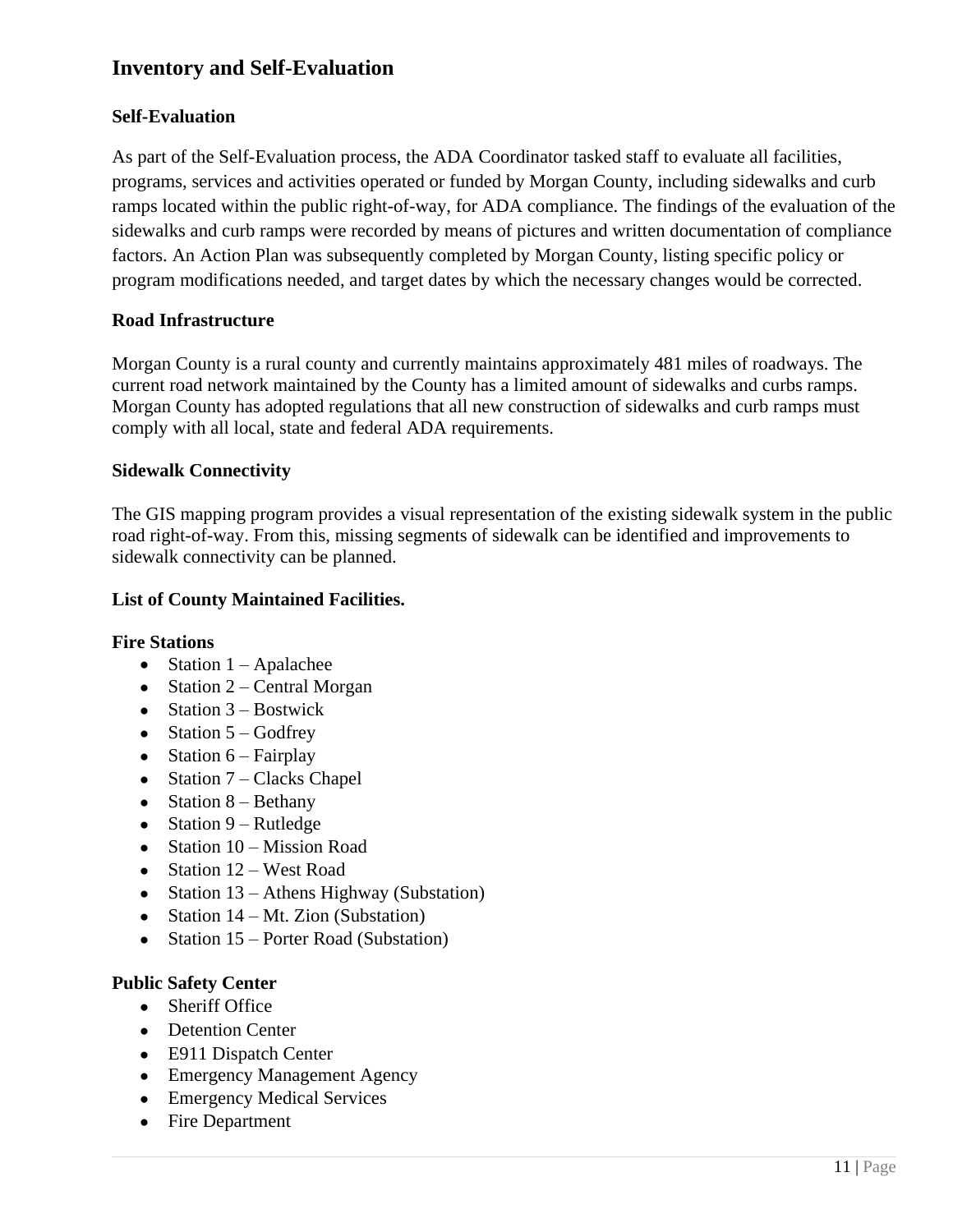## Inventory and Self-Evaluation

### Self-Evaluation

As part of the Self-Evaluation process, the ADA Coordinator tasked staff to evaluate all facilities, programs, services and activities operated or funded by Morgan County, including sidewalks and curb ramps located within the public right-of-way, for ADA compliance. The findings of the evaluation of the sidewalks and curb ramps were recorded by means of pictures and written documentation of compliance factors. An Action Plan was subsequently completed by Morgan County, listing specific policy or program modifications needed, and target dates by which the necessary changes would be corrected.

### Road Infrastructure

Morgan County is a rural county and currently maintains approximately 481 miles of roadways. The current road network maintained by the County has a limited amount of sidewalks and curbs ramps. Morgan County has adopted regulations that all new construction of sidewalks and curb ramps must comply with all local, state and federal ADA requirements.

### Sidewalk Connectivity

The GIS mapping program provides a visual representation of the existing sidewalk system in the public road right-of-way. From this, missing segments of sidewalk can be identified and improvements to sidewalk connectivity can be planned.

### List of County Maintained Facilities.

**Fire Stations**

- Station 1 – Apalachee
- Station 2 – Central Morgan
- Station 3 – Bostwick
- Station 5 – Godfrey
- Station 6 – Fairplay
- Station 7 – Clacks Chapel
- Station 8 – Bethany
- Station 9 – Rutledge
- Station 10 – Mission Road
- Station 12 – West Road
- Station 13 – Athens Highway (Substation)
- Station 14 – Mt. Zion (Substation)
- Station 15 – Porter Road (Substation)

**Public Safety Center**

- Sheriff Office
- Detention Center
- E911 Dispatch Center
- Emergency Management Agency
- Emergency Medical Services
- Fire Department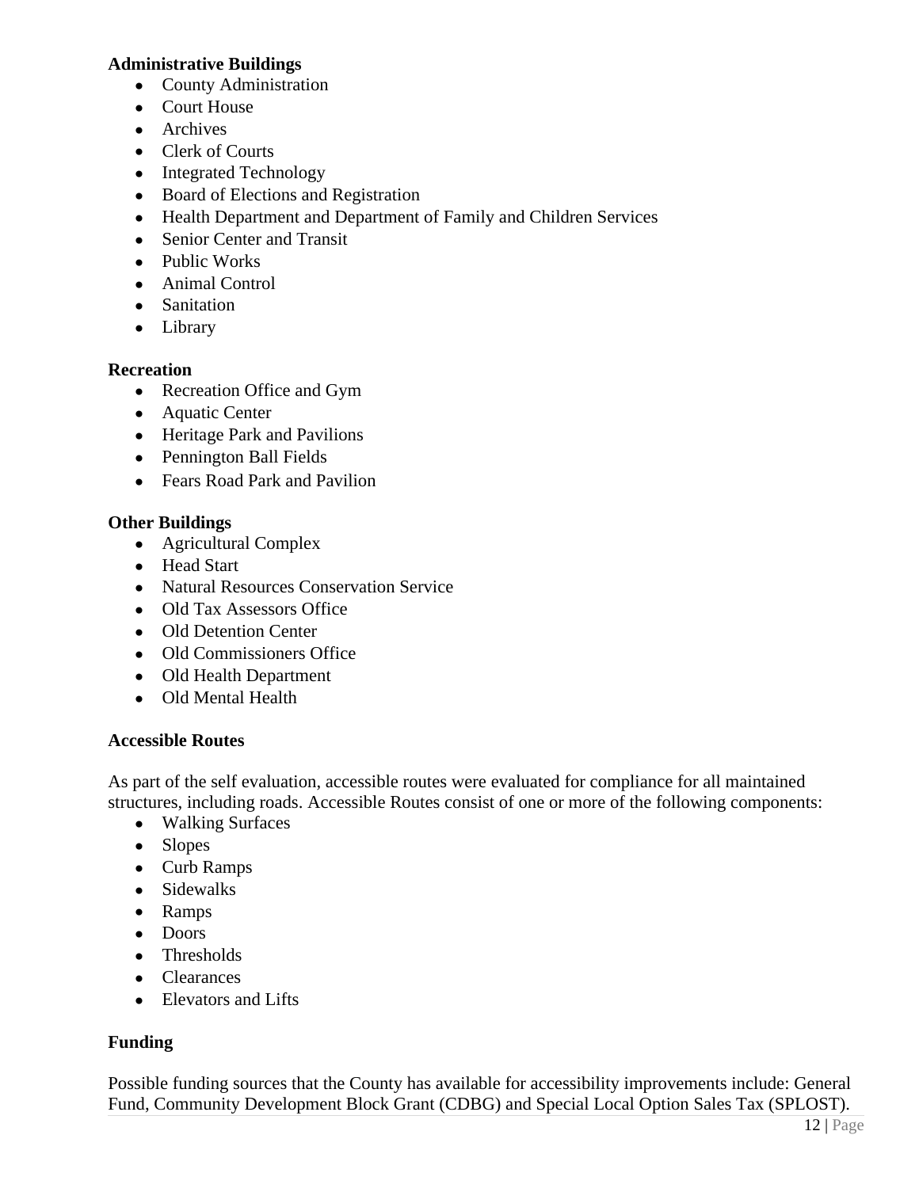**Administrative Buildings**

- County Administration
- Court House
- Archives
- Clerk of Courts
- Integrated Technology
- Board of Elections and Registration
- Health Department and Department of Family and Children Services
- Senior Center and Transit
- Public Works
- Animal Control
- Sanitation
- Library

**Recreation**

- Recreation Office and Gym
- Aquatic Center
- Heritage Park and Pavilions
- Pennington Ball Fields
- Fears Road Park and Pavilion

**Other Buildings**

- Agricultural Complex
- Head Start
- Natural Resources Conservation Service
- Old Tax Assessors Office
- Old Detention Center
- Old Commissioners Office
- Old Health Department
- Old Mental Health

**Accessible Routes**

As part of the self evaluation, accessible routes were evaluated for compliance for all maintained structures, including roads. Accessible Routes consist of one or more of the following components:

- Walking Surfaces
- Slopes
- Curb Ramps
- Sidewalks
- Ramps
- Doors
- Thresholds
- Clearances
- Elevators and Lifts

**Funding**

Possible funding sources that the County has available for accessibility improvements include: General Fund, Community Development Block Grant (CDBG) and Special Local Option Sales Tax (SPLOST).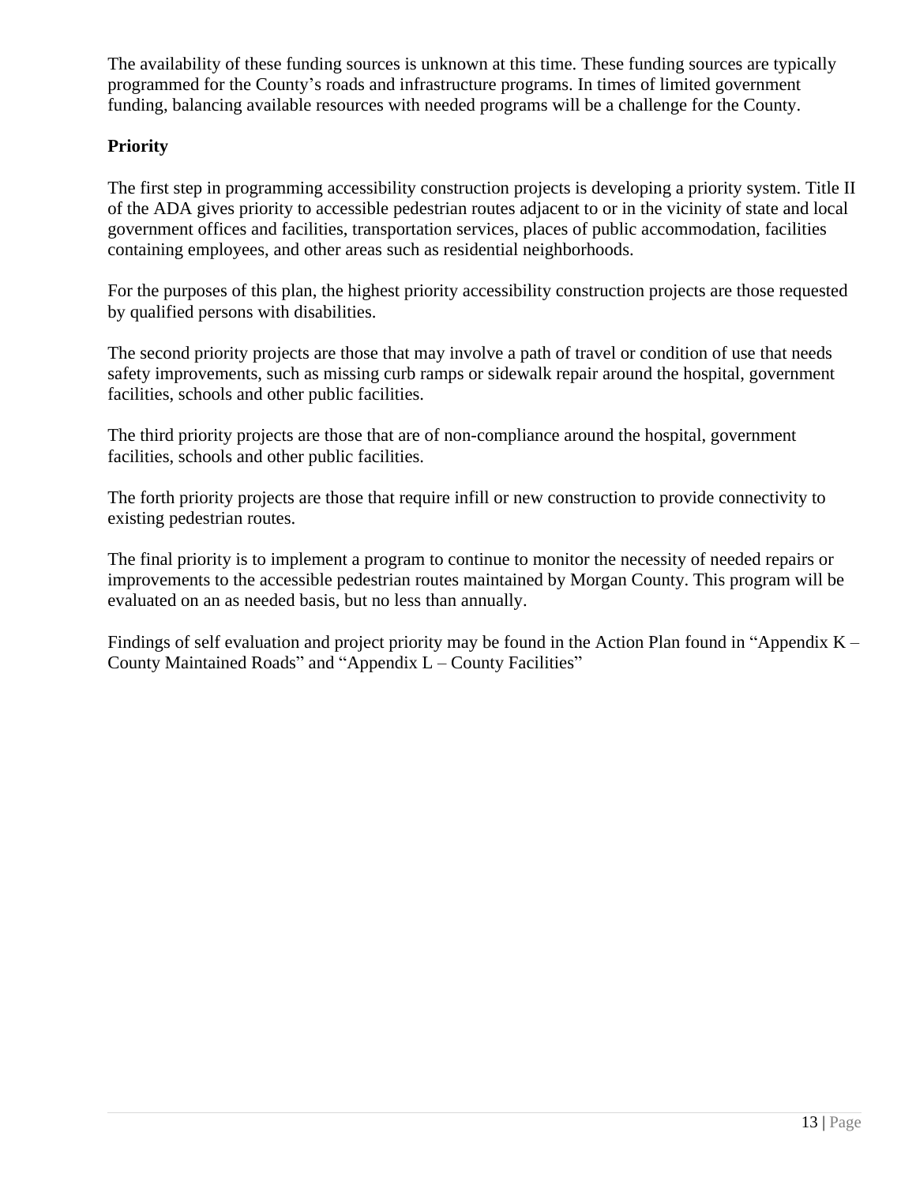The availability of these funding sources is unknown at this time. These funding sources are typically programmed for the County's roads and infrastructure programs. In times of limited government funding, balancing available resources with needed programs will be a challenge for the County.

**Priority**

The first step in programming accessibility construction projects is developing a priority system. Title II of the ADA gives priority to accessible pedestrian routes adjacent to or in the vicinity of state and local government offices and facilities, transportation services, places of public accommodation, facilities containing employees, and other areas such as residential neighborhoods.

For the purposes of this plan, the highest priority accessibility construction projects are those requested by qualified persons with disabilities.

The second priority projects are those that may involve a path of travel or condition of use that needs safety improvements, such as missing curb ramps or sidewalk repair around the hospital, government facilities, schools and other public facilities.

The third priority projects are those that are of non-compliance around the hospital, government facilities, schools and other public facilities.

The forth priority projects are those that require infill or new construction to provide connectivity to existing pedestrian routes.

The final priority is to implement a program to continue to monitor the necessity of needed repairs or improvements to the accessible pedestrian routes maintained by Morgan County. This program will be evaluated on an as needed basis, but no less than annually.

Findings of self evaluation and project priority may be found in the Action Plan found in "Appendix K – County Maintained Roads" and "Appendix L – County Facilities"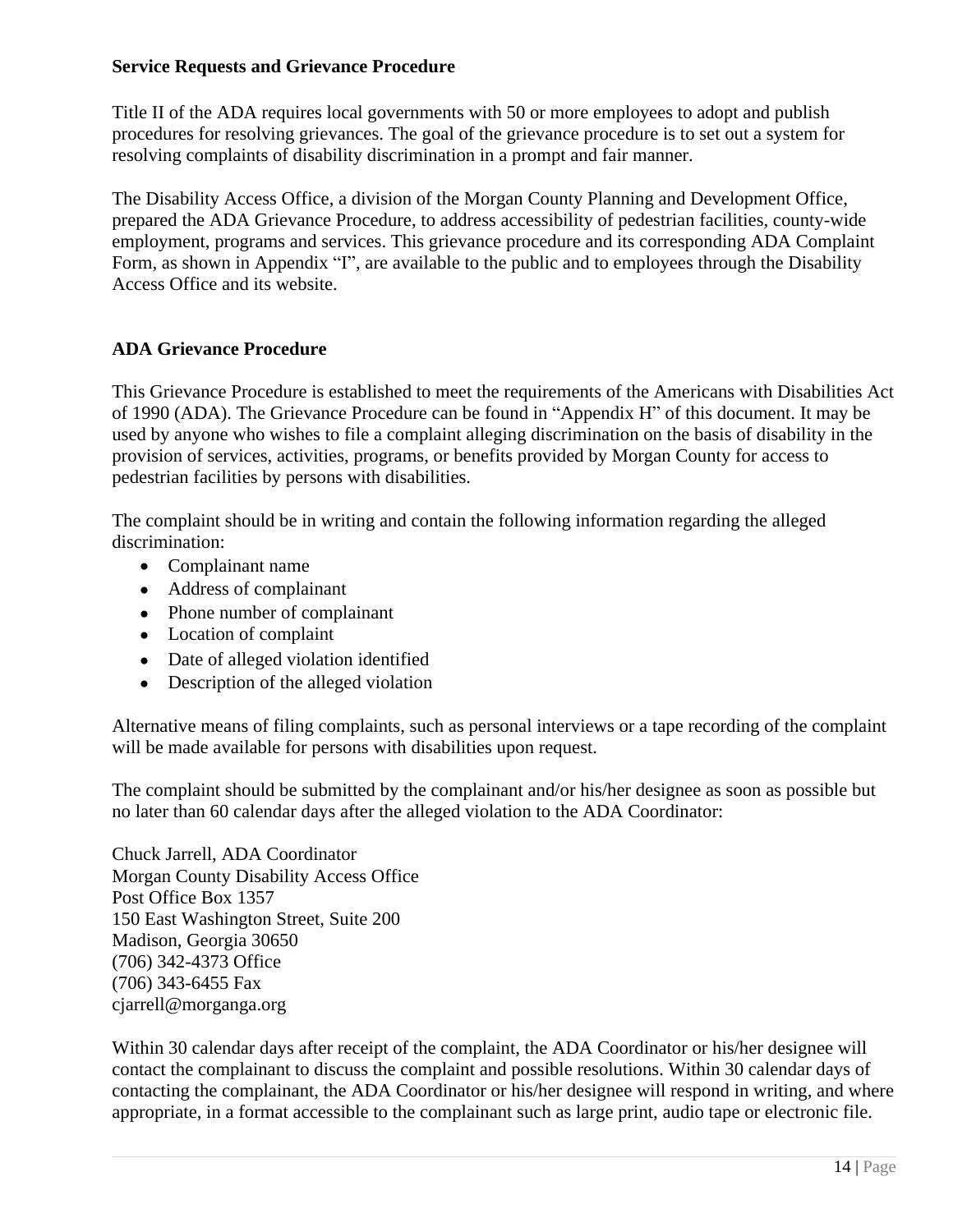## Service Requests and Grievance Procedure

Title II of the ADA requires local governments with 50 or more employees to adopt and publish procedures for resolving grievances. The goal of the grievance procedure is to set out a system for resolving complaints of disability discrimination in a prompt and fair manner.

The Disability Access Office, a division of the Morgan County Planning and Development Office, prepared the ADA Grievance Procedure, to address accessibility of pedestrian facilities, county-wide employment, programs and services. This grievance procedure and its corresponding ADA Complaint Form, as shown in Appendix "I", are available to the public and to employees through the Disability Access Office and its website.

## ADA Grievance Procedure

This Grievance Procedure is established to meet the requirements of the Americans with Disabilities Act of 1990 (ADA). The Grievance Procedure can be found in "Appendix H" of this document. It may be used by anyone who wishes to file a complaint alleging discrimination on the basis of disability in the provision of services, activities, programs, or benefits provided by Morgan County for access to pedestrian facilities by persons with disabilities.

The complaint should be in writing and contain the following information regarding the alleged discrimination:

- Complainant name
- Address of complainant
- Phone number of complainant
- Location of complaint
- Date of alleged violation identified
- Description of the alleged violation

Alternative means of filing complaints, such as personal interviews or a tape recording of the complaint will be made available for persons with disabilities upon request.

The complaint should be submitted by the complainant and/or his/her designee as soon as possible but no later than 60 calendar days after the alleged violation to the ADA Coordinator:

Chuck Jarrell, ADA Coordinator
Morgan County Disability Access Office
Post Office Box 1357
150 East Washington Street, Suite 200
Madison, Georgia 30650
(706) 342-4373 Office
(706) 343-6455 Fax
cjarrell@morganga.org

Within 30 calendar days after receipt of the complaint, the ADA Coordinator or his/her designee will contact the complainant to discuss the complaint and possible resolutions. Within 30 calendar days of contacting the complainant, the ADA Coordinator or his/her designee will respond in writing, and where appropriate, in a format accessible to the complainant such as large print, audio tape or electronic file.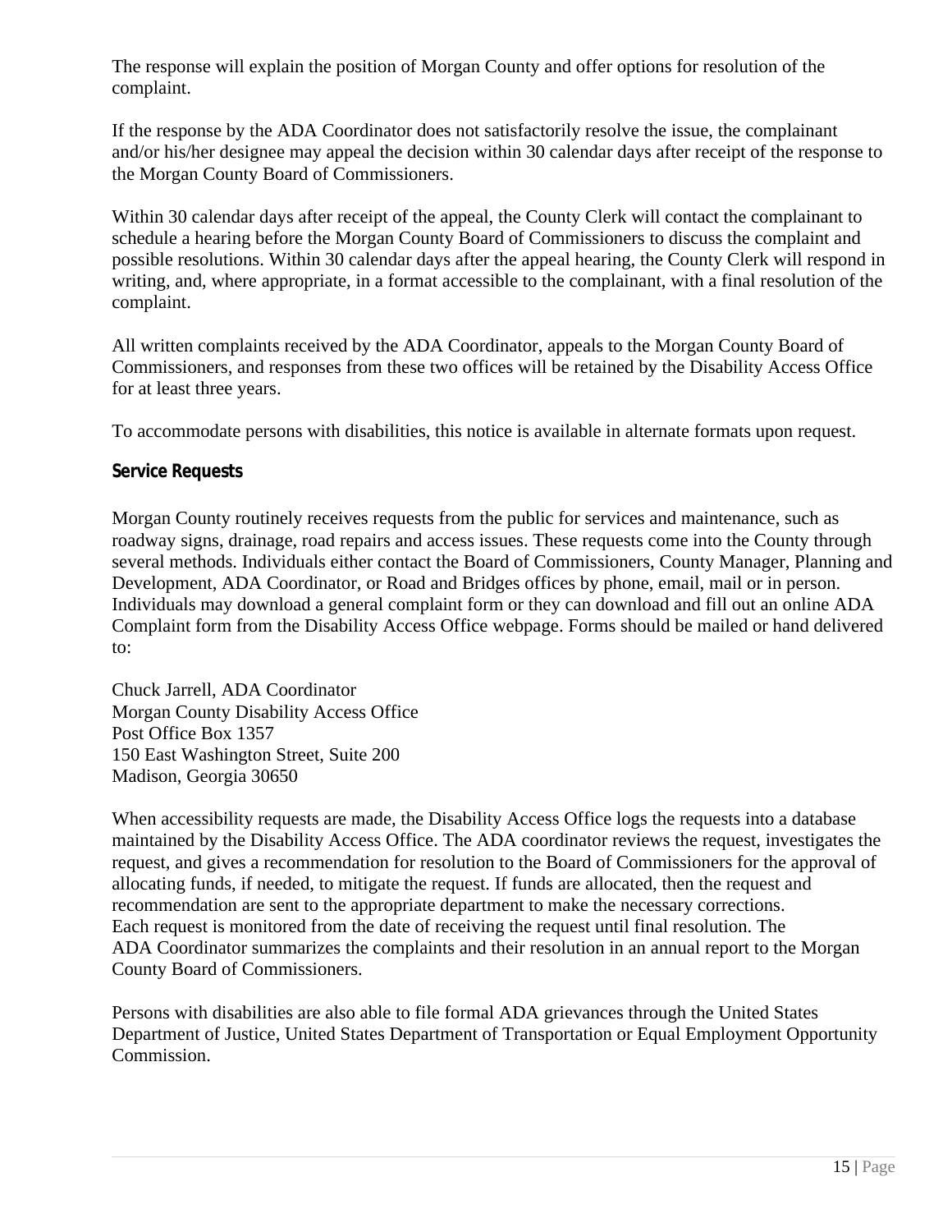The response will explain the position of Morgan County and offer options for resolution of the complaint.

If the response by the ADA Coordinator does not satisfactorily resolve the issue, the complainant and/or his/her designee may appeal the decision within 30 calendar days after receipt of the response to the Morgan County Board of Commissioners.

Within 30 calendar days after receipt of the appeal, the County Clerk will contact the complainant to schedule a hearing before the Morgan County Board of Commissioners to discuss the complaint and possible resolutions. Within 30 calendar days after the appeal hearing, the County Clerk will respond in writing, and, where appropriate, in a format accessible to the complainant, with a final resolution of the complaint.

All written complaints received by the ADA Coordinator, appeals to the Morgan County Board of Commissioners, and responses from these two offices will be retained by the Disability Access Office for at least three years.

To accommodate persons with disabilities, this notice is available in alternate formats upon request.

### Service Requests

Morgan County routinely receives requests from the public for services and maintenance, such as roadway signs, drainage, road repairs and access issues. These requests come into the County through several methods. Individuals either contact the Board of Commissioners, County Manager, Planning and Development, ADA Coordinator, or Road and Bridges offices by phone, email, mail or in person. Individuals may download a general complaint form or they can download and fill out an online ADA Complaint form from the Disability Access Office webpage. Forms should be mailed or hand delivered to:

Chuck Jarrell, ADA Coordinator  
Morgan County Disability Access Office  
Post Office Box 1357  
150 East Washington Street, Suite 200  
Madison, Georgia 30650

When accessibility requests are made, the Disability Access Office logs the requests into a database maintained by the Disability Access Office. The ADA coordinator reviews the request, investigates the request, and gives a recommendation for resolution to the Board of Commissioners for the approval of allocating funds, if needed, to mitigate the request. If funds are allocated, then the request and recommendation are sent to the appropriate department to make the necessary corrections. Each request is monitored from the date of receiving the request until final resolution. The ADA Coordinator summarizes the complaints and their resolution in an annual report to the Morgan County Board of Commissioners.

Persons with disabilities are also able to file formal ADA grievances through the United States Department of Justice, United States Department of Transportation or Equal Employment Opportunity Commission.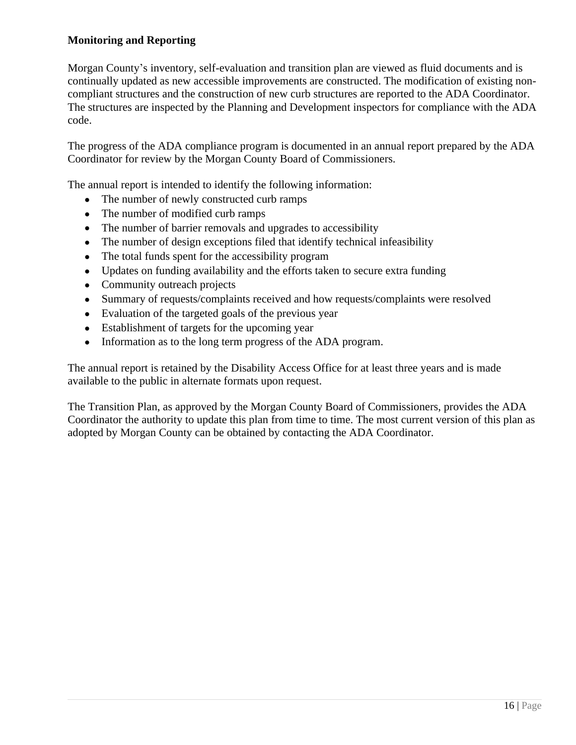**Monitoring and Reporting**

Morgan County's inventory, self-evaluation and transition plan are viewed as fluid documents and is continually updated as new accessible improvements are constructed. The modification of existing non-compliant structures and the construction of new curb structures are reported to the ADA Coordinator. The structures are inspected by the Planning and Development inspectors for compliance with the ADA code.

The progress of the ADA compliance program is documented in an annual report prepared by the ADA Coordinator for review by the Morgan County Board of Commissioners.

The annual report is intended to identify the following information:

- The number of newly constructed curb ramps
- The number of modified curb ramps
- The number of barrier removals and upgrades to accessibility
- The number of design exceptions filed that identify technical infeasibility
- The total funds spent for the accessibility program
- Updates on funding availability and the efforts taken to secure extra funding
- Community outreach projects
- Summary of requests/complaints received and how requests/complaints were resolved
- Evaluation of the targeted goals of the previous year
- Establishment of targets for the upcoming year
- Information as to the long term progress of the ADA program.

The annual report is retained by the Disability Access Office for at least three years and is made available to the public in alternate formats upon request.

The Transition Plan, as approved by the Morgan County Board of Commissioners, provides the ADA Coordinator the authority to update this plan from time to time. The most current version of this plan as adopted by Morgan County can be obtained by contacting the ADA Coordinator.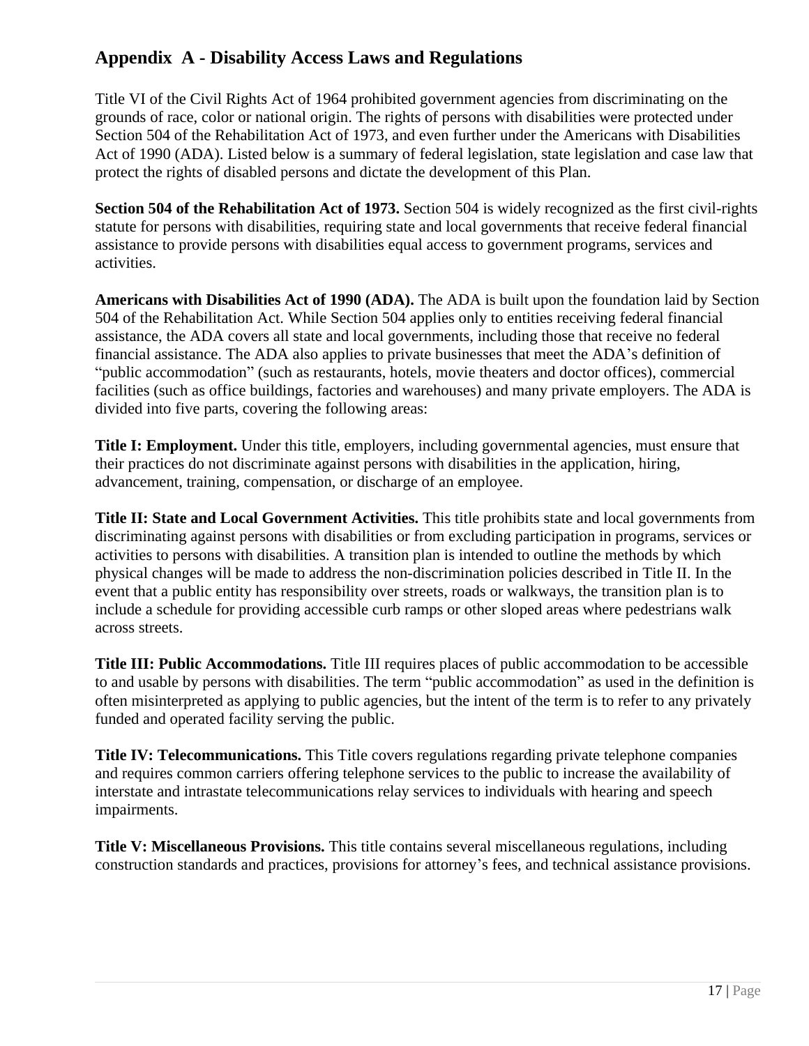## Appendix A - Disability Access Laws and Regulations

Title VI of the Civil Rights Act of 1964 prohibited government agencies from discriminating on the grounds of race, color or national origin. The rights of persons with disabilities were protected under Section 504 of the Rehabilitation Act of 1973, and even further under the Americans with Disabilities Act of 1990 (ADA). Listed below is a summary of federal legislation, state legislation and case law that protect the rights of disabled persons and dictate the development of this Plan.

**Section 504 of the Rehabilitation Act of 1973.** Section 504 is widely recognized as the first civil-rights statute for persons with disabilities, requiring state and local governments that receive federal financial assistance to provide persons with disabilities equal access to government programs, services and activities.

**Americans with Disabilities Act of 1990 (ADA).** The ADA is built upon the foundation laid by Section 504 of the Rehabilitation Act. While Section 504 applies only to entities receiving federal financial assistance, the ADA covers all state and local governments, including those that receive no federal financial assistance. The ADA also applies to private businesses that meet the ADA's definition of "public accommodation" (such as restaurants, hotels, movie theaters and doctor offices), commercial facilities (such as office buildings, factories and warehouses) and many private employers. The ADA is divided into five parts, covering the following areas:

**Title I: Employment.** Under this title, employers, including governmental agencies, must ensure that their practices do not discriminate against persons with disabilities in the application, hiring, advancement, training, compensation, or discharge of an employee.

**Title II: State and Local Government Activities.** This title prohibits state and local governments from discriminating against persons with disabilities or from excluding participation in programs, services or activities to persons with disabilities. A transition plan is intended to outline the methods by which physical changes will be made to address the non-discrimination policies described in Title II. In the event that a public entity has responsibility over streets, roads or walkways, the transition plan is to include a schedule for providing accessible curb ramps or other sloped areas where pedestrians walk across streets.

**Title III: Public Accommodations.** Title III requires places of public accommodation to be accessible to and usable by persons with disabilities. The term "public accommodation" as used in the definition is often misinterpreted as applying to public agencies, but the intent of the term is to refer to any privately funded and operated facility serving the public.

**Title IV: Telecommunications.** This Title covers regulations regarding private telephone companies and requires common carriers offering telephone services to the public to increase the availability of interstate and intrastate telecommunications relay services to individuals with hearing and speech impairments.

**Title V: Miscellaneous Provisions.** This title contains several miscellaneous regulations, including construction standards and practices, provisions for attorney's fees, and technical assistance provisions.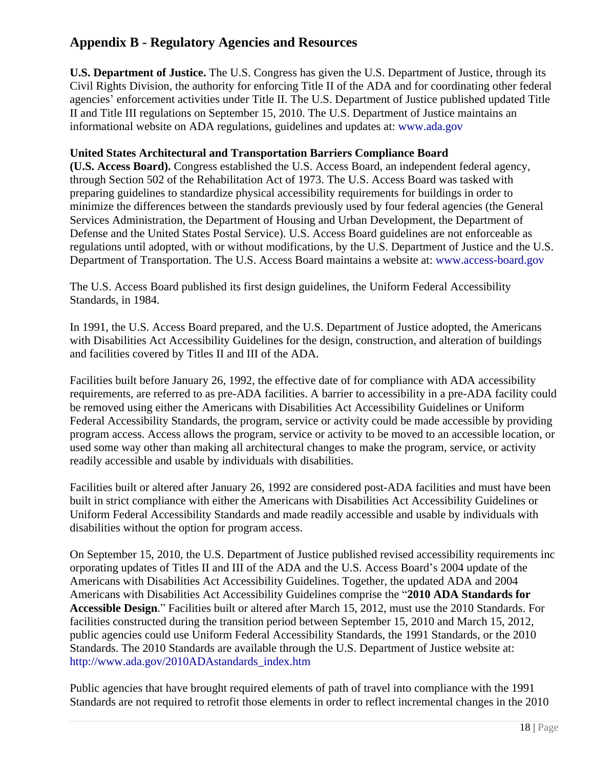## Appendix B - Regulatory Agencies and Resources

**U.S. Department of Justice.** The U.S. Congress has given the U.S. Department of Justice, through its Civil Rights Division, the authority for enforcing Title II of the ADA and for coordinating other federal agencies' enforcement activities under Title II. The U.S. Department of Justice published updated Title II and Title III regulations on September 15, 2010. The U.S. Department of Justice maintains an informational website on ADA regulations, guidelines and updates at: www.ada.gov

**United States Architectural and Transportation Barriers Compliance Board (U.S. Access Board).** Congress established the U.S. Access Board, an independent federal agency, through Section 502 of the Rehabilitation Act of 1973. The U.S. Access Board was tasked with preparing guidelines to standardize physical accessibility requirements for buildings in order to minimize the differences between the standards previously used by four federal agencies (the General Services Administration, the Department of Housing and Urban Development, the Department of Defense and the United States Postal Service). U.S. Access Board guidelines are not enforceable as regulations until adopted, with or without modifications, by the U.S. Department of Justice and the U.S. Department of Transportation. The U.S. Access Board maintains a website at: www.access-board.gov

The U.S. Access Board published its first design guidelines, the Uniform Federal Accessibility Standards, in 1984.

In 1991, the U.S. Access Board prepared, and the U.S. Department of Justice adopted, the Americans with Disabilities Act Accessibility Guidelines for the design, construction, and alteration of buildings and facilities covered by Titles II and III of the ADA.

Facilities built before January 26, 1992, the effective date of for compliance with ADA accessibility requirements, are referred to as pre-ADA facilities. A barrier to accessibility in a pre-ADA facility could be removed using either the Americans with Disabilities Act Accessibility Guidelines or Uniform Federal Accessibility Standards, the program, service or activity could be made accessible by providing program access. Access allows the program, service or activity to be moved to an accessible location, or used some way other than making all architectural changes to make the program, service, or activity readily accessible and usable by individuals with disabilities.

Facilities built or altered after January 26, 1992 are considered post-ADA facilities and must have been built in strict compliance with either the Americans with Disabilities Act Accessibility Guidelines or Uniform Federal Accessibility Standards and made readily accessible and usable by individuals with disabilities without the option for program access.

On September 15, 2010, the U.S. Department of Justice published revised accessibility requirements inc orporating updates of Titles II and III of the ADA and the U.S. Access Board's 2004 update of the Americans with Disabilities Act Accessibility Guidelines. Together, the updated ADA and 2004 Americans with Disabilities Act Accessibility Guidelines comprise the "**2010 ADA Standards for Accessible Design**." Facilities built or altered after March 15, 2012, must use the 2010 Standards. For facilities constructed during the transition period between September 15, 2010 and March 15, 2012, public agencies could use Uniform Federal Accessibility Standards, the 1991 Standards, or the 2010 Standards. The 2010 Standards are available through the U.S. Department of Justice website at: http://www.ada.gov/2010ADAstandards_index.htm

Public agencies that have brought required elements of path of travel into compliance with the 1991 Standards are not required to retrofit those elements in order to reflect incremental changes in the 2010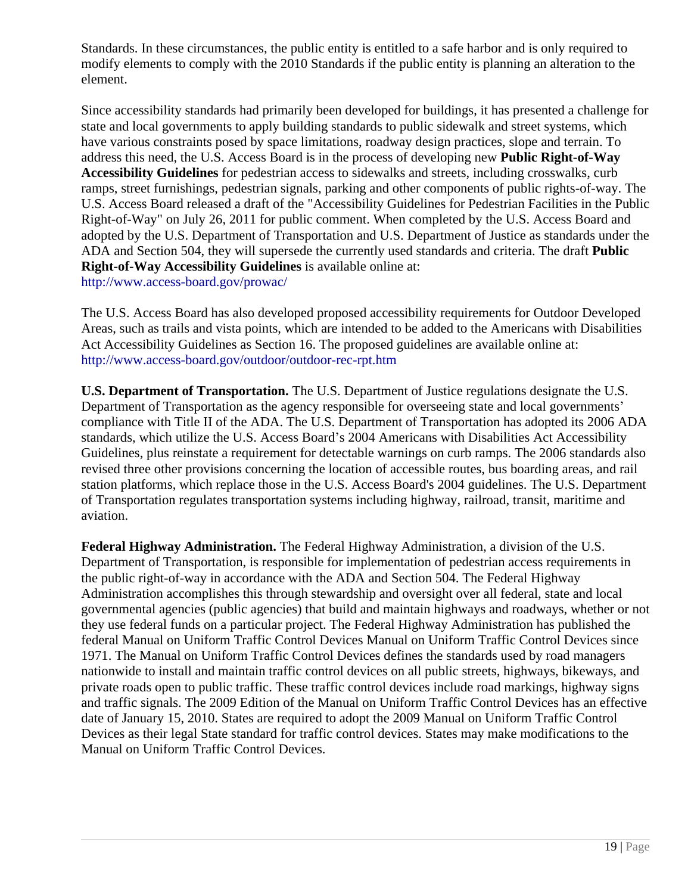Standards. In these circumstances, the public entity is entitled to a safe harbor and is only required to modify elements to comply with the 2010 Standards if the public entity is planning an alteration to the element.

Since accessibility standards had primarily been developed for buildings, it has presented a challenge for state and local governments to apply building standards to public sidewalk and street systems, which have various constraints posed by space limitations, roadway design practices, slope and terrain. To address this need, the U.S. Access Board is in the process of developing new **Public Right-of-Way Accessibility Guidelines** for pedestrian access to sidewalks and streets, including crosswalks, curb ramps, street furnishings, pedestrian signals, parking and other components of public rights-of-way. The U.S. Access Board released a draft of the "Accessibility Guidelines for Pedestrian Facilities in the Public Right-of-Way" on July 26, 2011 for public comment. When completed by the U.S. Access Board and adopted by the U.S. Department of Transportation and U.S. Department of Justice as standards under the ADA and Section 504, they will supersede the currently used standards and criteria. The draft **Public Right-of-Way Accessibility Guidelines** is available online at:
http://www.access-board.gov/prowac/

The U.S. Access Board has also developed proposed accessibility requirements for Outdoor Developed Areas, such as trails and vista points, which are intended to be added to the Americans with Disabilities Act Accessibility Guidelines as Section 16. The proposed guidelines are available online at:
http://www.access-board.gov/outdoor/outdoor-rec-rpt.htm

**U.S. Department of Transportation.** The U.S. Department of Justice regulations designate the U.S. Department of Transportation as the agency responsible for overseeing state and local governments' compliance with Title II of the ADA. The U.S. Department of Transportation has adopted its 2006 ADA standards, which utilize the U.S. Access Board's 2004 Americans with Disabilities Act Accessibility Guidelines, plus reinstate a requirement for detectable warnings on curb ramps. The 2006 standards also revised three other provisions concerning the location of accessible routes, bus boarding areas, and rail station platforms, which replace those in the U.S. Access Board's 2004 guidelines. The U.S. Department of Transportation regulates transportation systems including highway, railroad, transit, maritime and aviation.

**Federal Highway Administration.** The Federal Highway Administration, a division of the U.S. Department of Transportation, is responsible for implementation of pedestrian access requirements in the public right-of-way in accordance with the ADA and Section 504. The Federal Highway Administration accomplishes this through stewardship and oversight over all federal, state and local governmental agencies (public agencies) that build and maintain highways and roadways, whether or not they use federal funds on a particular project. The Federal Highway Administration has published the federal Manual on Uniform Traffic Control Devices Manual on Uniform Traffic Control Devices since 1971. The Manual on Uniform Traffic Control Devices defines the standards used by road managers nationwide to install and maintain traffic control devices on all public streets, highways, bikeways, and private roads open to public traffic. These traffic control devices include road markings, highway signs and traffic signals. The 2009 Edition of the Manual on Uniform Traffic Control Devices has an effective date of January 15, 2010. States are required to adopt the 2009 Manual on Uniform Traffic Control Devices as their legal State standard for traffic control devices. States may make modifications to the Manual on Uniform Traffic Control Devices.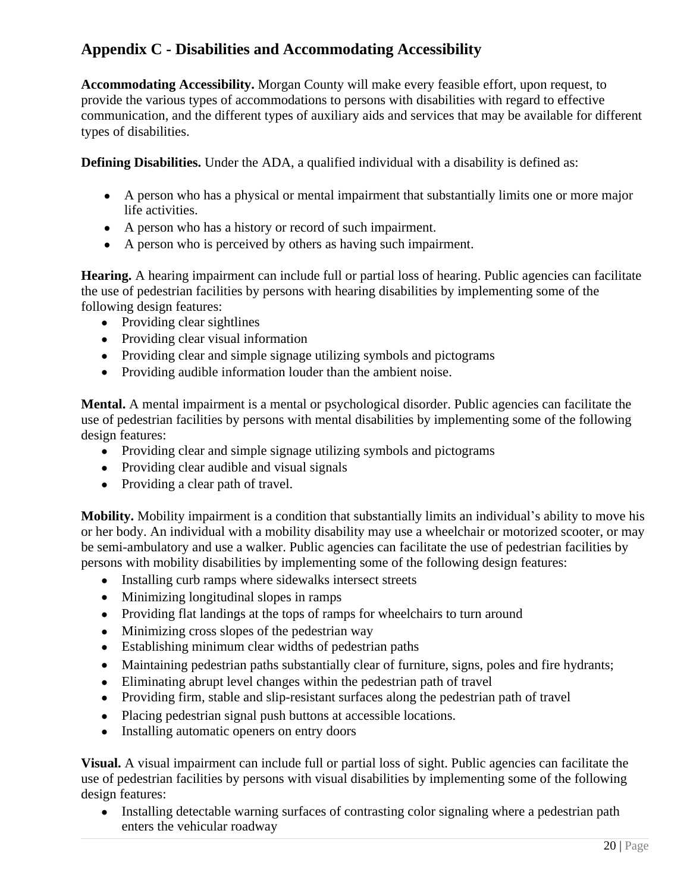## Appendix C - Disabilities and Accommodating Accessibility

**Accommodating Accessibility.** Morgan County will make every feasible effort, upon request, to provide the various types of accommodations to persons with disabilities with regard to effective communication, and the different types of auxiliary aids and services that may be available for different types of disabilities.

**Defining Disabilities.** Under the ADA, a qualified individual with a disability is defined as:

- A person who has a physical or mental impairment that substantially limits one or more major life activities.
- A person who has a history or record of such impairment.
- A person who is perceived by others as having such impairment.

**Hearing.** A hearing impairment can include full or partial loss of hearing. Public agencies can facilitate the use of pedestrian facilities by persons with hearing disabilities by implementing some of the following design features:

- Providing clear sightlines
- Providing clear visual information
- Providing clear and simple signage utilizing symbols and pictograms
- Providing audible information louder than the ambient noise.

**Mental.** A mental impairment is a mental or psychological disorder. Public agencies can facilitate the use of pedestrian facilities by persons with mental disabilities by implementing some of the following design features:

- Providing clear and simple signage utilizing symbols and pictograms
- Providing clear audible and visual signals
- Providing a clear path of travel.

**Mobility.** Mobility impairment is a condition that substantially limits an individual's ability to move his or her body. An individual with a mobility disability may use a wheelchair or motorized scooter, or may be semi-ambulatory and use a walker. Public agencies can facilitate the use of pedestrian facilities by persons with mobility disabilities by implementing some of the following design features:

- Installing curb ramps where sidewalks intersect streets
- Minimizing longitudinal slopes in ramps
- Providing flat landings at the tops of ramps for wheelchairs to turn around
- Minimizing cross slopes of the pedestrian way
- Establishing minimum clear widths of pedestrian paths
- Maintaining pedestrian paths substantially clear of furniture, signs, poles and fire hydrants;
- Eliminating abrupt level changes within the pedestrian path of travel
- Providing firm, stable and slip-resistant surfaces along the pedestrian path of travel
- Placing pedestrian signal push buttons at accessible locations.
- Installing automatic openers on entry doors

**Visual.** A visual impairment can include full or partial loss of sight. Public agencies can facilitate the use of pedestrian facilities by persons with visual disabilities by implementing some of the following design features:

- Installing detectable warning surfaces of contrasting color signaling where a pedestrian path enters the vehicular roadway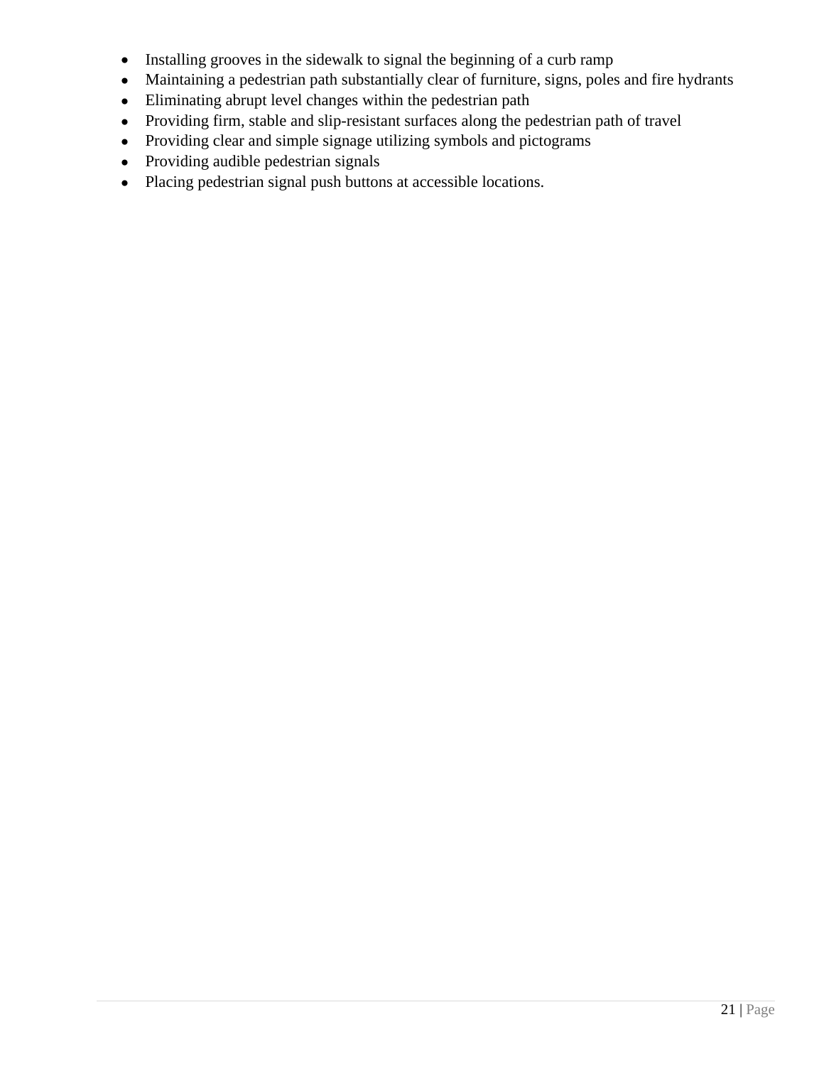- Installing grooves in the sidewalk to signal the beginning of a curb ramp
- Maintaining a pedestrian path substantially clear of furniture, signs, poles and fire hydrants
- Eliminating abrupt level changes within the pedestrian path
- Providing firm, stable and slip-resistant surfaces along the pedestrian path of travel
- Providing clear and simple signage utilizing symbols and pictograms
- Providing audible pedestrian signals
- Placing pedestrian signal push buttons at accessible locations.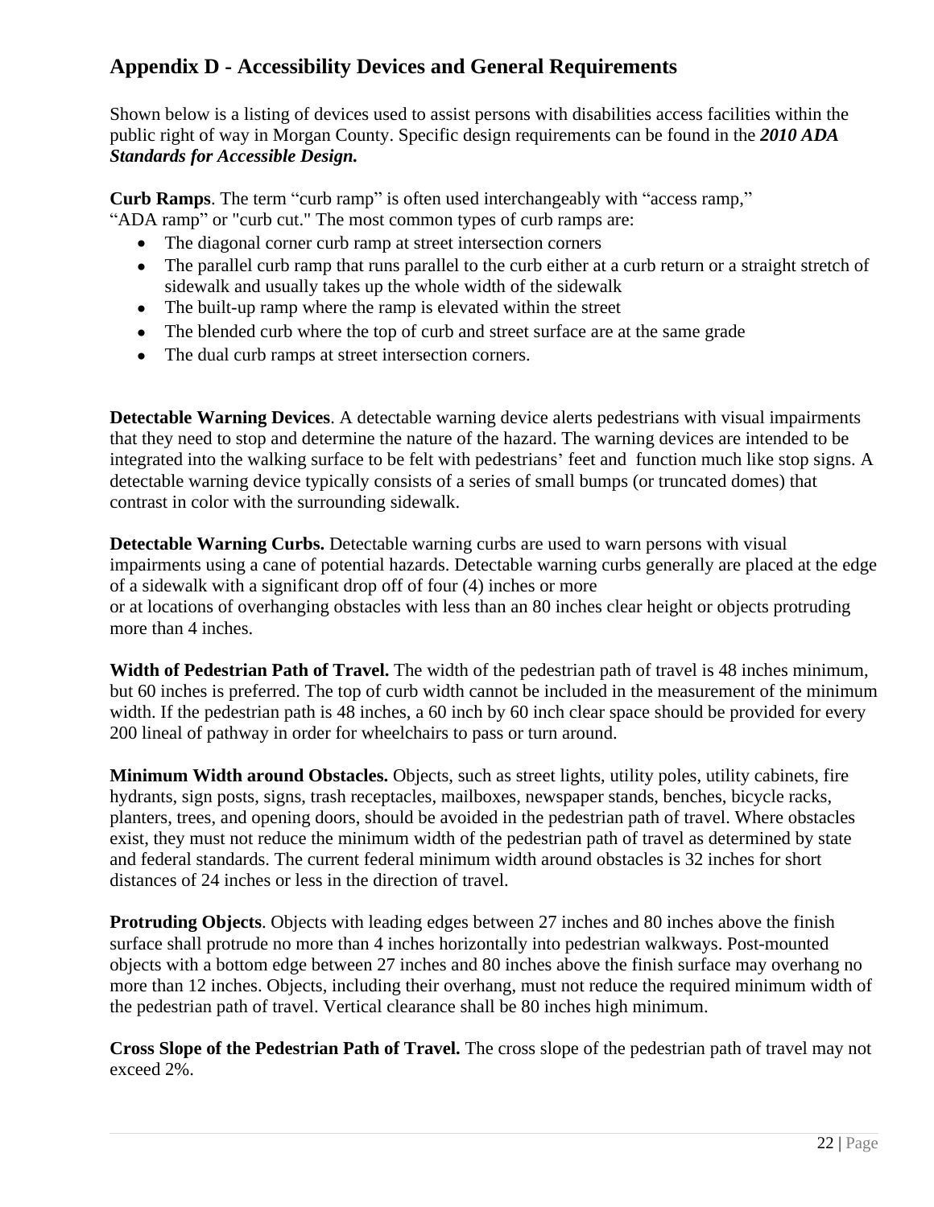## Appendix D - Accessibility Devices and General Requirements

Shown below is a listing of devices used to assist persons with disabilities access facilities within the public right of way in Morgan County. Specific design requirements can be found in the ***2010 ADA Standards for Accessible Design.***

**Curb Ramps**. The term "curb ramp" is often used interchangeably with "access ramp," "ADA ramp" or "curb cut." The most common types of curb ramps are:

- The diagonal corner curb ramp at street intersection corners
- The parallel curb ramp that runs parallel to the curb either at a curb return or a straight stretch of sidewalk and usually takes up the whole width of the sidewalk
- The built-up ramp where the ramp is elevated within the street
- The blended curb where the top of curb and street surface are at the same grade
- The dual curb ramps at street intersection corners.

**Detectable Warning Devices**. A detectable warning device alerts pedestrians with visual impairments that they need to stop and determine the nature of the hazard. The warning devices are intended to be integrated into the walking surface to be felt with pedestrians' feet and function much like stop signs. A detectable warning device typically consists of a series of small bumps (or truncated domes) that contrast in color with the surrounding sidewalk.

**Detectable Warning Curbs.** Detectable warning curbs are used to warn persons with visual impairments using a cane of potential hazards. Detectable warning curbs generally are placed at the edge of a sidewalk with a significant drop off of four (4) inches or more or at locations of overhanging obstacles with less than an 80 inches clear height or objects protruding more than 4 inches.

**Width of Pedestrian Path of Travel.** The width of the pedestrian path of travel is 48 inches minimum, but 60 inches is preferred. The top of curb width cannot be included in the measurement of the minimum width. If the pedestrian path is 48 inches, a 60 inch by 60 inch clear space should be provided for every 200 lineal of pathway in order for wheelchairs to pass or turn around.

**Minimum Width around Obstacles.** Objects, such as street lights, utility poles, utility cabinets, fire hydrants, sign posts, signs, trash receptacles, mailboxes, newspaper stands, benches, bicycle racks, planters, trees, and opening doors, should be avoided in the pedestrian path of travel. Where obstacles exist, they must not reduce the minimum width of the pedestrian path of travel as determined by state and federal standards. The current federal minimum width around obstacles is 32 inches for short distances of 24 inches or less in the direction of travel.

**Protruding Objects**. Objects with leading edges between 27 inches and 80 inches above the finish surface shall protrude no more than 4 inches horizontally into pedestrian walkways. Post-mounted objects with a bottom edge between 27 inches and 80 inches above the finish surface may overhang no more than 12 inches. Objects, including their overhang, must not reduce the required minimum width of the pedestrian path of travel. Vertical clearance shall be 80 inches high minimum.

**Cross Slope of the Pedestrian Path of Travel.** The cross slope of the pedestrian path of travel may not exceed 2%.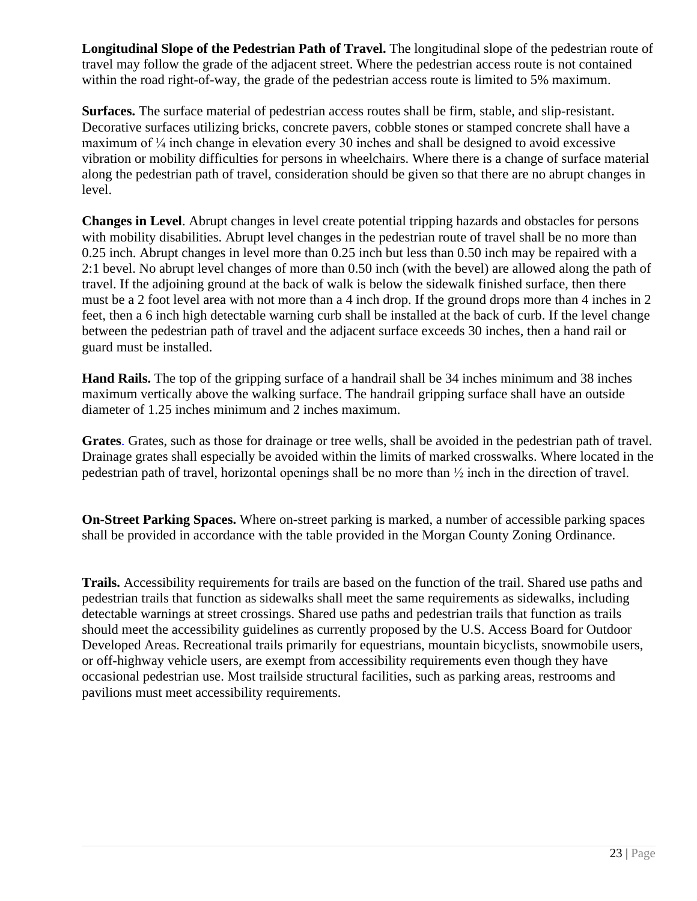**Longitudinal Slope of the Pedestrian Path of Travel.** The longitudinal slope of the pedestrian route of travel may follow the grade of the adjacent street. Where the pedestrian access route is not contained within the road right-of-way, the grade of the pedestrian access route is limited to 5% maximum.

**Surfaces.** The surface material of pedestrian access routes shall be firm, stable, and slip-resistant. Decorative surfaces utilizing bricks, concrete pavers, cobble stones or stamped concrete shall have a maximum of ¼ inch change in elevation every 30 inches and shall be designed to avoid excessive vibration or mobility difficulties for persons in wheelchairs. Where there is a change of surface material along the pedestrian path of travel, consideration should be given so that there are no abrupt changes in level.

**Changes in Level**. Abrupt changes in level create potential tripping hazards and obstacles for persons with mobility disabilities. Abrupt level changes in the pedestrian route of travel shall be no more than 0.25 inch. Abrupt changes in level more than 0.25 inch but less than 0.50 inch may be repaired with a 2:1 bevel. No abrupt level changes of more than 0.50 inch (with the bevel) are allowed along the path of travel. If the adjoining ground at the back of walk is below the sidewalk finished surface, then there must be a 2 foot level area with not more than a 4 inch drop. If the ground drops more than 4 inches in 2 feet, then a 6 inch high detectable warning curb shall be installed at the back of curb. If the level change between the pedestrian path of travel and the adjacent surface exceeds 30 inches, then a hand rail or guard must be installed.

**Hand Rails.** The top of the gripping surface of a handrail shall be 34 inches minimum and 38 inches maximum vertically above the walking surface. The handrail gripping surface shall have an outside diameter of 1.25 inches minimum and 2 inches maximum.

**Grates**. Grates, such as those for drainage or tree wells, shall be avoided in the pedestrian path of travel. Drainage grates shall especially be avoided within the limits of marked crosswalks. Where located in the pedestrian path of travel, horizontal openings shall be no more than ½ inch in the direction of travel.

**On-Street Parking Spaces.** Where on-street parking is marked, a number of accessible parking spaces shall be provided in accordance with the table provided in the Morgan County Zoning Ordinance.

**Trails.** Accessibility requirements for trails are based on the function of the trail. Shared use paths and pedestrian trails that function as sidewalks shall meet the same requirements as sidewalks, including detectable warnings at street crossings. Shared use paths and pedestrian trails that function as trails should meet the accessibility guidelines as currently proposed by the U.S. Access Board for Outdoor Developed Areas. Recreational trails primarily for equestrians, mountain bicyclists, snowmobile users, or off-highway vehicle users, are exempt from accessibility requirements even though they have occasional pedestrian use. Most trailside structural facilities, such as parking areas, restrooms and pavilions must meet accessibility requirements.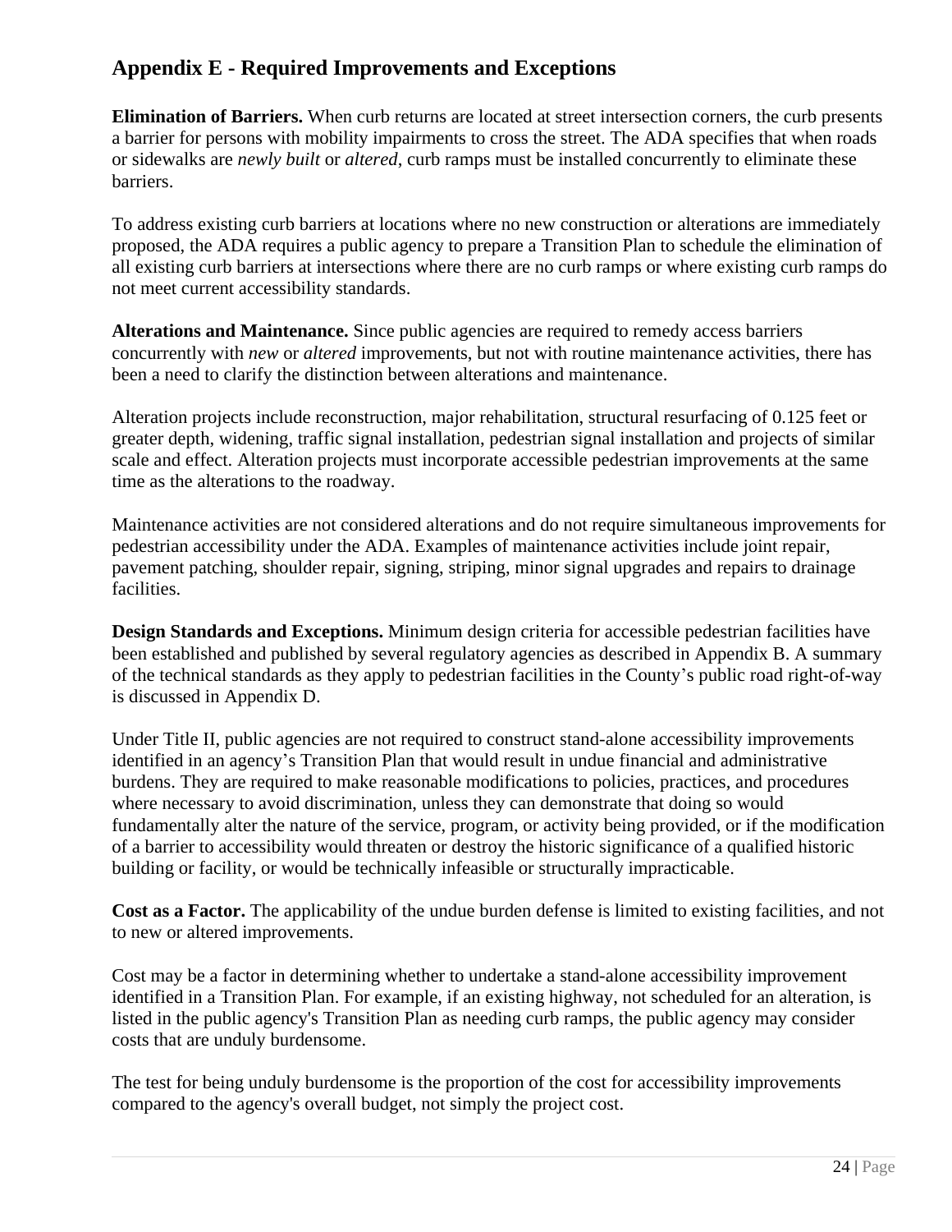## Appendix E - Required Improvements and Exceptions

**Elimination of Barriers.** When curb returns are located at street intersection corners, the curb presents a barrier for persons with mobility impairments to cross the street. The ADA specifies that when roads or sidewalks are *newly built* or *altered*, curb ramps must be installed concurrently to eliminate these barriers.

To address existing curb barriers at locations where no new construction or alterations are immediately proposed, the ADA requires a public agency to prepare a Transition Plan to schedule the elimination of all existing curb barriers at intersections where there are no curb ramps or where existing curb ramps do not meet current accessibility standards.

**Alterations and Maintenance.** Since public agencies are required to remedy access barriers concurrently with *new* or *altered* improvements, but not with routine maintenance activities, there has been a need to clarify the distinction between alterations and maintenance.

Alteration projects include reconstruction, major rehabilitation, structural resurfacing of 0.125 feet or greater depth, widening, traffic signal installation, pedestrian signal installation and projects of similar scale and effect. Alteration projects must incorporate accessible pedestrian improvements at the same time as the alterations to the roadway.

Maintenance activities are not considered alterations and do not require simultaneous improvements for pedestrian accessibility under the ADA. Examples of maintenance activities include joint repair, pavement patching, shoulder repair, signing, striping, minor signal upgrades and repairs to drainage facilities.

**Design Standards and Exceptions.** Minimum design criteria for accessible pedestrian facilities have been established and published by several regulatory agencies as described in Appendix B. A summary of the technical standards as they apply to pedestrian facilities in the County's public road right-of-way is discussed in Appendix D.

Under Title II, public agencies are not required to construct stand-alone accessibility improvements identified in an agency's Transition Plan that would result in undue financial and administrative burdens. They are required to make reasonable modifications to policies, practices, and procedures where necessary to avoid discrimination, unless they can demonstrate that doing so would fundamentally alter the nature of the service, program, or activity being provided, or if the modification of a barrier to accessibility would threaten or destroy the historic significance of a qualified historic building or facility, or would be technically infeasible or structurally impracticable.

**Cost as a Factor.** The applicability of the undue burden defense is limited to existing facilities, and not to new or altered improvements.

Cost may be a factor in determining whether to undertake a stand-alone accessibility improvement identified in a Transition Plan. For example, if an existing highway, not scheduled for an alteration, is listed in the public agency's Transition Plan as needing curb ramps, the public agency may consider costs that are unduly burdensome.

The test for being unduly burdensome is the proportion of the cost for accessibility improvements compared to the agency's overall budget, not simply the project cost.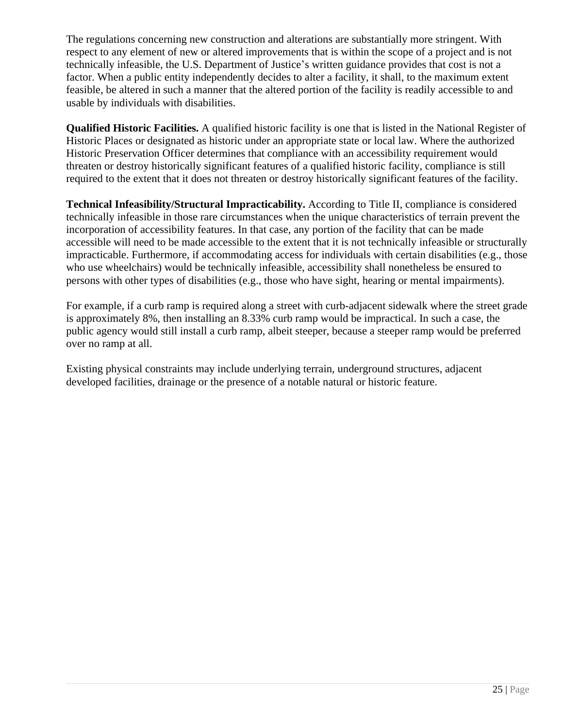The regulations concerning new construction and alterations are substantially more stringent. With respect to any element of new or altered improvements that is within the scope of a project and is not technically infeasible, the U.S. Department of Justice's written guidance provides that cost is not a factor. When a public entity independently decides to alter a facility, it shall, to the maximum extent feasible, be altered in such a manner that the altered portion of the facility is readily accessible to and usable by individuals with disabilities.

**Qualified Historic Facilities.** A qualified historic facility is one that is listed in the National Register of Historic Places or designated as historic under an appropriate state or local law. Where the authorized Historic Preservation Officer determines that compliance with an accessibility requirement would threaten or destroy historically significant features of a qualified historic facility, compliance is still required to the extent that it does not threaten or destroy historically significant features of the facility.

**Technical Infeasibility/Structural Impracticability.** According to Title II, compliance is considered technically infeasible in those rare circumstances when the unique characteristics of terrain prevent the incorporation of accessibility features. In that case, any portion of the facility that can be made accessible will need to be made accessible to the extent that it is not technically infeasible or structurally impracticable. Furthermore, if accommodating access for individuals with certain disabilities (e.g., those who use wheelchairs) would be technically infeasible, accessibility shall nonetheless be ensured to persons with other types of disabilities (e.g., those who have sight, hearing or mental impairments).

For example, if a curb ramp is required along a street with curb-adjacent sidewalk where the street grade is approximately 8%, then installing an 8.33% curb ramp would be impractical. In such a case, the public agency would still install a curb ramp, albeit steeper, because a steeper ramp would be preferred over no ramp at all.

Existing physical constraints may include underlying terrain, underground structures, adjacent developed facilities, drainage or the presence of a notable natural or historic feature.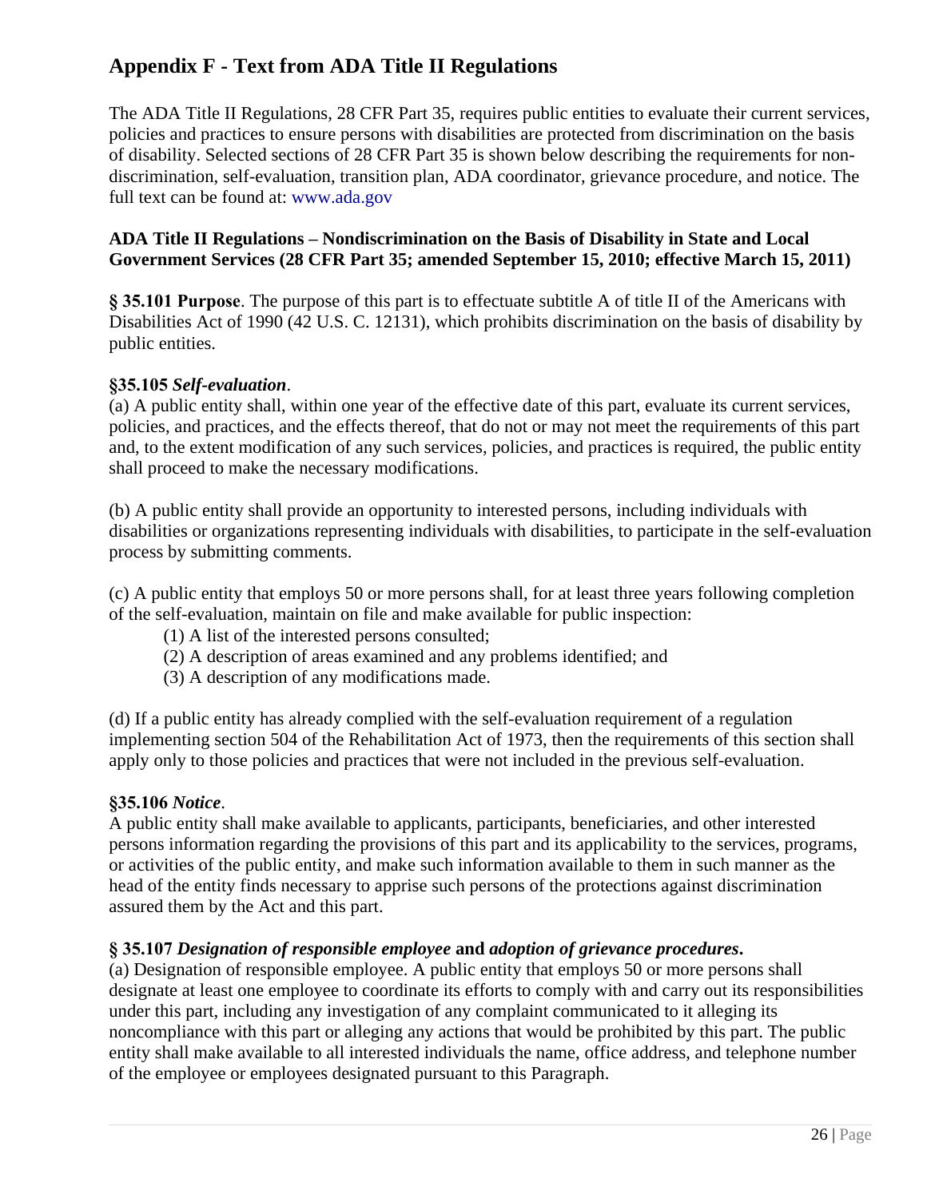## Appendix F - Text from ADA Title II Regulations

The ADA Title II Regulations, 28 CFR Part 35, requires public entities to evaluate their current services, policies and practices to ensure persons with disabilities are protected from discrimination on the basis of disability. Selected sections of 28 CFR Part 35 is shown below describing the requirements for non-discrimination, self-evaluation, transition plan, ADA coordinator, grievance procedure, and notice. The full text can be found at: www.ada.gov

**ADA Title II Regulations – Nondiscrimination on the Basis of Disability in State and Local Government Services (28 CFR Part 35; amended September 15, 2010; effective March 15, 2011)**

**§ 35.101 Purpose**. The purpose of this part is to effectuate subtitle A of title II of the Americans with Disabilities Act of 1990 (42 U.S. C. 12131), which prohibits discrimination on the basis of disability by public entities.

**§35.105 *Self-evaluation***.
(a) A public entity shall, within one year of the effective date of this part, evaluate its current services, policies, and practices, and the effects thereof, that do not or may not meet the requirements of this part and, to the extent modification of any such services, policies, and practices is required, the public entity shall proceed to make the necessary modifications.

(b) A public entity shall provide an opportunity to interested persons, including individuals with disabilities or organizations representing individuals with disabilities, to participate in the self-evaluation process by submitting comments.

(c) A public entity that employs 50 or more persons shall, for at least three years following completion of the self-evaluation, maintain on file and make available for public inspection:

(1) A list of the interested persons consulted;
(2) A description of areas examined and any problems identified; and
(3) A description of any modifications made.

(d) If a public entity has already complied with the self-evaluation requirement of a regulation implementing section 504 of the Rehabilitation Act of 1973, then the requirements of this section shall apply only to those policies and practices that were not included in the previous self-evaluation.

**§35.106 *Notice***.
A public entity shall make available to applicants, participants, beneficiaries, and other interested persons information regarding the provisions of this part and its applicability to the services, programs, or activities of the public entity, and make such information available to them in such manner as the head of the entity finds necessary to apprise such persons of the protections against discrimination assured them by the Act and this part.

**§ 35.107 *Designation of responsible employee* and *adoption of grievance procedures*.**
(a) Designation of responsible employee. A public entity that employs 50 or more persons shall designate at least one employee to coordinate its efforts to comply with and carry out its responsibilities under this part, including any investigation of any complaint communicated to it alleging its noncompliance with this part or alleging any actions that would be prohibited by this part. The public entity shall make available to all interested individuals the name, office address, and telephone number of the employee or employees designated pursuant to this Paragraph.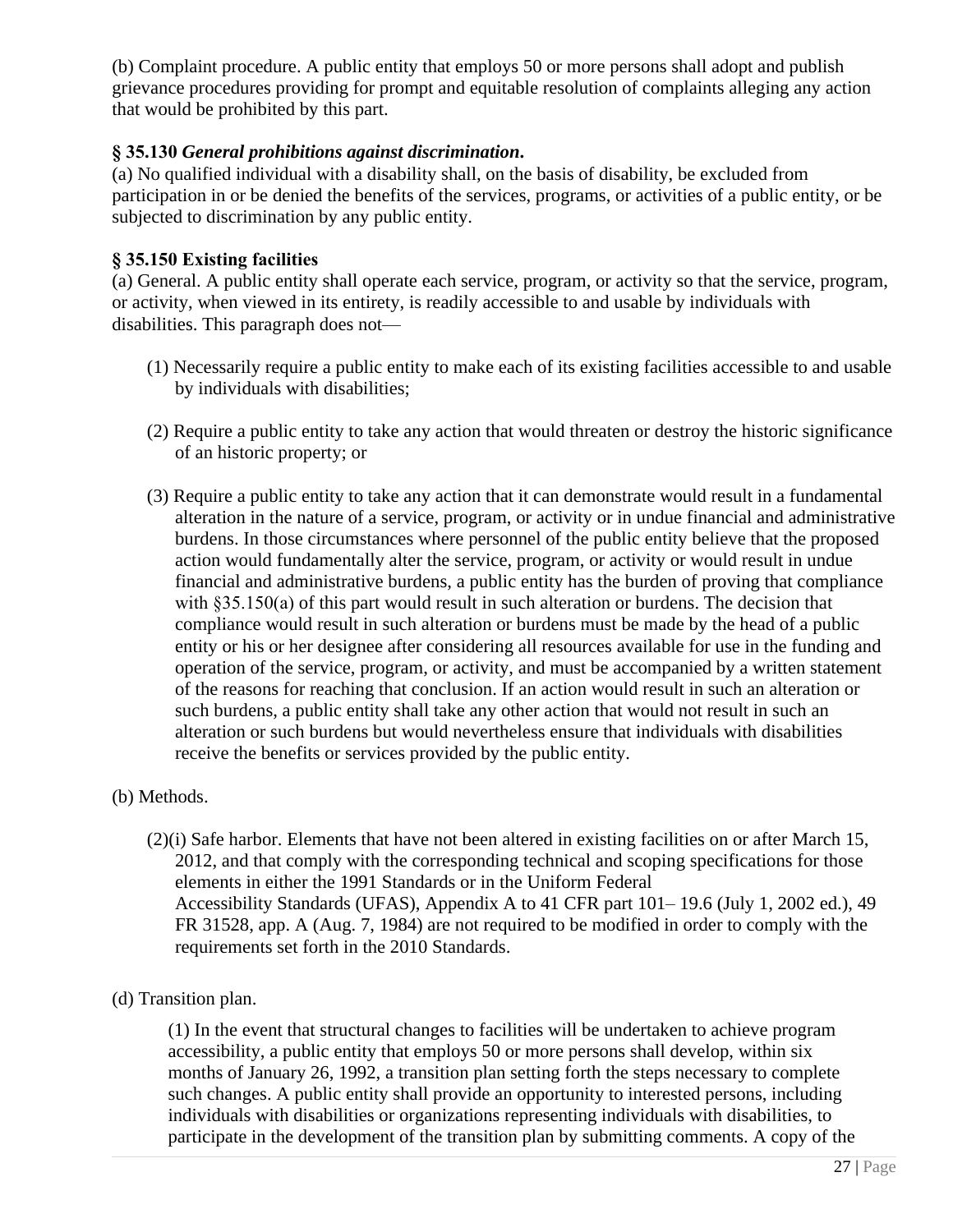(b) Complaint procedure. A public entity that employs 50 or more persons shall adopt and publish grievance procedures providing for prompt and equitable resolution of complaints alleging any action that would be prohibited by this part.

**§ 35.130 *General prohibitions against discrimination*.**
(a) No qualified individual with a disability shall, on the basis of disability, be excluded from participation in or be denied the benefits of the services, programs, or activities of a public entity, or be subjected to discrimination by any public entity.

**§ 35.150 Existing facilities**
(a) General. A public entity shall operate each service, program, or activity so that the service, program, or activity, when viewed in its entirety, is readily accessible to and usable by individuals with disabilities. This paragraph does not—

(1) Necessarily require a public entity to make each of its existing facilities accessible to and usable by individuals with disabilities;

(2) Require a public entity to take any action that would threaten or destroy the historic significance of an historic property; or

(3) Require a public entity to take any action that it can demonstrate would result in a fundamental alteration in the nature of a service, program, or activity or in undue financial and administrative burdens. In those circumstances where personnel of the public entity believe that the proposed action would fundamentally alter the service, program, or activity or would result in undue financial and administrative burdens, a public entity has the burden of proving that compliance with §35.150(a) of this part would result in such alteration or burdens. The decision that compliance would result in such alteration or burdens must be made by the head of a public entity or his or her designee after considering all resources available for use in the funding and operation of the service, program, or activity, and must be accompanied by a written statement of the reasons for reaching that conclusion. If an action would result in such an alteration or such burdens, a public entity shall take any other action that would not result in such an alteration or such burdens but would nevertheless ensure that individuals with disabilities receive the benefits or services provided by the public entity.

(b) Methods.

(2)(i) Safe harbor. Elements that have not been altered in existing facilities on or after March 15, 2012, and that comply with the corresponding technical and scoping specifications for those elements in either the 1991 Standards or in the Uniform Federal Accessibility Standards (UFAS), Appendix A to 41 CFR part 101– 19.6 (July 1, 2002 ed.), 49 FR 31528, app. A (Aug. 7, 1984) are not required to be modified in order to comply with the requirements set forth in the 2010 Standards.

(d) Transition plan.

(1) In the event that structural changes to facilities will be undertaken to achieve program accessibility, a public entity that employs 50 or more persons shall develop, within six months of January 26, 1992, a transition plan setting forth the steps necessary to complete such changes. A public entity shall provide an opportunity to interested persons, including individuals with disabilities or organizations representing individuals with disabilities, to participate in the development of the transition plan by submitting comments. A copy of the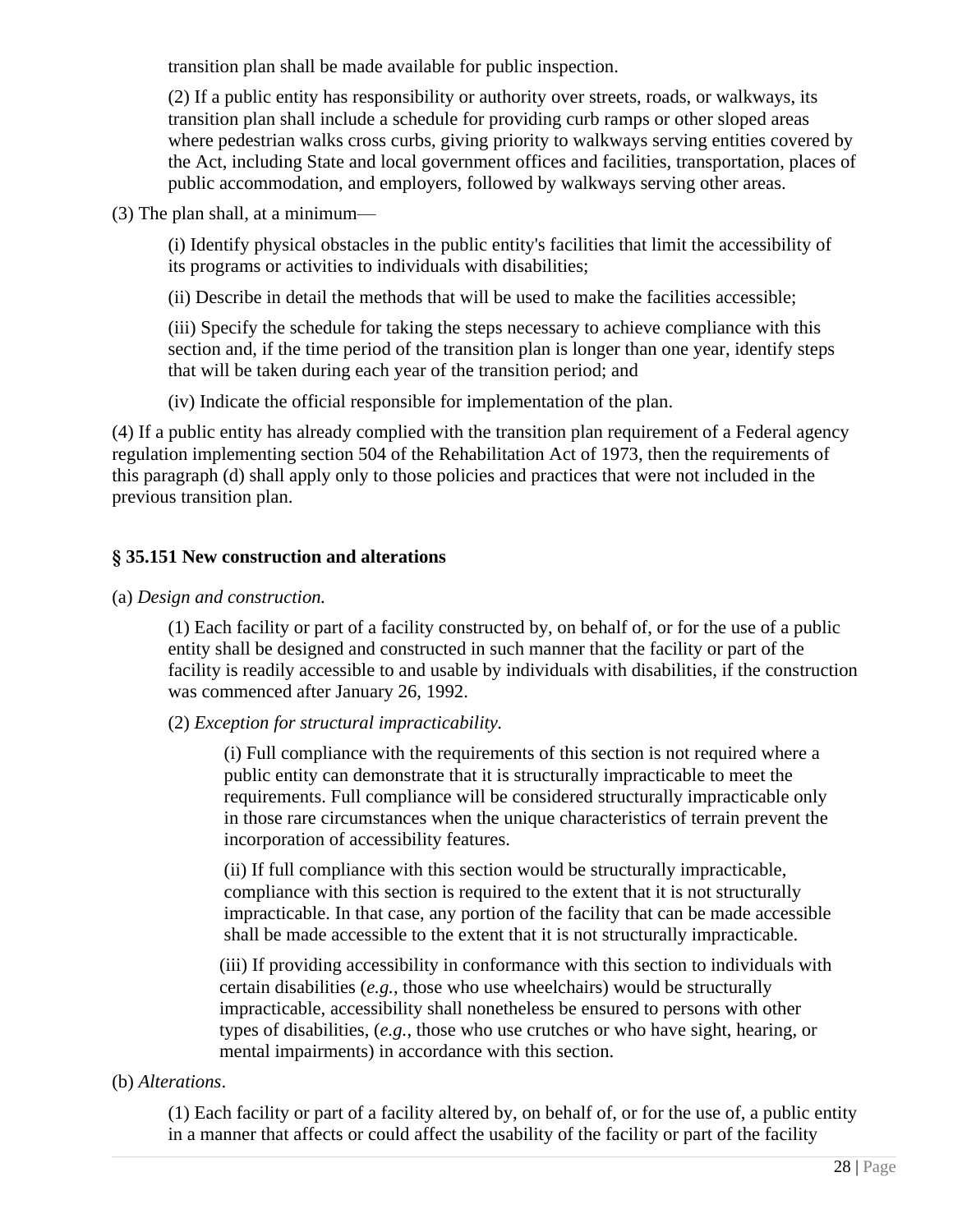transition plan shall be made available for public inspection.

(2) If a public entity has responsibility or authority over streets, roads, or walkways, its transition plan shall include a schedule for providing curb ramps or other sloped areas where pedestrian walks cross curbs, giving priority to walkways serving entities covered by the Act, including State and local government offices and facilities, transportation, places of public accommodation, and employers, followed by walkways serving other areas.

(3) The plan shall, at a minimum—

(i) Identify physical obstacles in the public entity's facilities that limit the accessibility of its programs or activities to individuals with disabilities;

(ii) Describe in detail the methods that will be used to make the facilities accessible;

(iii) Specify the schedule for taking the steps necessary to achieve compliance with this section and, if the time period of the transition plan is longer than one year, identify steps that will be taken during each year of the transition period; and

(iv) Indicate the official responsible for implementation of the plan.

(4) If a public entity has already complied with the transition plan requirement of a Federal agency regulation implementing section 504 of the Rehabilitation Act of 1973, then the requirements of this paragraph (d) shall apply only to those policies and practices that were not included in the previous transition plan.

### § 35.151 New construction and alterations

(a) *Design and construction.*

(1) Each facility or part of a facility constructed by, on behalf of, or for the use of a public entity shall be designed and constructed in such manner that the facility or part of the facility is readily accessible to and usable by individuals with disabilities, if the construction was commenced after January 26, 1992.

(2) *Exception for structural impracticability.*

(i) Full compliance with the requirements of this section is not required where a public entity can demonstrate that it is structurally impracticable to meet the requirements. Full compliance will be considered structurally impracticable only in those rare circumstances when the unique characteristics of terrain prevent the incorporation of accessibility features.

(ii) If full compliance with this section would be structurally impracticable, compliance with this section is required to the extent that it is not structurally impracticable. In that case, any portion of the facility that can be made accessible shall be made accessible to the extent that it is not structurally impracticable.

(iii) If providing accessibility in conformance with this section to individuals with certain disabilities (*e.g.*, those who use wheelchairs) would be structurally impracticable, accessibility shall nonetheless be ensured to persons with other types of disabilities, (*e.g.*, those who use crutches or who have sight, hearing, or mental impairments) in accordance with this section.

(b) *Alterations*.

(1) Each facility or part of a facility altered by, on behalf of, or for the use of, a public entity in a manner that affects or could affect the usability of the facility or part of the facility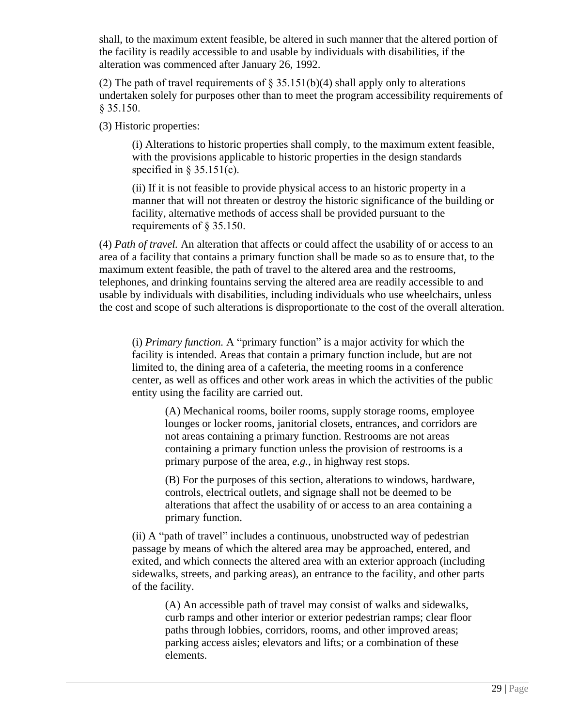shall, to the maximum extent feasible, be altered in such manner that the altered portion of the facility is readily accessible to and usable by individuals with disabilities, if the alteration was commenced after January 26, 1992.

(2) The path of travel requirements of § 35.151(b)(4) shall apply only to alterations undertaken solely for purposes other than to meet the program accessibility requirements of § 35.150.

(3) Historic properties:

> (i) Alterations to historic properties shall comply, to the maximum extent feasible, with the provisions applicable to historic properties in the design standards specified in § 35.151(c).
>
> (ii) If it is not feasible to provide physical access to an historic property in a manner that will not threaten or destroy the historic significance of the building or facility, alternative methods of access shall be provided pursuant to the requirements of § 35.150.

(4) *Path of travel.* An alteration that affects or could affect the usability of or access to an area of a facility that contains a primary function shall be made so as to ensure that, to the maximum extent feasible, the path of travel to the altered area and the restrooms, telephones, and drinking fountains serving the altered area are readily accessible to and usable by individuals with disabilities, including individuals who use wheelchairs, unless the cost and scope of such alterations is disproportionate to the cost of the overall alteration.

> (i) *Primary function.* A "primary function" is a major activity for which the facility is intended. Areas that contain a primary function include, but are not limited to, the dining area of a cafeteria, the meeting rooms in a conference center, as well as offices and other work areas in which the activities of the public entity using the facility are carried out.
>
> > (A) Mechanical rooms, boiler rooms, supply storage rooms, employee lounges or locker rooms, janitorial closets, entrances, and corridors are not areas containing a primary function. Restrooms are not areas containing a primary function unless the provision of restrooms is a primary purpose of the area, *e.g.*, in highway rest stops.
> >
> > (B) For the purposes of this section, alterations to windows, hardware, controls, electrical outlets, and signage shall not be deemed to be alterations that affect the usability of or access to an area containing a primary function.
>
> (ii) A "path of travel" includes a continuous, unobstructed way of pedestrian passage by means of which the altered area may be approached, entered, and exited, and which connects the altered area with an exterior approach (including sidewalks, streets, and parking areas), an entrance to the facility, and other parts of the facility.
>
> > (A) An accessible path of travel may consist of walks and sidewalks, curb ramps and other interior or exterior pedestrian ramps; clear floor paths through lobbies, corridors, rooms, and other improved areas; parking access aisles; elevators and lifts; or a combination of these elements.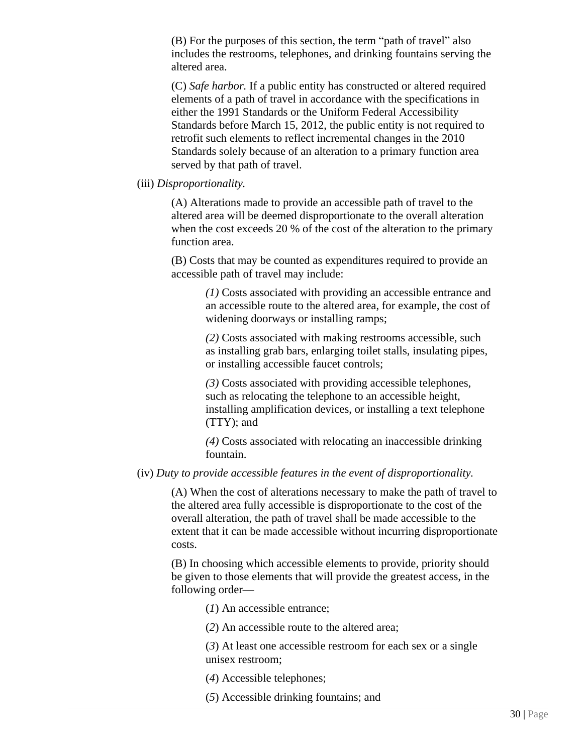(B) For the purposes of this section, the term “path of travel” also includes the restrooms, telephones, and drinking fountains serving the altered area.

(C) *Safe harbor.* If a public entity has constructed or altered required elements of a path of travel in accordance with the specifications in either the 1991 Standards or the Uniform Federal Accessibility Standards before March 15, 2012, the public entity is not required to retrofit such elements to reflect incremental changes in the 2010 Standards solely because of an alteration to a primary function area served by that path of travel.

(iii) *Disproportionality.*

(A) Alterations made to provide an accessible path of travel to the altered area will be deemed disproportionate to the overall alteration when the cost exceeds 20 % of the cost of the alteration to the primary function area.

(B) Costs that may be counted as expenditures required to provide an accessible path of travel may include:

*(1)* Costs associated with providing an accessible entrance and an accessible route to the altered area, for example, the cost of widening doorways or installing ramps;

*(2)* Costs associated with making restrooms accessible, such as installing grab bars, enlarging toilet stalls, insulating pipes, or installing accessible faucet controls;

*(3)* Costs associated with providing accessible telephones, such as relocating the telephone to an accessible height, installing amplification devices, or installing a text telephone (TTY); and

*(4)* Costs associated with relocating an inaccessible drinking fountain.

(iv) *Duty to provide accessible features in the event of disproportionality.*

(A) When the cost of alterations necessary to make the path of travel to the altered area fully accessible is disproportionate to the cost of the overall alteration, the path of travel shall be made accessible to the extent that it can be made accessible without incurring disproportionate costs.

(B) In choosing which accessible elements to provide, priority should be given to those elements that will provide the greatest access, in the following order—

(*1*) An accessible entrance;

(*2*) An accessible route to the altered area;

(*3*) At least one accessible restroom for each sex or a single unisex restroom;

(*4*) Accessible telephones;

(*5*) Accessible drinking fountains; and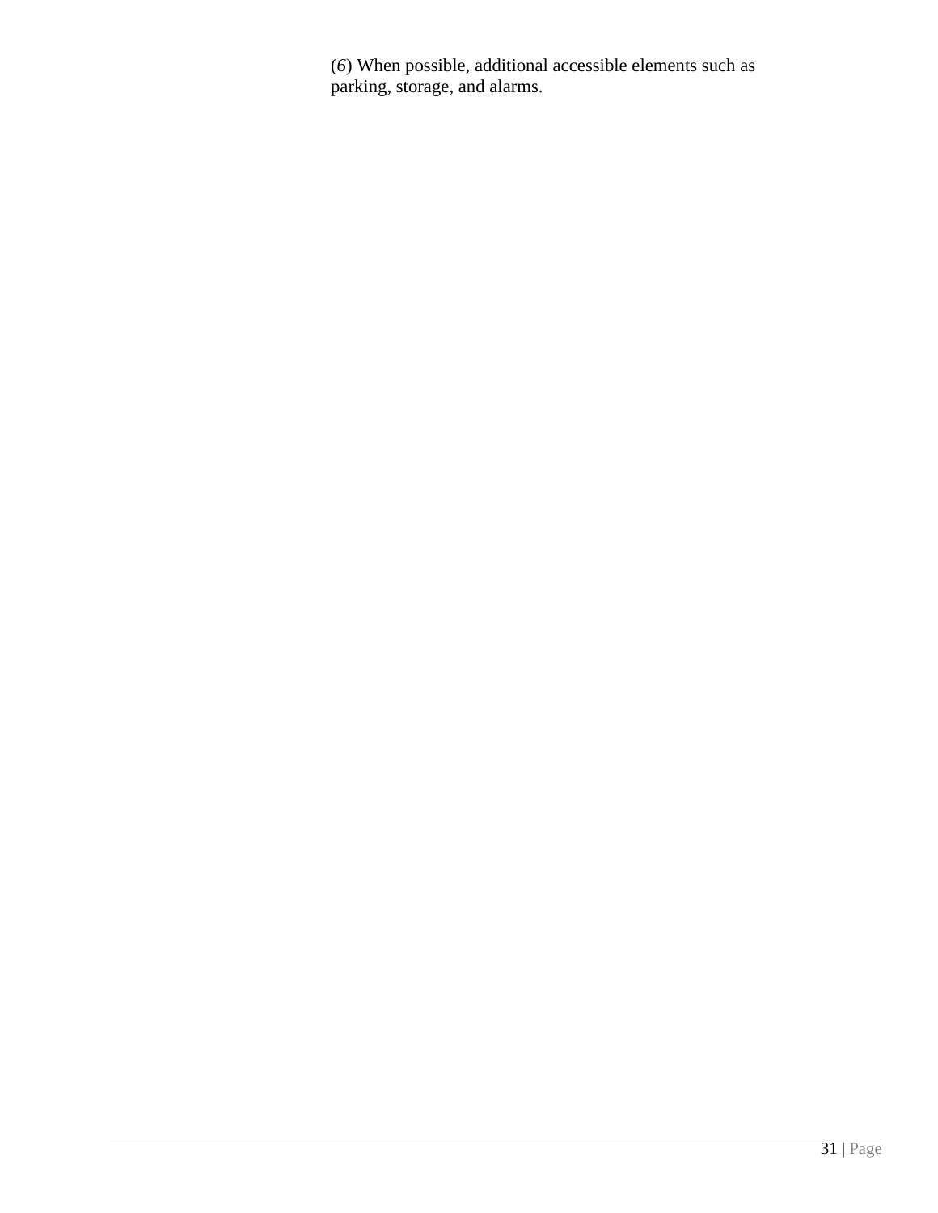(*6*) When possible, additional accessible elements such as parking, storage, and alarms.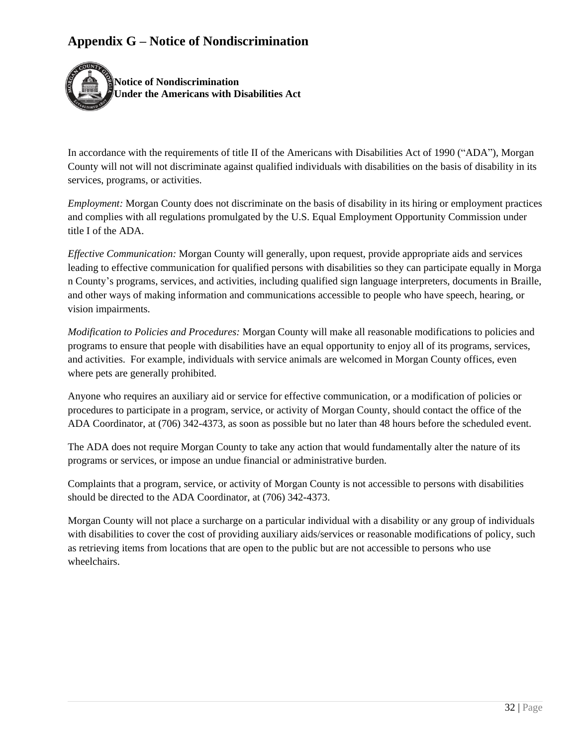# Appendix G – Notice of Nondiscrimination

**Notice of Nondiscrimination**
**Under the Americans with Disabilities Act**

In accordance with the requirements of title II of the Americans with Disabilities Act of 1990 ("ADA"), Morgan County will not will not discriminate against qualified individuals with disabilities on the basis of disability in its services, programs, or activities.

*Employment:* Morgan County does not discriminate on the basis of disability in its hiring or employment practices and complies with all regulations promulgated by the U.S. Equal Employment Opportunity Commission under title I of the ADA.

*Effective Communication:* Morgan County will generally, upon request, provide appropriate aids and services leading to effective communication for qualified persons with disabilities so they can participate equally in Morga n County's programs, services, and activities, including qualified sign language interpreters, documents in Braille, and other ways of making information and communications accessible to people who have speech, hearing, or vision impairments.

*Modification to Policies and Procedures:* Morgan County will make all reasonable modifications to policies and programs to ensure that people with disabilities have an equal opportunity to enjoy all of its programs, services, and activities. For example, individuals with service animals are welcomed in Morgan County offices, even where pets are generally prohibited.

Anyone who requires an auxiliary aid or service for effective communication, or a modification of policies or procedures to participate in a program, service, or activity of Morgan County, should contact the office of the ADA Coordinator, at (706) 342-4373, as soon as possible but no later than 48 hours before the scheduled event.

The ADA does not require Morgan County to take any action that would fundamentally alter the nature of its programs or services, or impose an undue financial or administrative burden.

Complaints that a program, service, or activity of Morgan County is not accessible to persons with disabilities should be directed to the ADA Coordinator, at (706) 342-4373.

Morgan County will not place a surcharge on a particular individual with a disability or any group of individuals with disabilities to cover the cost of providing auxiliary aids/services or reasonable modifications of policy, such as retrieving items from locations that are open to the public but are not accessible to persons who use wheelchairs.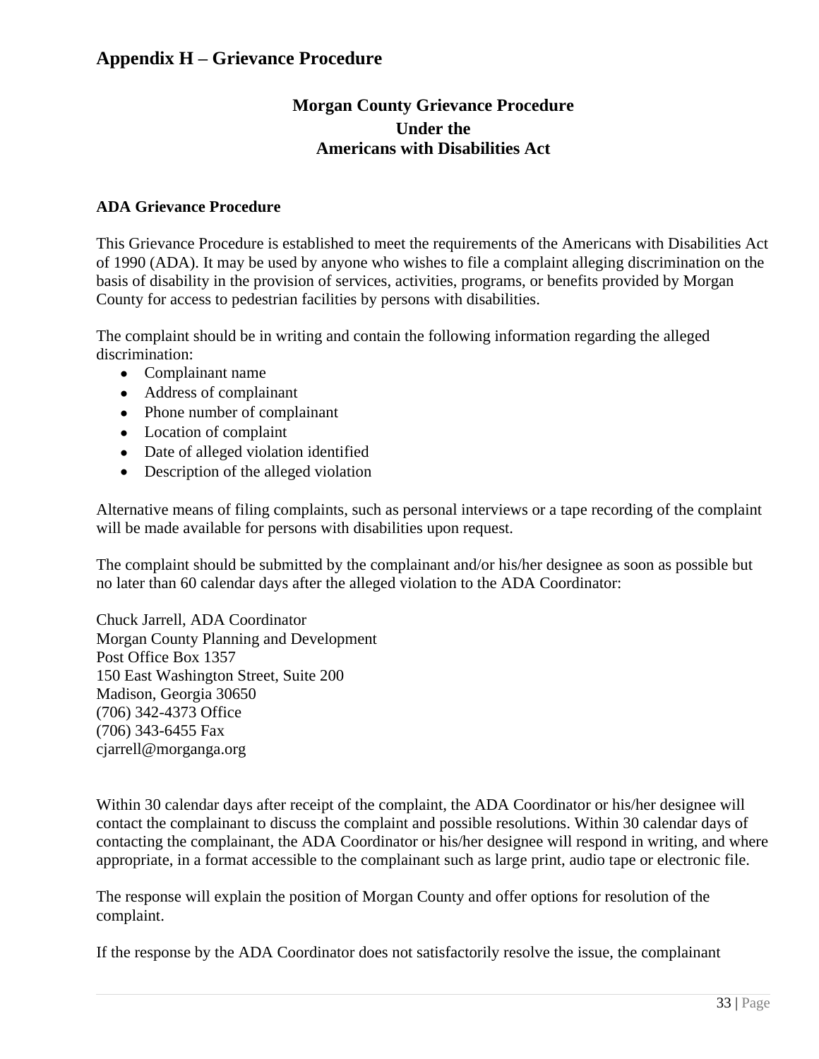# Appendix H – Grievance Procedure

## Morgan County Grievance Procedure
## Under the
## Americans with Disabilities Act

**ADA Grievance Procedure**

This Grievance Procedure is established to meet the requirements of the Americans with Disabilities Act of 1990 (ADA). It may be used by anyone who wishes to file a complaint alleging discrimination on the basis of disability in the provision of services, activities, programs, or benefits provided by Morgan County for access to pedestrian facilities by persons with disabilities.

The complaint should be in writing and contain the following information regarding the alleged discrimination:

- Complainant name
- Address of complainant
- Phone number of complainant
- Location of complaint
- Date of alleged violation identified
- Description of the alleged violation

Alternative means of filing complaints, such as personal interviews or a tape recording of the complaint will be made available for persons with disabilities upon request.

The complaint should be submitted by the complainant and/or his/her designee as soon as possible but no later than 60 calendar days after the alleged violation to the ADA Coordinator:

Chuck Jarrell, ADA Coordinator
Morgan County Planning and Development
Post Office Box 1357
150 East Washington Street, Suite 200
Madison, Georgia 30650
(706) 342-4373 Office
(706) 343-6455 Fax
cjarrell@morganga.org

Within 30 calendar days after receipt of the complaint, the ADA Coordinator or his/her designee will contact the complainant to discuss the complaint and possible resolutions. Within 30 calendar days of contacting the complainant, the ADA Coordinator or his/her designee will respond in writing, and where appropriate, in a format accessible to the complainant such as large print, audio tape or electronic file.

The response will explain the position of Morgan County and offer options for resolution of the complaint.

If the response by the ADA Coordinator does not satisfactorily resolve the issue, the complainant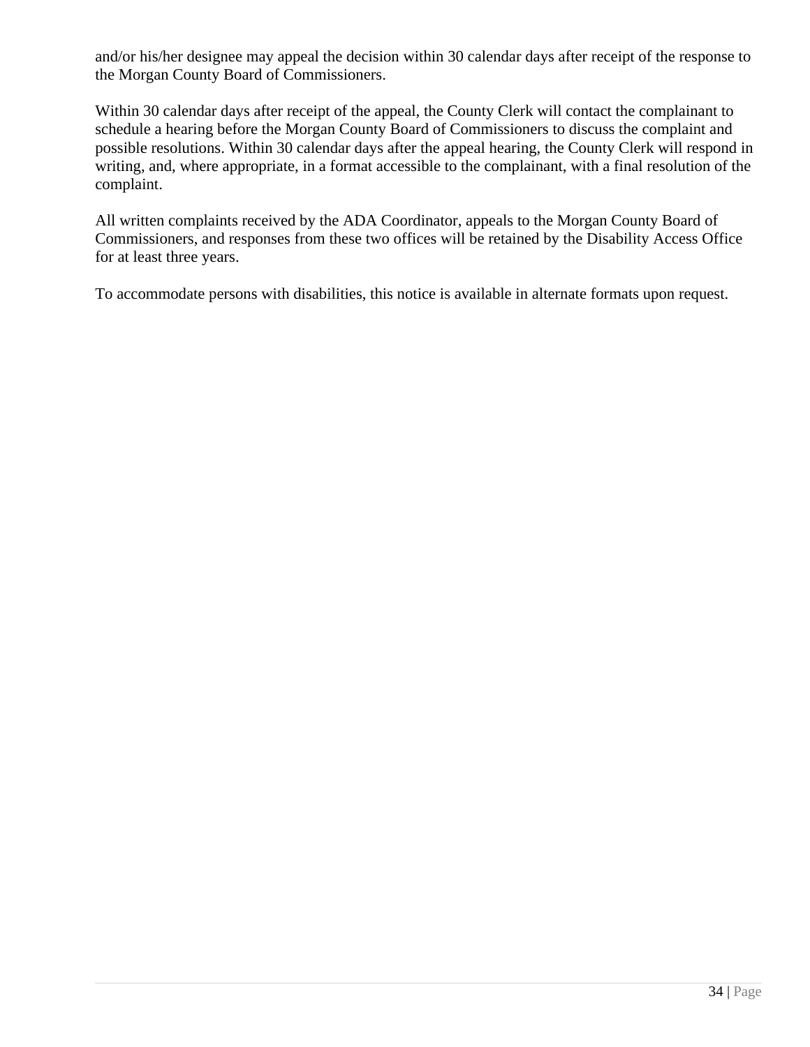and/or his/her designee may appeal the decision within 30 calendar days after receipt of the response to the Morgan County Board of Commissioners.

Within 30 calendar days after receipt of the appeal, the County Clerk will contact the complainant to schedule a hearing before the Morgan County Board of Commissioners to discuss the complaint and possible resolutions. Within 30 calendar days after the appeal hearing, the County Clerk will respond in writing, and, where appropriate, in a format accessible to the complainant, with a final resolution of the complaint.

All written complaints received by the ADA Coordinator, appeals to the Morgan County Board of Commissioners, and responses from these two offices will be retained by the Disability Access Office for at least three years.

To accommodate persons with disabilities, this notice is available in alternate formats upon request.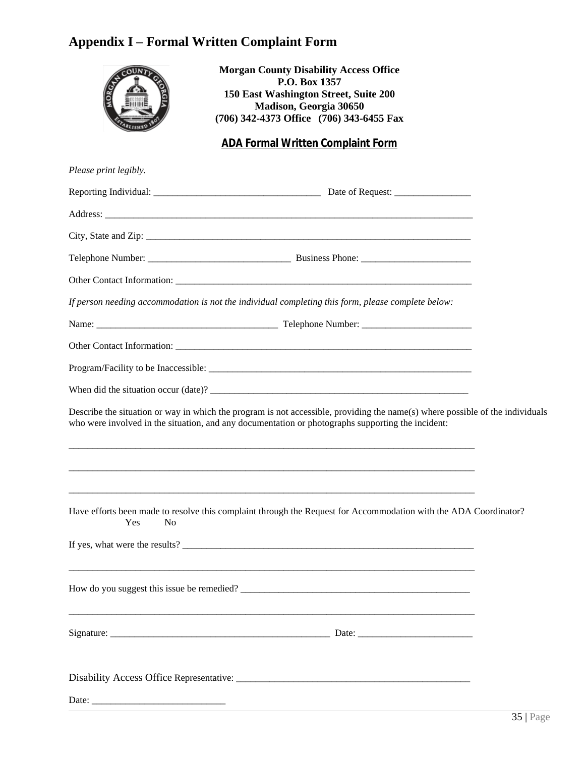# Appendix I – Formal Written Complaint Form

**Morgan County Disability Access Office**
**P.O. Box 1357**
**150 East Washington Street, Suite 200**
**Madison, Georgia 30650**
**(706) 342-4373 Office (706) 343-6455 Fax**

**ADA Formal Written Complaint Form**

*Please print legibly.*

Reporting Individual: ___________________________________ Date of Request: ________________

Address: ______________________________________________________________________________

City, State and Zip: _____________________________________________________________________

Telephone Number: ______________________________ Business Phone: _______________________

Other Contact Information: _______________________________________________________________

*If person needing accommodation is not the individual completing this form, please complete below:*

Name: _____________________________________ Telephone Number: _______________________

Other Contact Information: _______________________________________________________________

Program/Facility to be Inaccessible: _______________________________________________________

When did the situation occur (date)? ______________________________________________________

Describe the situation or way in which the program is not accessible, providing the name(s) where possible of the individuals who were involved in the situation, and any documentation or photographs supporting the incident:

_________________________________________________________________________________________

_________________________________________________________________________________________

_________________________________________________________________________________________

Have efforts been made to resolve this complaint through the Request for Accommodation with the ADA Coordinator?
Yes No

If yes, what were the results? ____________________________________________________________

_________________________________________________________________________________________

How do you suggest this issue be remedied? ________________________________________________

_________________________________________________________________________________________

Signature: ________________________________________________ Date: ________________________

Disability Access Office Representative: ___________________________________________________

Date: ____________________________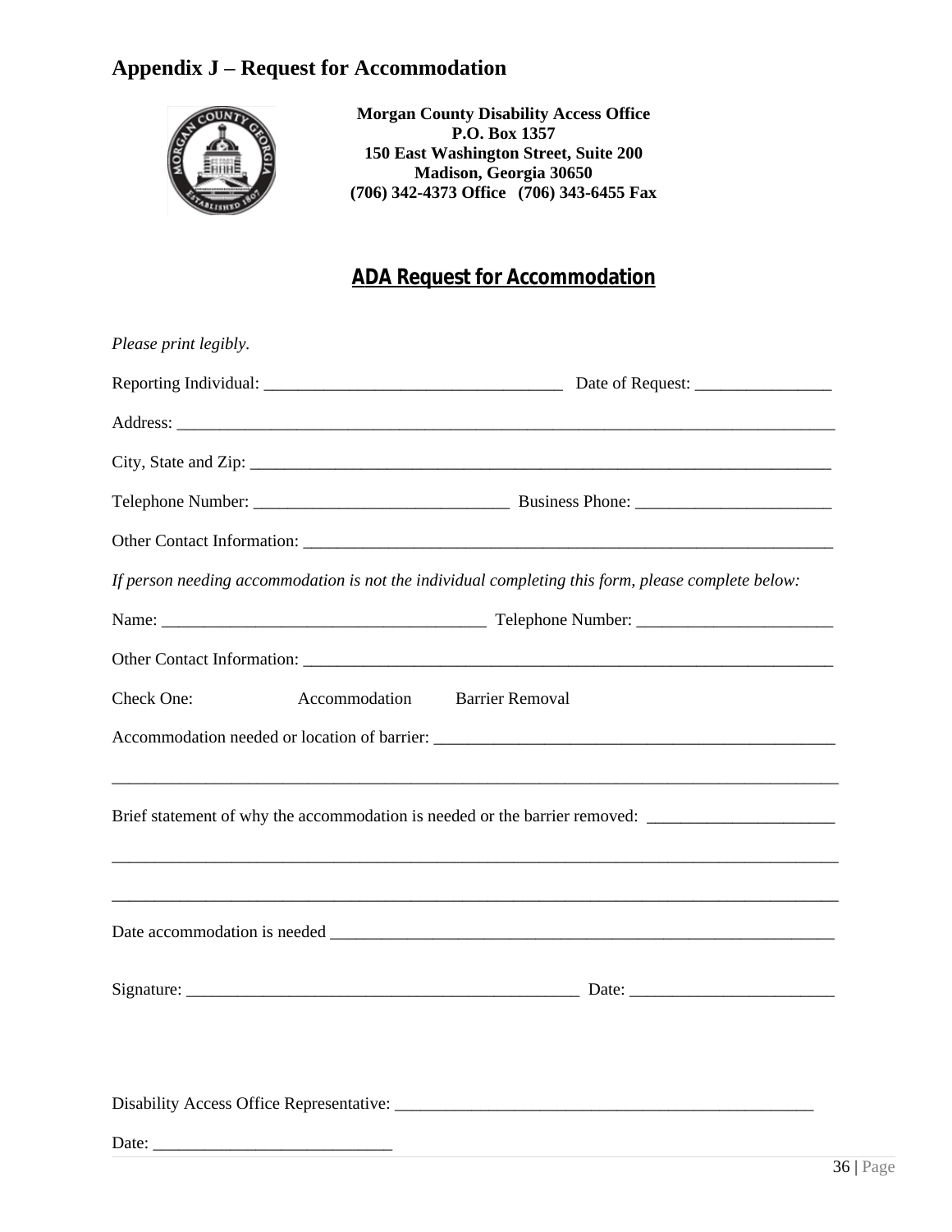## Appendix J – Request for Accommodation

**Morgan County Disability Access Office**
**P.O. Box 1357**
**150 East Washington Street, Suite 200**
**Madison, Georgia 30650**
**(706) 342-4373 Office (706) 343-6455 Fax**

### ADA Request for Accommodation

*Please print legibly.*

Reporting Individual: ___________________________________ Date of Request: ________________

Address: ________________________________________________________________________________

City, State and Zip: _____________________________________________________________________

Telephone Number: ______________________________ Business Phone: _______________________

Other Contact Information: ________________________________________________________________

*If person needing accommodation is not the individual completing this form, please complete below:*

Name: ______________________________________ Telephone Number: _______________________

Other Contact Information: ________________________________________________________________

Check One: Accommodation Barrier Removal

Accommodation needed or location of barrier: _______________________________________________

__________________________________________________________________________________________

Brief statement of why the accommodation is needed or the barrier removed: ______________________

__________________________________________________________________________________________

__________________________________________________________________________________________

Date accommodation is needed ____________________________________________________________

Signature: _______________________________________________ Date: ________________________

Disability Access Office Representative: __________________________________________________

Date: ____________________________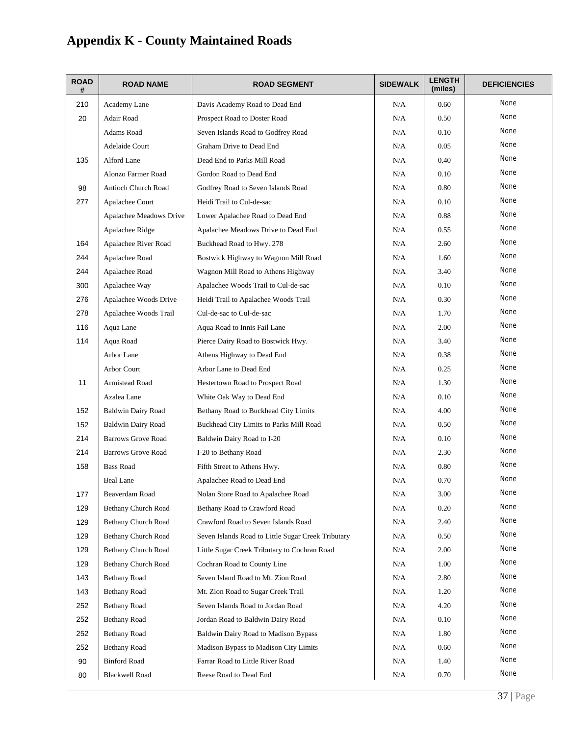# Appendix K - County Maintained Roads

| ROAD # | ROAD NAME | ROAD SEGMENT | SIDEWALK | LENGTH (miles) | DEFICIENCIES |
|---|---|---|---|---|---|
| 210 | Academy Lane | Davis Academy Road to Dead End | N/A | 0.60 | None |
| 20 | Adair Road | Prospect Road to Doster Road | N/A | 0.50 | None |
| | Adams Road | Seven Islands Road to Godfrey Road | N/A | 0.10 | None |
| | Adelaide Court | Graham Drive to Dead End | N/A | 0.05 | None |
| 135 | Alford Lane | Dead End to Parks Mill Road | N/A | 0.40 | None |
| | Alonzo Farmer Road | Gordon Road to Dead End | N/A | 0.10 | None |
| 98 | Antioch Church Road | Godfrey Road to Seven Islands Road | N/A | 0.80 | None |
| 277 | Apalachee Court | Heidi Trail to Cul-de-sac | N/A | 0.10 | None |
| | Apalachee Meadows Drive | Lower Apalachee Road to Dead End | N/A | 0.88 | None |
| | Apalachee Ridge | Apalachee Meadows Drive to Dead End | N/A | 0.55 | None |
| 164 | Apalachee River Road | Buckhead Road to Hwy. 278 | N/A | 2.60 | None |
| 244 | Apalachee Road | Bostwick Highway to Wagnon Mill Road | N/A | 1.60 | None |
| 244 | Apalachee Road | Wagnon Mill Road to Athens Highway | N/A | 3.40 | None |
| 300 | Apalachee Way | Apalachee Woods Trail to Cul-de-sac | N/A | 0.10 | None |
| 276 | Apalachee Woods Drive | Heidi Trail to Apalachee Woods Trail | N/A | 0.30 | None |
| 278 | Apalachee Woods Trail | Cul-de-sac to Cul-de-sac | N/A | 1.70 | None |
| 116 | Aqua Lane | Aqua Road to Innis Fail Lane | N/A | 2.00 | None |
| 114 | Aqua Road | Pierce Dairy Road to Bostwick Hwy. | N/A | 3.40 | None |
| | Arbor Lane | Athens Highway to Dead End | N/A | 0.38 | None |
| | Arbor Court | Arbor Lane to Dead End | N/A | 0.25 | None |
| 11 | Armistead Road | Hestertown Road to Prospect Road | N/A | 1.30 | None |
| | Azalea Lane | White Oak Way to Dead End | N/A | 0.10 | None |
| 152 | Baldwin Dairy Road | Bethany Road to Buckhead City Limits | N/A | 4.00 | None |
| 152 | Baldwin Dairy Road | Buckhead City Limits to Parks Mill Road | N/A | 0.50 | None |
| 214 | Barrows Grove Road | Baldwin Dairy Road to I-20 | N/A | 0.10 | None |
| 214 | Barrows Grove Road | I-20 to Bethany Road | N/A | 2.30 | None |
| 158 | Bass Road | Fifth Street to Athens Hwy. | N/A | 0.80 | None |
| | Beal Lane | Apalachee Road to Dead End | N/A | 0.70 | None |
| 177 | Beaverdam Road | Nolan Store Road to Apalachee Road | N/A | 3.00 | None |
| 129 | Bethany Church Road | Bethany Road to Crawford Road | N/A | 0.20 | None |
| 129 | Bethany Church Road | Crawford Road to Seven Islands Road | N/A | 2.40 | None |
| 129 | Bethany Church Road | Seven Islands Road to Little Sugar Creek Tributary | N/A | 0.50 | None |
| 129 | Bethany Church Road | Little Sugar Creek Tributary to Cochran Road | N/A | 2.00 | None |
| 129 | Bethany Church Road | Cochran Road to County Line | N/A | 1.00 | None |
| 143 | Bethany Road | Seven Island Road to Mt. Zion Road | N/A | 2.80 | None |
| 143 | Bethany Road | Mt. Zion Road to Sugar Creek Trail | N/A | 1.20 | None |
| 252 | Bethany Road | Seven Islands Road to Jordan Road | N/A | 4.20 | None |
| 252 | Bethany Road | Jordan Road to Baldwin Dairy Road | N/A | 0.10 | None |
| 252 | Bethany Road | Baldwin Dairy Road to Madison Bypass | N/A | 1.80 | None |
| 252 | Bethany Road | Madison Bypass to Madison City Limits | N/A | 0.60 | None |
| 90 | Binford Road | Farrar Road to Little River Road | N/A | 1.40 | None |
| 80 | Blackwell Road | Reese Road to Dead End | N/A | 0.70 | None |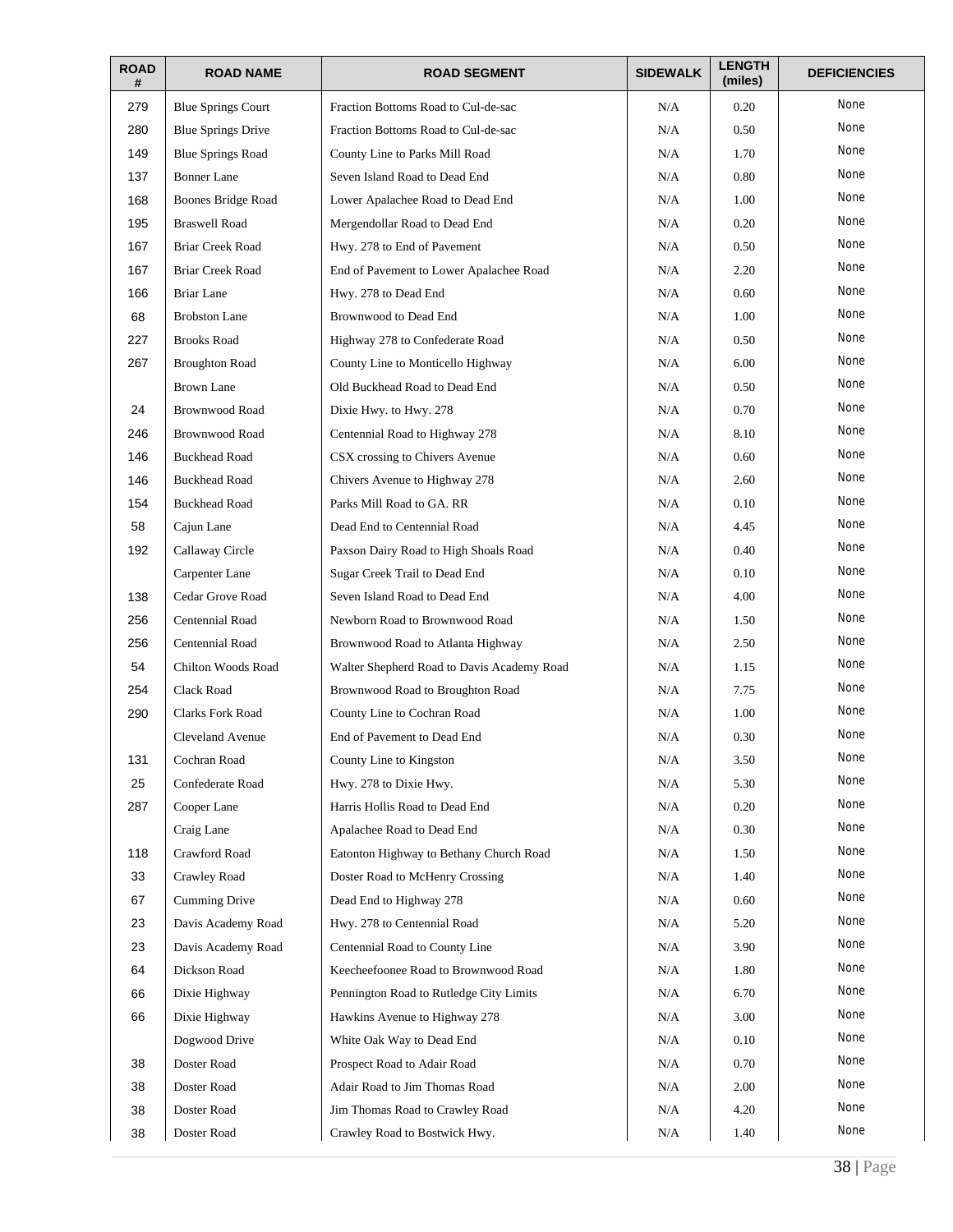| ROAD # | ROAD NAME | ROAD SEGMENT | SIDEWALK | LENGTH (miles) | DEFICIENCIES |
|---|---|---|---|---|---|
| 279 | Blue Springs Court | Fraction Bottoms Road to Cul-de-sac | N/A | 0.20 | None |
| 280 | Blue Springs Drive | Fraction Bottoms Road to Cul-de-sac | N/A | 0.50 | None |
| 149 | Blue Springs Road | County Line to Parks Mill Road | N/A | 1.70 | None |
| 137 | Bonner Lane | Seven Island Road to Dead End | N/A | 0.80 | None |
| 168 | Boones Bridge Road | Lower Apalachee Road to Dead End | N/A | 1.00 | None |
| 195 | Braswell Road | Mergendollar Road to Dead End | N/A | 0.20 | None |
| 167 | Briar Creek Road | Hwy. 278 to End of Pavement | N/A | 0.50 | None |
| 167 | Briar Creek Road | End of Pavement to Lower Apalachee Road | N/A | 2.20 | None |
| 166 | Briar Lane | Hwy. 278 to Dead End | N/A | 0.60 | None |
| 68 | Brobston Lane | Brownwood to Dead End | N/A | 1.00 | None |
| 227 | Brooks Road | Highway 278 to Confederate Road | N/A | 0.50 | None |
| 267 | Broughton Road | County Line to Monticello Highway | N/A | 6.00 | None |
| | Brown Lane | Old Buckhead Road to Dead End | N/A | 0.50 | None |
| 24 | Brownwood Road | Dixie Hwy. to Hwy. 278 | N/A | 0.70 | None |
| 246 | Brownwood Road | Centennial Road to Highway 278 | N/A | 8.10 | None |
| 146 | Buckhead Road | CSX crossing to Chivers Avenue | N/A | 0.60 | None |
| 146 | Buckhead Road | Chivers Avenue to Highway 278 | N/A | 2.60 | None |
| 154 | Buckhead Road | Parks Mill Road to GA. RR | N/A | 0.10 | None |
| 58 | Cajun Lane | Dead End to Centennial Road | N/A | 4.45 | None |
| 192 | Callaway Circle | Paxson Dairy Road to High Shoals Road | N/A | 0.40 | None |
| | Carpenter Lane | Sugar Creek Trail to Dead End | N/A | 0.10 | None |
| 138 | Cedar Grove Road | Seven Island Road to Dead End | N/A | 4.00 | None |
| 256 | Centennial Road | Newborn Road to Brownwood Road | N/A | 1.50 | None |
| 256 | Centennial Road | Brownwood Road to Atlanta Highway | N/A | 2.50 | None |
| 54 | Chilton Woods Road | Walter Shepherd Road to Davis Academy Road | N/A | 1.15 | None |
| 254 | Clack Road | Brownwood Road to Broughton Road | N/A | 7.75 | None |
| 290 | Clarks Fork Road | County Line to Cochran Road | N/A | 1.00 | None |
| | Cleveland Avenue | End of Pavement to Dead End | N/A | 0.30 | None |
| 131 | Cochran Road | County Line to Kingston | N/A | 3.50 | None |
| 25 | Confederate Road | Hwy. 278 to Dixie Hwy. | N/A | 5.30 | None |
| 287 | Cooper Lane | Harris Hollis Road to Dead End | N/A | 0.20 | None |
| | Craig Lane | Apalachee Road to Dead End | N/A | 0.30 | None |
| 118 | Crawford Road | Eatonton Highway to Bethany Church Road | N/A | 1.50 | None |
| 33 | Crawley Road | Doster Road to McHenry Crossing | N/A | 1.40 | None |
| 67 | Cumming Drive | Dead End to Highway 278 | N/A | 0.60 | None |
| 23 | Davis Academy Road | Hwy. 278 to Centennial Road | N/A | 5.20 | None |
| 23 | Davis Academy Road | Centennial Road to County Line | N/A | 3.90 | None |
| 64 | Dickson Road | Keecheefoonee Road to Brownwood Road | N/A | 1.80 | None |
| 66 | Dixie Highway | Pennington Road to Rutledge City Limits | N/A | 6.70 | None |
| 66 | Dixie Highway | Hawkins Avenue to Highway 278 | N/A | 3.00 | None |
| | Dogwood Drive | White Oak Way to Dead End | N/A | 0.10 | None |
| 38 | Doster Road | Prospect Road to Adair Road | N/A | 0.70 | None |
| 38 | Doster Road | Adair Road to Jim Thomas Road | N/A | 2.00 | None |
| 38 | Doster Road | Jim Thomas Road to Crawley Road | N/A | 4.20 | None |
| 38 | Doster Road | Crawley Road to Bostwick Hwy. | N/A | 1.40 | None |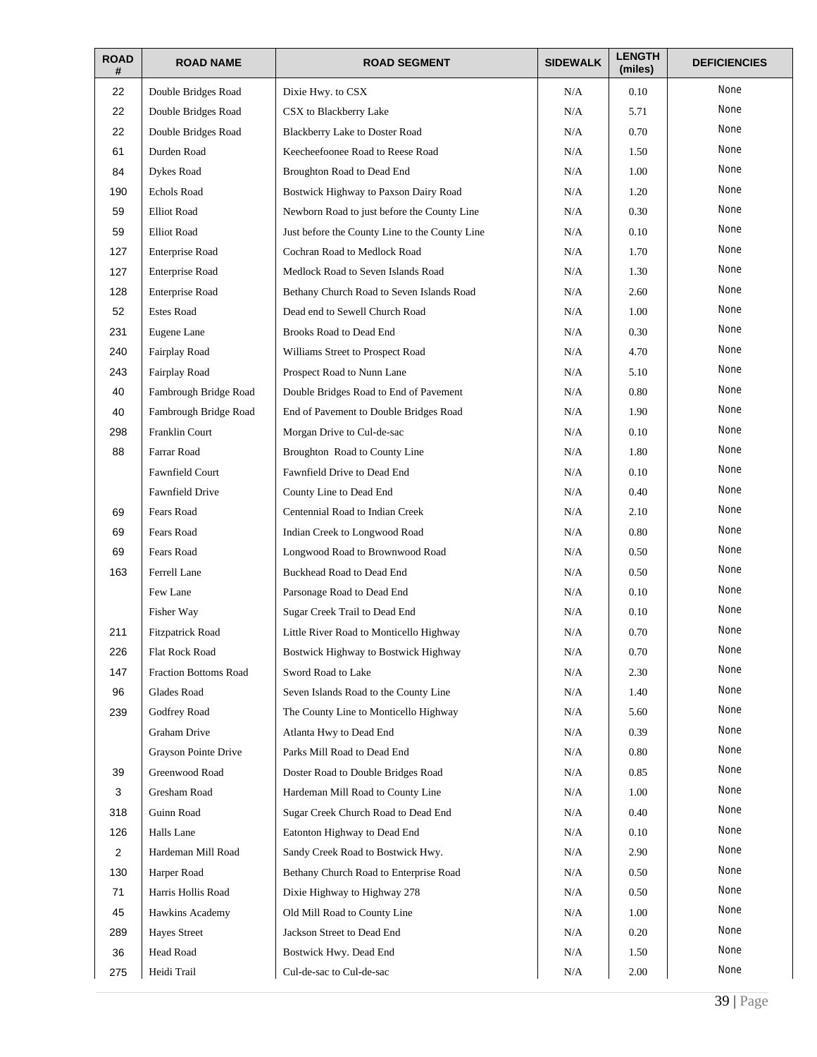| ROAD # | ROAD NAME | ROAD SEGMENT | SIDEWALK | LENGTH (miles) | DEFICIENCIES |
|---|---|---|---|---|---|
| 22 | Double Bridges Road | Dixie Hwy. to CSX | N/A | 0.10 | None |
| 22 | Double Bridges Road | CSX to Blackberry Lake | N/A | 5.71 | None |
| 22 | Double Bridges Road | Blackberry Lake to Doster Road | N/A | 0.70 | None |
| 61 | Durden Road | Keecheefoonee Road to Reese Road | N/A | 1.50 | None |
| 84 | Dykes Road | Broughton Road to Dead End | N/A | 1.00 | None |
| 190 | Echols Road | Bostwick Highway to Paxson Dairy Road | N/A | 1.20 | None |
| 59 | Elliot Road | Newborn Road to just before the County Line | N/A | 0.30 | None |
| 59 | Elliot Road | Just before the County Line to the County Line | N/A | 0.10 | None |
| 127 | Enterprise Road | Cochran Road to Medlock Road | N/A | 1.70 | None |
| 127 | Enterprise Road | Medlock Road to Seven Islands Road | N/A | 1.30 | None |
| 128 | Enterprise Road | Bethany Church Road to Seven Islands Road | N/A | 2.60 | None |
| 52 | Estes Road | Dead end to Sewell Church Road | N/A | 1.00 | None |
| 231 | Eugene Lane | Brooks Road to Dead End | N/A | 0.30 | None |
| 240 | Fairplay Road | Williams Street to Prospect Road | N/A | 4.70 | None |
| 243 | Fairplay Road | Prospect Road to Nunn Lane | N/A | 5.10 | None |
| 40 | Fambrough Bridge Road | Double Bridges Road to End of Pavement | N/A | 0.80 | None |
| 40 | Fambrough Bridge Road | End of Pavement to Double Bridges Road | N/A | 1.90 | None |
| 298 | Franklin Court | Morgan Drive to Cul-de-sac | N/A | 0.10 | None |
| 88 | Farrar Road | Broughton Road to County Line | N/A | 1.80 | None |
| | Fawnfield Court | Fawnfield Drive to Dead End | N/A | 0.10 | None |
| | Fawnfield Drive | County Line to Dead End | N/A | 0.40 | None |
| 69 | Fears Road | Centennial Road to Indian Creek | N/A | 2.10 | None |
| 69 | Fears Road | Indian Creek to Longwood Road | N/A | 0.80 | None |
| 69 | Fears Road | Longwood Road to Brownwood Road | N/A | 0.50 | None |
| 163 | Ferrell Lane | Buckhead Road to Dead End | N/A | 0.50 | None |
| | Few Lane | Parsonage Road to Dead End | N/A | 0.10 | None |
| | Fisher Way | Sugar Creek Trail to Dead End | N/A | 0.10 | None |
| 211 | Fitzpatrick Road | Little River Road to Monticello Highway | N/A | 0.70 | None |
| 226 | Flat Rock Road | Bostwick Highway to Bostwick Highway | N/A | 0.70 | None |
| 147 | Fraction Bottoms Road | Sword Road to Lake | N/A | 2.30 | None |
| 96 | Glades Road | Seven Islands Road to the County Line | N/A | 1.40 | None |
| 239 | Godfrey Road | The County Line to Monticello Highway | N/A | 5.60 | None |
| | Graham Drive | Atlanta Hwy to Dead End | N/A | 0.39 | None |
| | Grayson Pointe Drive | Parks Mill Road to Dead End | N/A | 0.80 | None |
| 39 | Greenwood Road | Doster Road to Double Bridges Road | N/A | 0.85 | None |
| 3 | Gresham Road | Hardeman Mill Road to County Line | N/A | 1.00 | None |
| 318 | Guinn Road | Sugar Creek Church Road to Dead End | N/A | 0.40 | None |
| 126 | Halls Lane | Eatonton Highway to Dead End | N/A | 0.10 | None |
| 2 | Hardeman Mill Road | Sandy Creek Road to Bostwick Hwy. | N/A | 2.90 | None |
| 130 | Harper Road | Bethany Church Road to Enterprise Road | N/A | 0.50 | None |
| 71 | Harris Hollis Road | Dixie Highway to Highway 278 | N/A | 0.50 | None |
| 45 | Hawkins Academy | Old Mill Road to County Line | N/A | 1.00 | None |
| 289 | Hayes Street | Jackson Street to Dead End | N/A | 0.20 | None |
| 36 | Head Road | Bostwick Hwy. Dead End | N/A | 1.50 | None |
| 275 | Heidi Trail | Cul-de-sac to Cul-de-sac | N/A | 2.00 | None |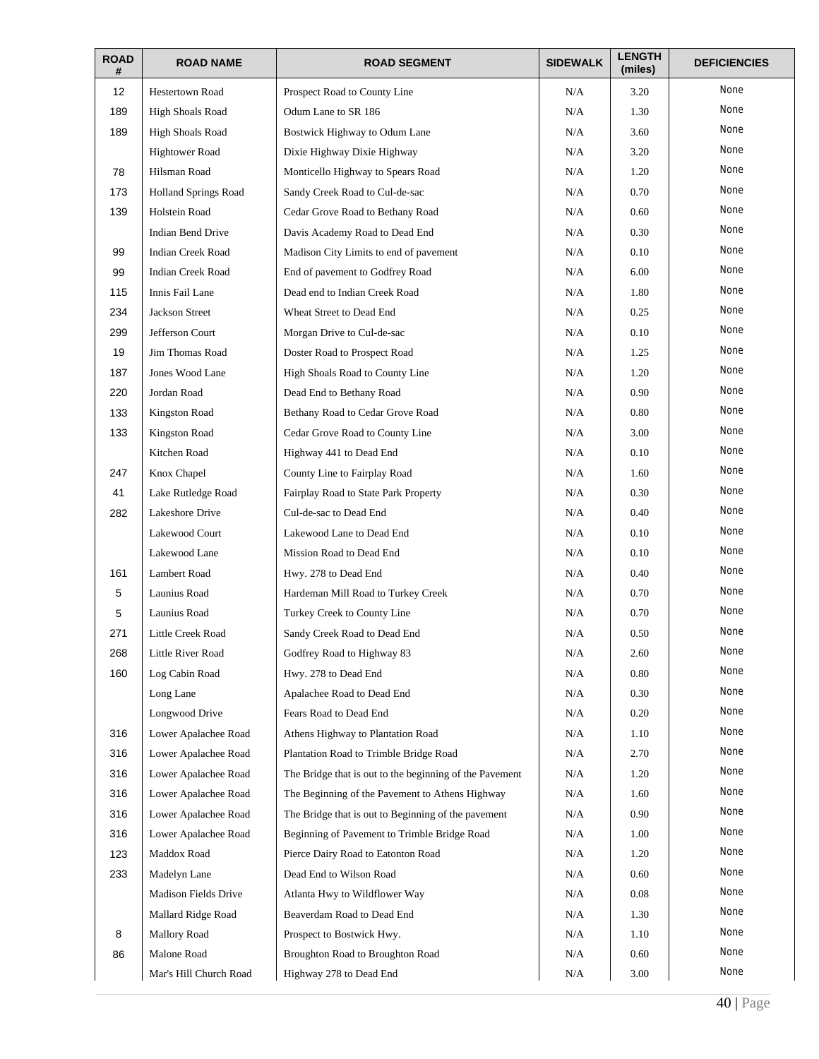| ROAD # | ROAD NAME | ROAD SEGMENT | SIDEWALK | LENGTH (miles) | DEFICIENCIES |
|---|---|---|---|---|---|
| 12 | Hestertown Road | Prospect Road to County Line | N/A | 3.20 | None |
| 189 | High Shoals Road | Odum Lane to SR 186 | N/A | 1.30 | None |
| 189 | High Shoals Road | Bostwick Highway to Odum Lane | N/A | 3.60 | None |
| | Hightower Road | Dixie Highway Dixie Highway | N/A | 3.20 | None |
| 78 | Hilsman Road | Monticello Highway to Spears Road | N/A | 1.20 | None |
| 173 | Holland Springs Road | Sandy Creek Road to Cul-de-sac | N/A | 0.70 | None |
| 139 | Holstein Road | Cedar Grove Road to Bethany Road | N/A | 0.60 | None |
| | Indian Bend Drive | Davis Academy Road to Dead End | N/A | 0.30 | None |
| 99 | Indian Creek Road | Madison City Limits to end of pavement | N/A | 0.10 | None |
| 99 | Indian Creek Road | End of pavement to Godfrey Road | N/A | 6.00 | None |
| 115 | Innis Fail Lane | Dead end to Indian Creek Road | N/A | 1.80 | None |
| 234 | Jackson Street | Wheat Street to Dead End | N/A | 0.25 | None |
| 299 | Jefferson Court | Morgan Drive to Cul-de-sac | N/A | 0.10 | None |
| 19 | Jim Thomas Road | Doster Road to Prospect Road | N/A | 1.25 | None |
| 187 | Jones Wood Lane | High Shoals Road to County Line | N/A | 1.20 | None |
| 220 | Jordan Road | Dead End to Bethany Road | N/A | 0.90 | None |
| 133 | Kingston Road | Bethany Road to Cedar Grove Road | N/A | 0.80 | None |
| 133 | Kingston Road | Cedar Grove Road to County Line | N/A | 3.00 | None |
| | Kitchen Road | Highway 441 to Dead End | N/A | 0.10 | None |
| 247 | Knox Chapel | County Line to Fairplay Road | N/A | 1.60 | None |
| 41 | Lake Rutledge Road | Fairplay Road to State Park Property | N/A | 0.30 | None |
| 282 | Lakeshore Drive | Cul-de-sac to Dead End | N/A | 0.40 | None |
| | Lakewood Court | Lakewood Lane to Dead End | N/A | 0.10 | None |
| | Lakewood Lane | Mission Road to Dead End | N/A | 0.10 | None |
| 161 | Lambert Road | Hwy. 278 to Dead End | N/A | 0.40 | None |
| 5 | Launius Road | Hardeman Mill Road to Turkey Creek | N/A | 0.70 | None |
| 5 | Launius Road | Turkey Creek to County Line | N/A | 0.70 | None |
| 271 | Little Creek Road | Sandy Creek Road to Dead End | N/A | 0.50 | None |
| 268 | Little River Road | Godfrey Road to Highway 83 | N/A | 2.60 | None |
| 160 | Log Cabin Road | Hwy. 278 to Dead End | N/A | 0.80 | None |
| | Long Lane | Apalachee Road to Dead End | N/A | 0.30 | None |
| | Longwood Drive | Fears Road to Dead End | N/A | 0.20 | None |
| 316 | Lower Apalachee Road | Athens Highway to Plantation Road | N/A | 1.10 | None |
| 316 | Lower Apalachee Road | Plantation Road to Trimble Bridge Road | N/A | 2.70 | None |
| 316 | Lower Apalachee Road | The Bridge that is out to the beginning of the Pavement | N/A | 1.20 | None |
| 316 | Lower Apalachee Road | The Beginning of the Pavement to Athens Highway | N/A | 1.60 | None |
| 316 | Lower Apalachee Road | The Bridge that is out to Beginning of the pavement | N/A | 0.90 | None |
| 316 | Lower Apalachee Road | Beginning of Pavement to Trimble Bridge Road | N/A | 1.00 | None |
| 123 | Maddox Road | Pierce Dairy Road to Eatonton Road | N/A | 1.20 | None |
| 233 | Madelyn Lane | Dead End to Wilson Road | N/A | 0.60 | None |
| | Madison Fields Drive | Atlanta Hwy to Wildflower Way | N/A | 0.08 | None |
| | Mallard Ridge Road | Beaverdam Road to Dead End | N/A | 1.30 | None |
| 8 | Mallory Road | Prospect to Bostwick Hwy. | N/A | 1.10 | None |
| 86 | Malone Road | Broughton Road to Broughton Road | N/A | 0.60 | None |
| | Mar's Hill Church Road | Highway 278 to Dead End | N/A | 3.00 | None |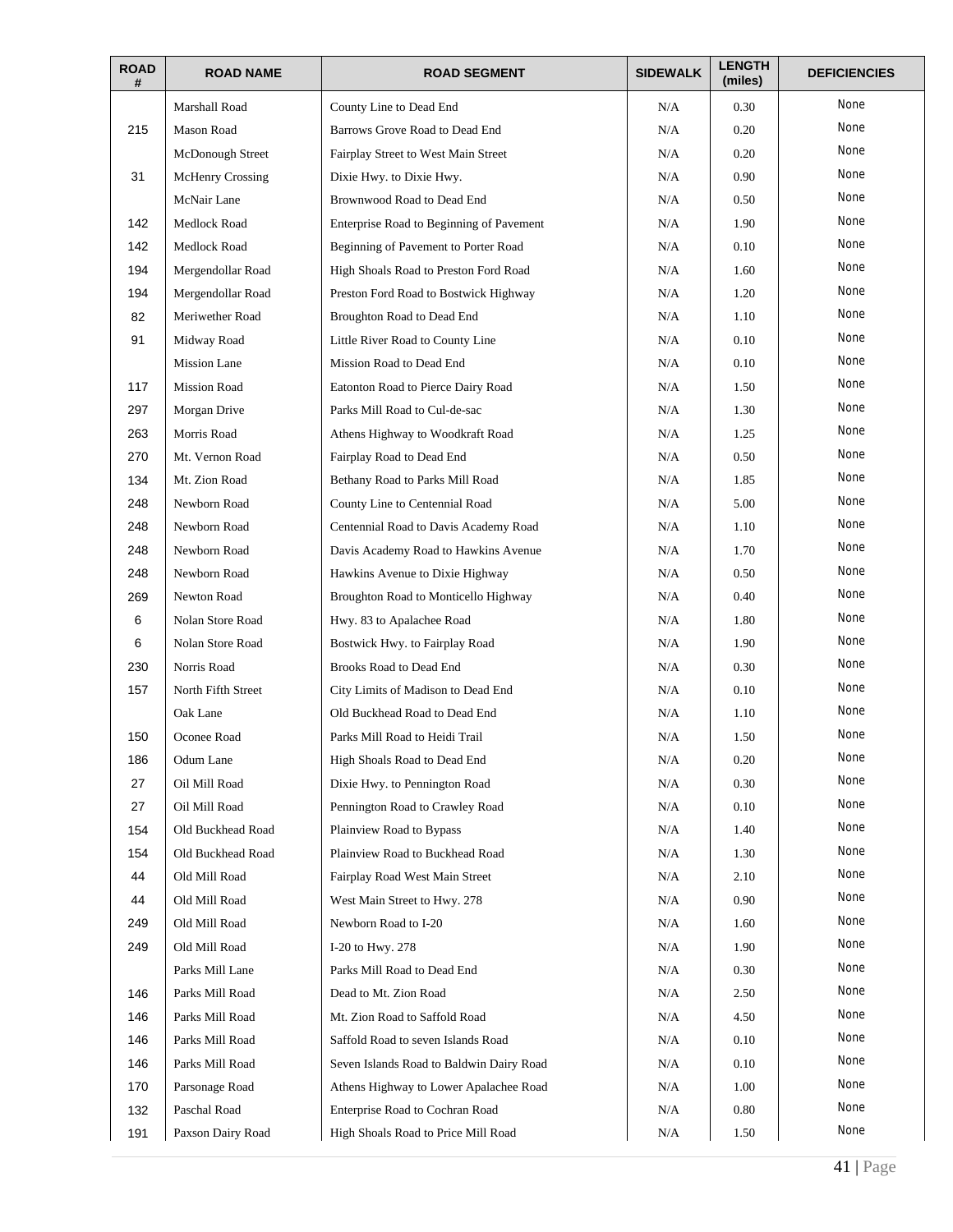| ROAD # | ROAD NAME | ROAD SEGMENT | SIDEWALK | LENGTH (miles) | DEFICIENCIES |
|---|---|---|---|---|---|
| | Marshall Road | County Line to Dead End | N/A | 0.30 | None |
| 215 | Mason Road | Barrows Grove Road to Dead End | N/A | 0.20 | None |
| | McDonough Street | Fairplay Street to West Main Street | N/A | 0.20 | None |
| 31 | McHenry Crossing | Dixie Hwy. to Dixie Hwy. | N/A | 0.90 | None |
| | McNair Lane | Brownwood Road to Dead End | N/A | 0.50 | None |
| 142 | Medlock Road | Enterprise Road to Beginning of Pavement | N/A | 1.90 | None |
| 142 | Medlock Road | Beginning of Pavement to Porter Road | N/A | 0.10 | None |
| 194 | Mergendollar Road | High Shoals Road to Preston Ford Road | N/A | 1.60 | None |
| 194 | Mergendollar Road | Preston Ford Road to Bostwick Highway | N/A | 1.20 | None |
| 82 | Meriwether Road | Broughton Road to Dead End | N/A | 1.10 | None |
| 91 | Midway Road | Little River Road to County Line | N/A | 0.10 | None |
| | Mission Lane | Mission Road to Dead End | N/A | 0.10 | None |
| 117 | Mission Road | Eatonton Road to Pierce Dairy Road | N/A | 1.50 | None |
| 297 | Morgan Drive | Parks Mill Road to Cul-de-sac | N/A | 1.30 | None |
| 263 | Morris Road | Athens Highway to Woodkraft Road | N/A | 1.25 | None |
| 270 | Mt. Vernon Road | Fairplay Road to Dead End | N/A | 0.50 | None |
| 134 | Mt. Zion Road | Bethany Road to Parks Mill Road | N/A | 1.85 | None |
| 248 | Newborn Road | County Line to Centennial Road | N/A | 5.00 | None |
| 248 | Newborn Road | Centennial Road to Davis Academy Road | N/A | 1.10 | None |
| 248 | Newborn Road | Davis Academy Road to Hawkins Avenue | N/A | 1.70 | None |
| 248 | Newborn Road | Hawkins Avenue to Dixie Highway | N/A | 0.50 | None |
| 269 | Newton Road | Broughton Road to Monticello Highway | N/A | 0.40 | None |
| 6 | Nolan Store Road | Hwy. 83 to Apalachee Road | N/A | 1.80 | None |
| 6 | Nolan Store Road | Bostwick Hwy. to Fairplay Road | N/A | 1.90 | None |
| 230 | Norris Road | Brooks Road to Dead End | N/A | 0.30 | None |
| 157 | North Fifth Street | City Limits of Madison to Dead End | N/A | 0.10 | None |
| | Oak Lane | Old Buckhead Road to Dead End | N/A | 1.10 | None |
| 150 | Oconee Road | Parks Mill Road to Heidi Trail | N/A | 1.50 | None |
| 186 | Odum Lane | High Shoals Road to Dead End | N/A | 0.20 | None |
| 27 | Oil Mill Road | Dixie Hwy. to Pennington Road | N/A | 0.30 | None |
| 27 | Oil Mill Road | Pennington Road to Crawley Road | N/A | 0.10 | None |
| 154 | Old Buckhead Road | Plainview Road to Bypass | N/A | 1.40 | None |
| 154 | Old Buckhead Road | Plainview Road to Buckhead Road | N/A | 1.30 | None |
| 44 | Old Mill Road | Fairplay Road West Main Street | N/A | 2.10 | None |
| 44 | Old Mill Road | West Main Street to Hwy. 278 | N/A | 0.90 | None |
| 249 | Old Mill Road | Newborn Road to I-20 | N/A | 1.60 | None |
| 249 | Old Mill Road | I-20 to Hwy. 278 | N/A | 1.90 | None |
| | Parks Mill Lane | Parks Mill Road to Dead End | N/A | 0.30 | None |
| 146 | Parks Mill Road | Dead to Mt. Zion Road | N/A | 2.50 | None |
| 146 | Parks Mill Road | Mt. Zion Road to Saffold Road | N/A | 4.50 | None |
| 146 | Parks Mill Road | Saffold Road to seven Islands Road | N/A | 0.10 | None |
| 146 | Parks Mill Road | Seven Islands Road to Baldwin Dairy Road | N/A | 0.10 | None |
| 170 | Parsonage Road | Athens Highway to Lower Apalachee Road | N/A | 1.00 | None |
| 132 | Paschal Road | Enterprise Road to Cochran Road | N/A | 0.80 | None |
| 191 | Paxson Dairy Road | High Shoals Road to Price Mill Road | N/A | 1.50 | None |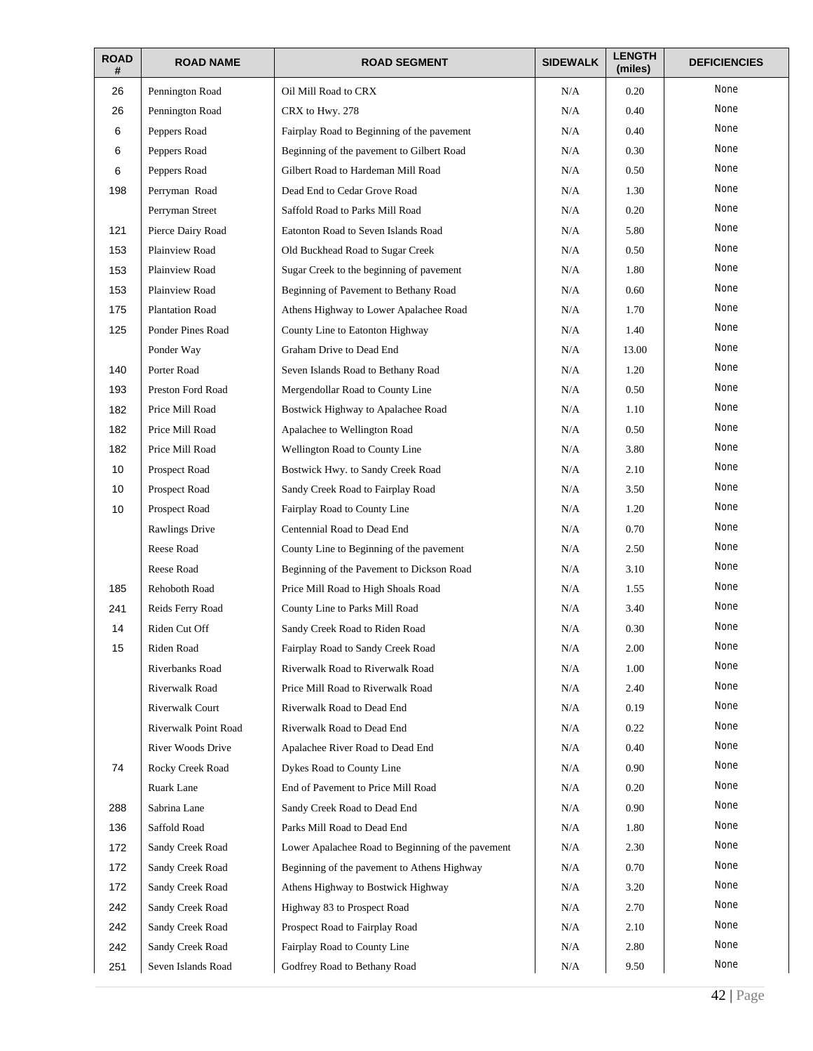| ROAD # | ROAD NAME | ROAD SEGMENT | SIDEWALK | LENGTH (miles) | DEFICIENCIES |
|---|---|---|---|---|---|
| 26 | Pennington Road | Oil Mill Road to CRX | N/A | 0.20 | None |
| 26 | Pennington Road | CRX to Hwy. 278 | N/A | 0.40 | None |
| 6 | Peppers Road | Fairplay Road to Beginning of the pavement | N/A | 0.40 | None |
| 6 | Peppers Road | Beginning of the pavement to Gilbert Road | N/A | 0.30 | None |
| 6 | Peppers Road | Gilbert Road to Hardeman Mill Road | N/A | 0.50 | None |
| 198 | Perryman Road | Dead End to Cedar Grove Road | N/A | 1.30 | None |
| | Perryman Street | Saffold Road to Parks Mill Road | N/A | 0.20 | None |
| 121 | Pierce Dairy Road | Eatonton Road to Seven Islands Road | N/A | 5.80 | None |
| 153 | Plainview Road | Old Buckhead Road to Sugar Creek | N/A | 0.50 | None |
| 153 | Plainview Road | Sugar Creek to the beginning of pavement | N/A | 1.80 | None |
| 153 | Plainview Road | Beginning of Pavement to Bethany Road | N/A | 0.60 | None |
| 175 | Plantation Road | Athens Highway to Lower Apalachee Road | N/A | 1.70 | None |
| 125 | Ponder Pines Road | County Line to Eatonton Highway | N/A | 1.40 | None |
| | Ponder Way | Graham Drive to Dead End | N/A | 13.00 | None |
| 140 | Porter Road | Seven Islands Road to Bethany Road | N/A | 1.20 | None |
| 193 | Preston Ford Road | Mergendollar Road to County Line | N/A | 0.50 | None |
| 182 | Price Mill Road | Bostwick Highway to Apalachee Road | N/A | 1.10 | None |
| 182 | Price Mill Road | Apalachee to Wellington Road | N/A | 0.50 | None |
| 182 | Price Mill Road | Wellington Road to County Line | N/A | 3.80 | None |
| 10 | Prospect Road | Bostwick Hwy. to Sandy Creek Road | N/A | 2.10 | None |
| 10 | Prospect Road | Sandy Creek Road to Fairplay Road | N/A | 3.50 | None |
| 10 | Prospect Road | Fairplay Road to County Line | N/A | 1.20 | None |
| | Rawlings Drive | Centennial Road to Dead End | N/A | 0.70 | None |
| | Reese Road | County Line to Beginning of the pavement | N/A | 2.50 | None |
| | Reese Road | Beginning of the Pavement to Dickson Road | N/A | 3.10 | None |
| 185 | Rehoboth Road | Price Mill Road to High Shoals Road | N/A | 1.55 | None |
| 241 | Reids Ferry Road | County Line to Parks Mill Road | N/A | 3.40 | None |
| 14 | Riden Cut Off | Sandy Creek Road to Riden Road | N/A | 0.30 | None |
| 15 | Riden Road | Fairplay Road to Sandy Creek Road | N/A | 2.00 | None |
| | Riverbanks Road | Riverwalk Road to Riverwalk Road | N/A | 1.00 | None |
| | Riverwalk Road | Price Mill Road to Riverwalk Road | N/A | 2.40 | None |
| | Riverwalk Court | Riverwalk Road to Dead End | N/A | 0.19 | None |
| | Riverwalk Point Road | Riverwalk Road to Dead End | N/A | 0.22 | None |
| | River Woods Drive | Apalachee River Road to Dead End | N/A | 0.40 | None |
| 74 | Rocky Creek Road | Dykes Road to County Line | N/A | 0.90 | None |
| | Ruark Lane | End of Pavement to Price Mill Road | N/A | 0.20 | None |
| 288 | Sabrina Lane | Sandy Creek Road to Dead End | N/A | 0.90 | None |
| 136 | Saffold Road | Parks Mill Road to Dead End | N/A | 1.80 | None |
| 172 | Sandy Creek Road | Lower Apalachee Road to Beginning of the pavement | N/A | 2.30 | None |
| 172 | Sandy Creek Road | Beginning of the pavement to Athens Highway | N/A | 0.70 | None |
| 172 | Sandy Creek Road | Athens Highway to Bostwick Highway | N/A | 3.20 | None |
| 242 | Sandy Creek Road | Highway 83 to Prospect Road | N/A | 2.70 | None |
| 242 | Sandy Creek Road | Prospect Road to Fairplay Road | N/A | 2.10 | None |
| 242 | Sandy Creek Road | Fairplay Road to County Line | N/A | 2.80 | None |
| 251 | Seven Islands Road | Godfrey Road to Bethany Road | N/A | 9.50 | None |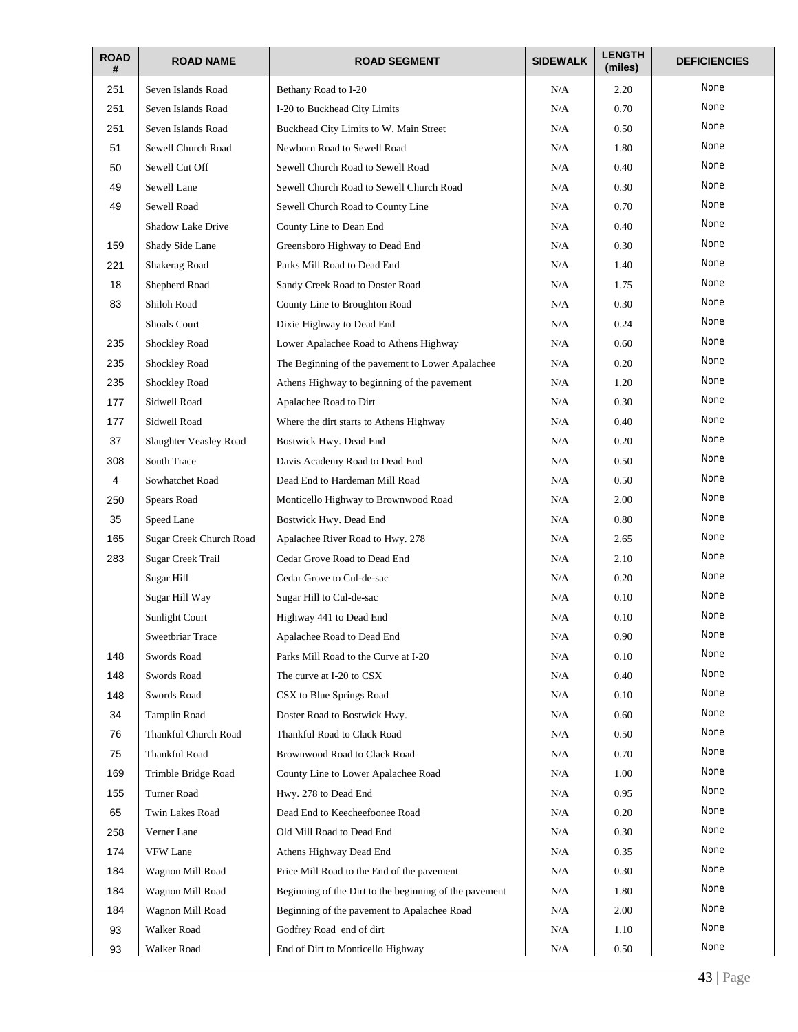| ROAD # | ROAD NAME | ROAD SEGMENT | SIDEWALK | LENGTH (miles) | DEFICIENCIES |
|---|---|---|---|---|---|
| 251 | Seven Islands Road | Bethany Road to I-20 | N/A | 2.20 | None |
| 251 | Seven Islands Road | I-20 to Buckhead City Limits | N/A | 0.70 | None |
| 251 | Seven Islands Road | Buckhead City Limits to W. Main Street | N/A | 0.50 | None |
| 51 | Sewell Church Road | Newborn Road to Sewell Road | N/A | 1.80 | None |
| 50 | Sewell Cut Off | Sewell Church Road to Sewell Road | N/A | 0.40 | None |
| 49 | Sewell Lane | Sewell Church Road to Sewell Church Road | N/A | 0.30 | None |
| 49 | Sewell Road | Sewell Church Road to County Line | N/A | 0.70 | None |
| | Shadow Lake Drive | County Line to Dean End | N/A | 0.40 | None |
| 159 | Shady Side Lane | Greensboro Highway to Dead End | N/A | 0.30 | None |
| 221 | Shakerag Road | Parks Mill Road to Dead End | N/A | 1.40 | None |
| 18 | Shepherd Road | Sandy Creek Road to Doster Road | N/A | 1.75 | None |
| 83 | Shiloh Road | County Line to Broughton Road | N/A | 0.30 | None |
| | Shoals Court | Dixie Highway to Dead End | N/A | 0.24 | None |
| 235 | Shockley Road | Lower Apalachee Road to Athens Highway | N/A | 0.60 | None |
| 235 | Shockley Road | The Beginning of the pavement to Lower Apalachee | N/A | 0.20 | None |
| 235 | Shockley Road | Athens Highway to beginning of the pavement | N/A | 1.20 | None |
| 177 | Sidwell Road | Apalachee Road to Dirt | N/A | 0.30 | None |
| 177 | Sidwell Road | Where the dirt starts to Athens Highway | N/A | 0.40 | None |
| 37 | Slaughter Veasley Road | Bostwick Hwy. Dead End | N/A | 0.20 | None |
| 308 | South Trace | Davis Academy Road to Dead End | N/A | 0.50 | None |
| 4 | Sowhatchet Road | Dead End to Hardeman Mill Road | N/A | 0.50 | None |
| 250 | Spears Road | Monticello Highway to Brownwood Road | N/A | 2.00 | None |
| 35 | Speed Lane | Bostwick Hwy. Dead End | N/A | 0.80 | None |
| 165 | Sugar Creek Church Road | Apalachee River Road to Hwy. 278 | N/A | 2.65 | None |
| 283 | Sugar Creek Trail | Cedar Grove Road to Dead End | N/A | 2.10 | None |
| | Sugar Hill | Cedar Grove to Cul-de-sac | N/A | 0.20 | None |
| | Sugar Hill Way | Sugar Hill to Cul-de-sac | N/A | 0.10 | None |
| | Sunlight Court | Highway 441 to Dead End | N/A | 0.10 | None |
| | Sweetbriar Trace | Apalachee Road to Dead End | N/A | 0.90 | None |
| 148 | Swords Road | Parks Mill Road to the Curve at I-20 | N/A | 0.10 | None |
| 148 | Swords Road | The curve at I-20 to CSX | N/A | 0.40 | None |
| 148 | Swords Road | CSX to Blue Springs Road | N/A | 0.10 | None |
| 34 | Tamplin Road | Doster Road to Bostwick Hwy. | N/A | 0.60 | None |
| 76 | Thankful Church Road | Thankful Road to Clack Road | N/A | 0.50 | None |
| 75 | Thankful Road | Brownwood Road to Clack Road | N/A | 0.70 | None |
| 169 | Trimble Bridge Road | County Line to Lower Apalachee Road | N/A | 1.00 | None |
| 155 | Turner Road | Hwy. 278 to Dead End | N/A | 0.95 | None |
| 65 | Twin Lakes Road | Dead End to Keecheefoonee Road | N/A | 0.20 | None |
| 258 | Verner Lane | Old Mill Road to Dead End | N/A | 0.30 | None |
| 174 | VFW Lane | Athens Highway Dead End | N/A | 0.35 | None |
| 184 | Wagnon Mill Road | Price Mill Road to the End of the pavement | N/A | 0.30 | None |
| 184 | Wagnon Mill Road | Beginning of the Dirt to the beginning of the pavement | N/A | 1.80 | None |
| 184 | Wagnon Mill Road | Beginning of the pavement to Apalachee Road | N/A | 2.00 | None |
| 93 | Walker Road | Godfrey Road end of dirt | N/A | 1.10 | None |
| 93 | Walker Road | End of Dirt to Monticello Highway | N/A | 0.50 | None |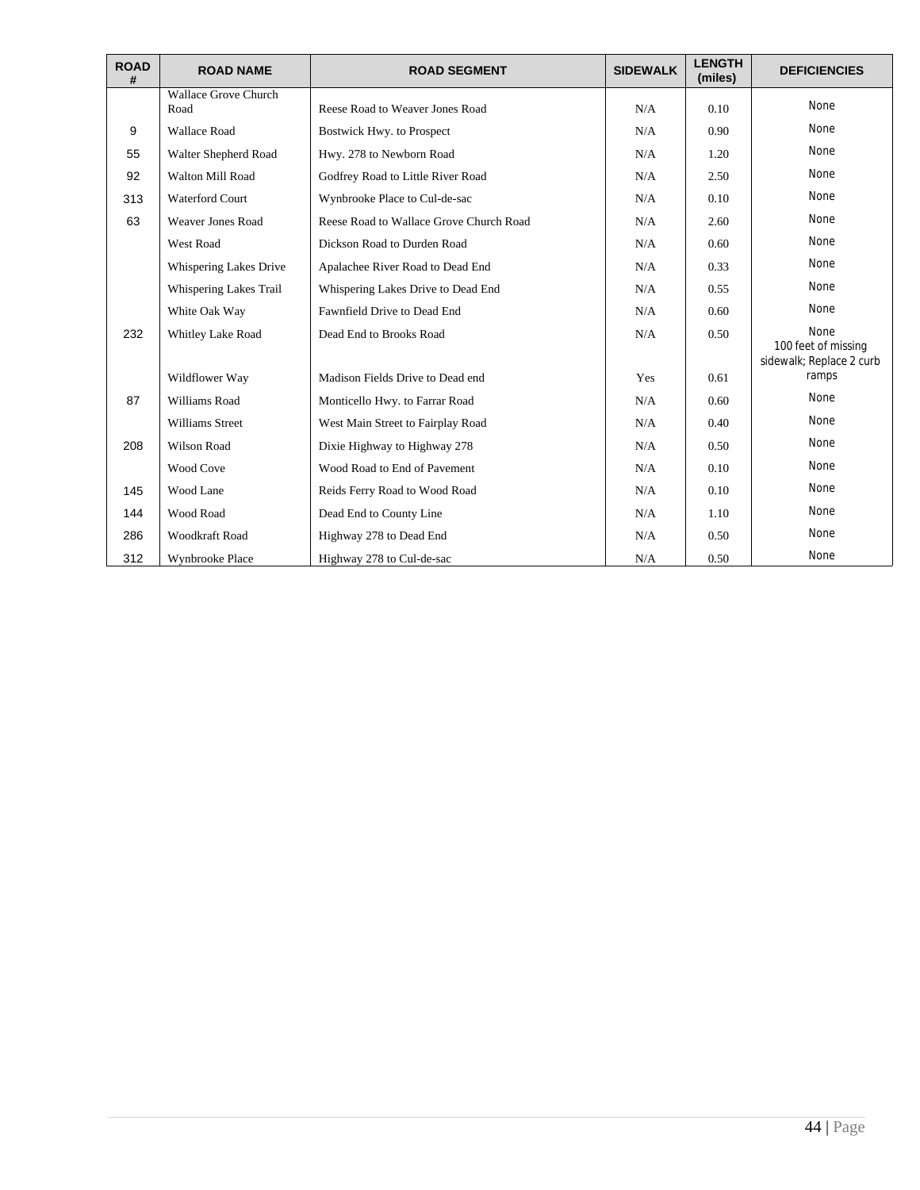| ROAD # | ROAD NAME | ROAD SEGMENT | SIDEWALK | LENGTH (miles) | DEFICIENCIES |
|---|---|---|---|---|---|
| | Wallace Grove Church Road | Reese Road to Weaver Jones Road | N/A | 0.10 | None |
| 9 | Wallace Road | Bostwick Hwy. to Prospect | N/A | 0.90 | None |
| 55 | Walter Shepherd Road | Hwy. 278 to Newborn Road | N/A | 1.20 | None |
| 92 | Walton Mill Road | Godfrey Road to Little River Road | N/A | 2.50 | None |
| 313 | Waterford Court | Wynbrooke Place to Cul-de-sac | N/A | 0.10 | None |
| 63 | Weaver Jones Road | Reese Road to Wallace Grove Church Road | N/A | 2.60 | None |
| | West Road | Dickson Road to Durden Road | N/A | 0.60 | None |
| | Whispering Lakes Drive | Apalachee River Road to Dead End | N/A | 0.33 | None |
| | Whispering Lakes Trail | Whispering Lakes Drive to Dead End | N/A | 0.55 | None |
| | White Oak Way | Fawnfield Drive to Dead End | N/A | 0.60 | None |
| 232 | Whitley Lake Road | Dead End to Brooks Road | N/A | 0.50 | None |
| | Wildflower Way | Madison Fields Drive to Dead end | Yes | 0.61 | 100 feet of missing sidewalk; Replace 2 curb ramps |
| 87 | Williams Road | Monticello Hwy. to Farrar Road | N/A | 0.60 | None |
| | Williams Street | West Main Street to Fairplay Road | N/A | 0.40 | None |
| 208 | Wilson Road | Dixie Highway to Highway 278 | N/A | 0.50 | None |
| | Wood Cove | Wood Road to End of Pavement | N/A | 0.10 | None |
| 145 | Wood Lane | Reids Ferry Road to Wood Road | N/A | 0.10 | None |
| 144 | Wood Road | Dead End to County Line | N/A | 1.10 | None |
| 286 | Woodkraft Road | Highway 278 to Dead End | N/A | 0.50 | None |
| 312 | Wynbrooke Place | Highway 278 to Cul-de-sac | N/A | 0.50 | None |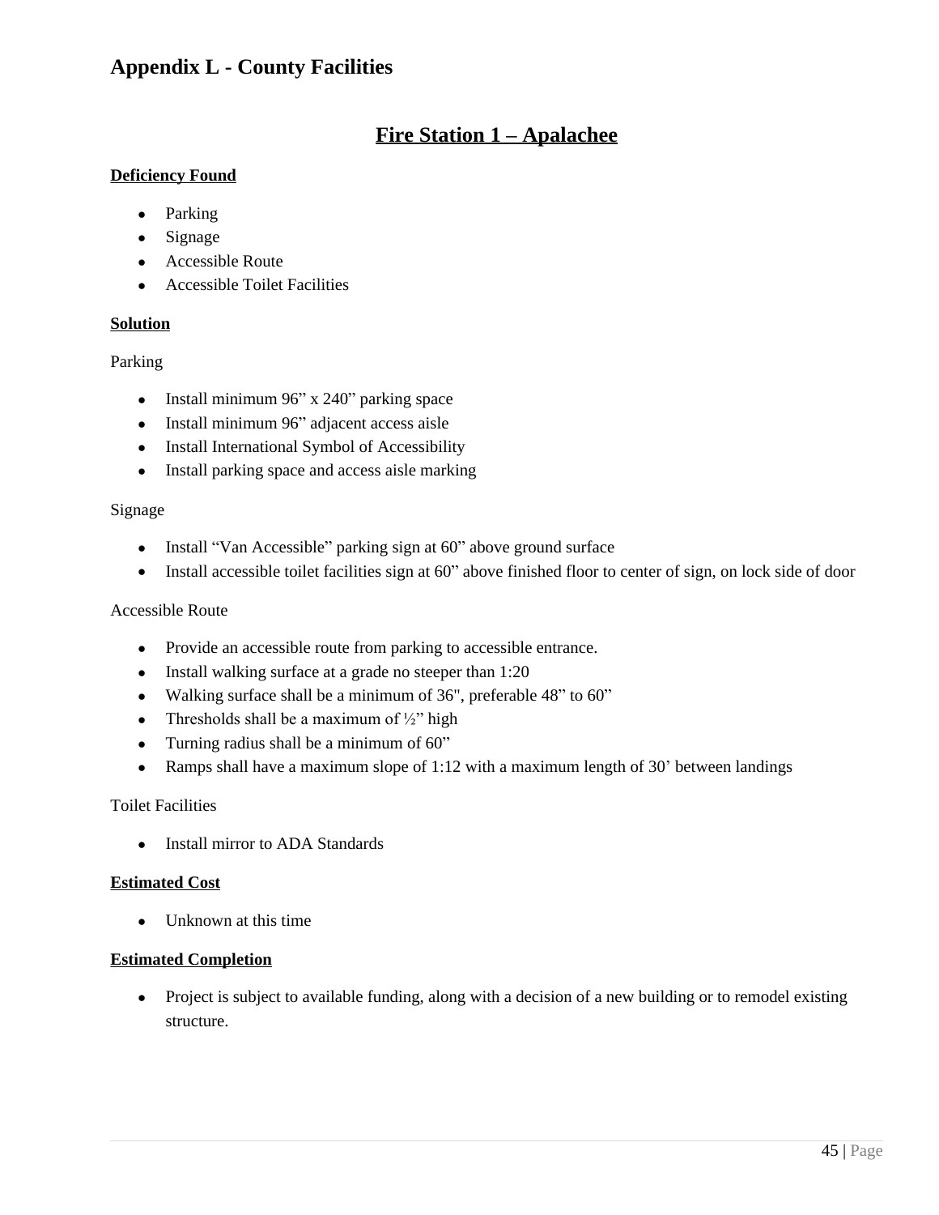# Appendix L - County Facilities

## Fire Station 1 – Apalachee

**Deficiency Found**

- Parking
- Signage
- Accessible Route
- Accessible Toilet Facilities

**Solution**

Parking

- Install minimum 96” x 240” parking space
- Install minimum 96” adjacent access aisle
- Install International Symbol of Accessibility
- Install parking space and access aisle marking

Signage

- Install “Van Accessible” parking sign at 60” above ground surface
- Install accessible toilet facilities sign at 60” above finished floor to center of sign, on lock side of door

Accessible Route

- Provide an accessible route from parking to accessible entrance.
- Install walking surface at a grade no steeper than 1:20
- Walking surface shall be a minimum of 36", preferable 48” to 60”
- Thresholds shall be a maximum of ½” high
- Turning radius shall be a minimum of 60”
- Ramps shall have a maximum slope of 1:12 with a maximum length of 30’ between landings

Toilet Facilities

- Install mirror to ADA Standards

**Estimated Cost**

- Unknown at this time

**Estimated Completion**

- Project is subject to available funding, along with a decision of a new building or to remodel existing structure.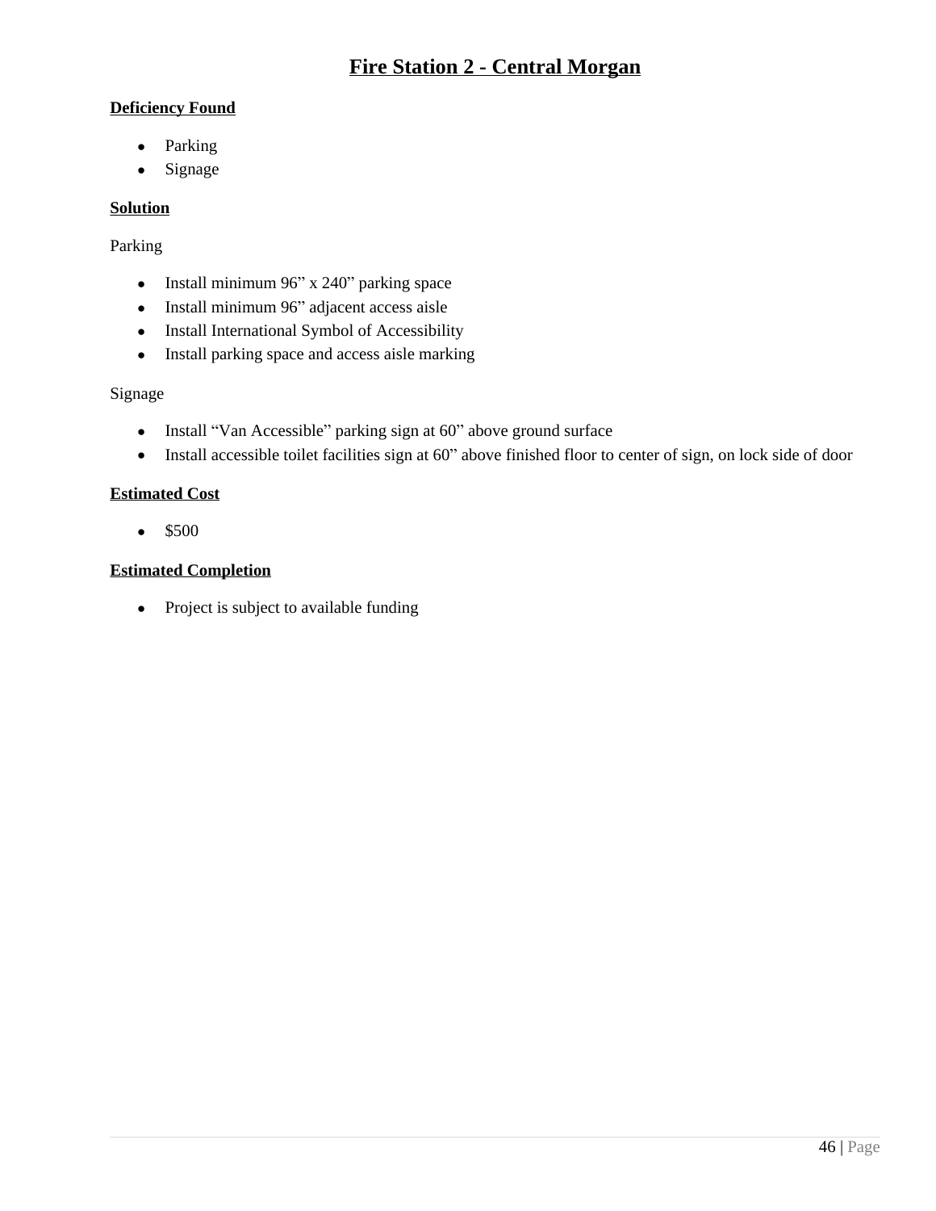## <u>Fire Station 2 - Central Morgan</u>

**<u>Deficiency Found</u>**

- Parking
- Signage

**<u>Solution</u>**

Parking

- Install minimum 96" x 240" parking space
- Install minimum 96" adjacent access aisle
- Install International Symbol of Accessibility
- Install parking space and access aisle marking

Signage

- Install "Van Accessible" parking sign at 60" above ground surface
- Install accessible toilet facilities sign at 60" above finished floor to center of sign, on lock side of door

**<u>Estimated Cost</u>**

- $500

**<u>Estimated Completion</u>**

- Project is subject to available funding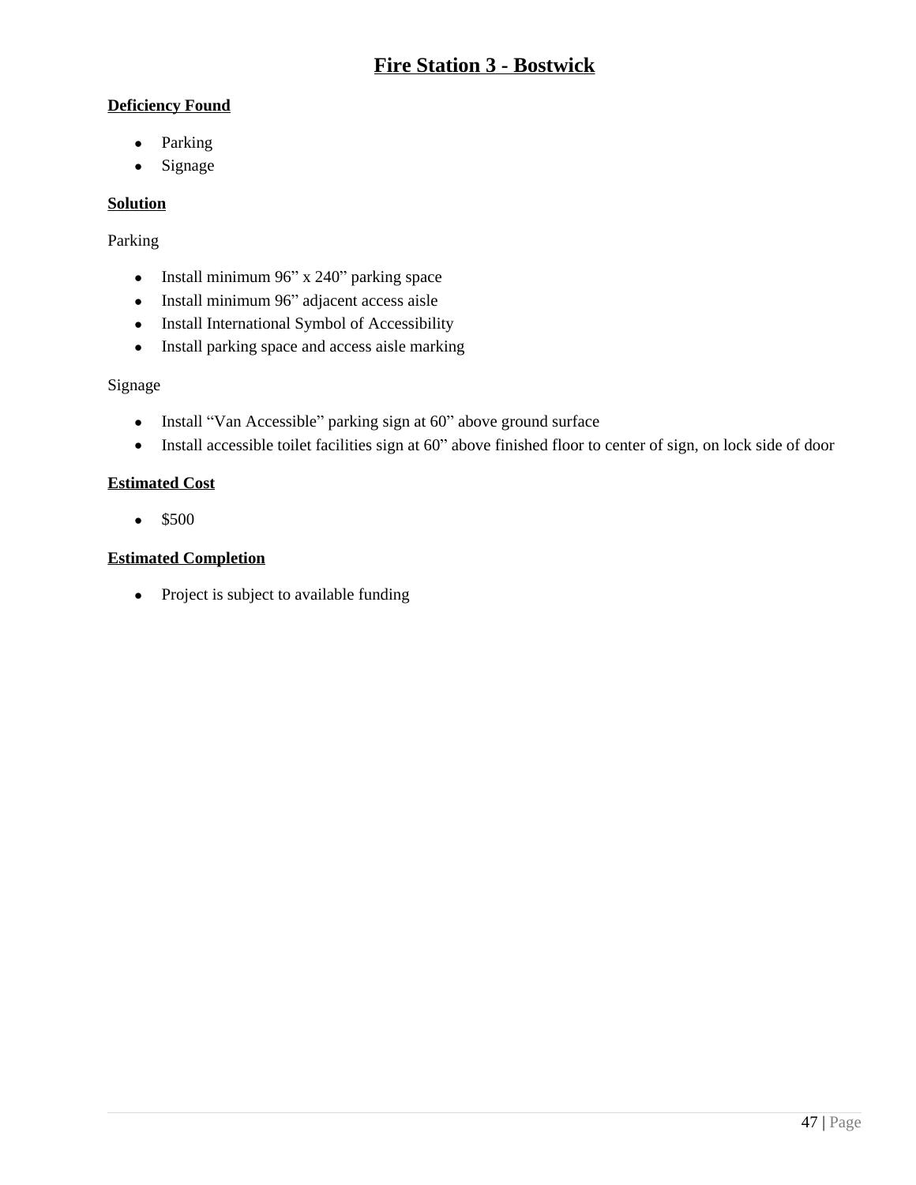# Fire Station 3 - Bostwick

**Deficiency Found**

- Parking
- Signage

**Solution**

Parking

- Install minimum 96” x 240” parking space
- Install minimum 96” adjacent access aisle
- Install International Symbol of Accessibility
- Install parking space and access aisle marking

Signage

- Install “Van Accessible” parking sign at 60” above ground surface
- Install accessible toilet facilities sign at 60” above finished floor to center of sign, on lock side of door

**Estimated Cost**

- $500

**Estimated Completion**

- Project is subject to available funding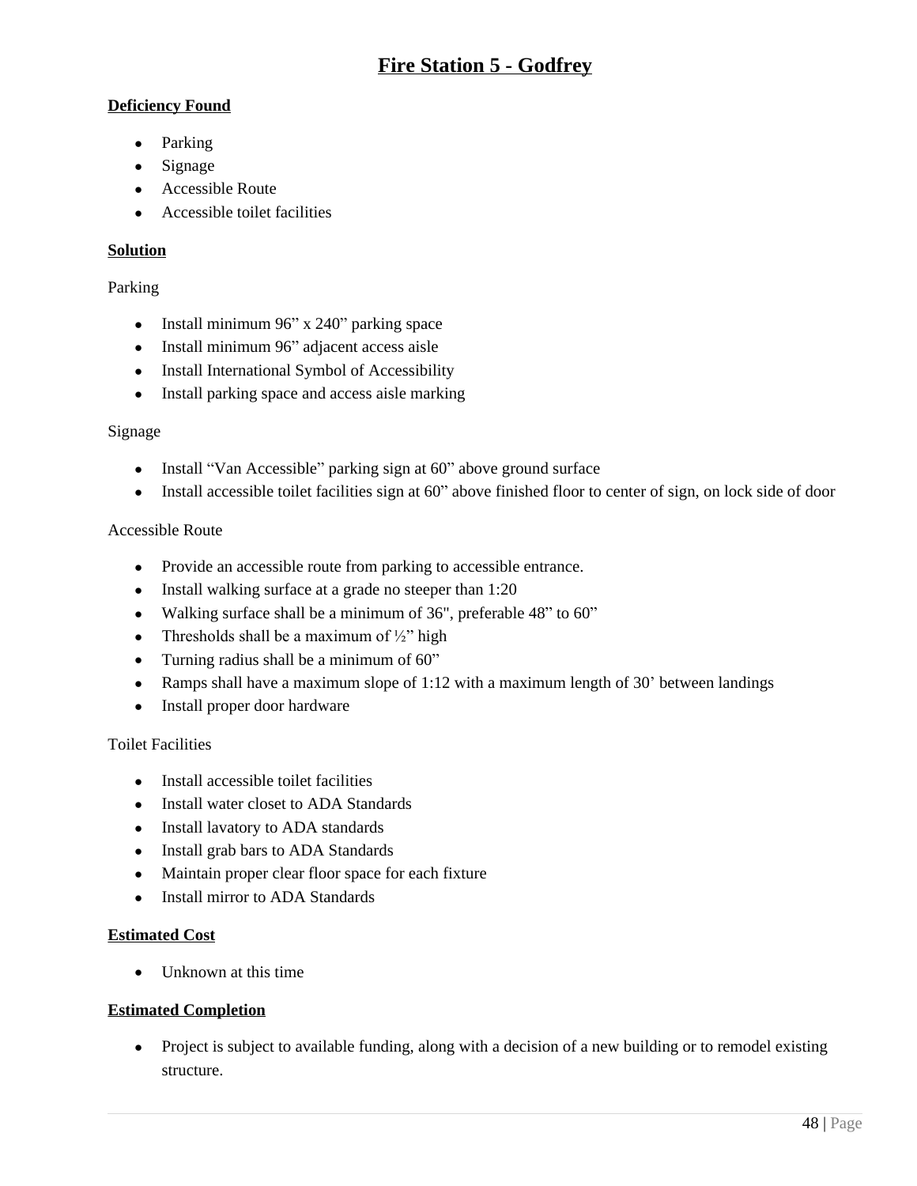# Fire Station 5 - Godfrey

**Deficiency Found**

- Parking
- Signage
- Accessible Route
- Accessible toilet facilities

**Solution**

Parking

- Install minimum 96" x 240" parking space
- Install minimum 96" adjacent access aisle
- Install International Symbol of Accessibility
- Install parking space and access aisle marking

Signage

- Install "Van Accessible" parking sign at 60" above ground surface
- Install accessible toilet facilities sign at 60" above finished floor to center of sign, on lock side of door

Accessible Route

- Provide an accessible route from parking to accessible entrance.
- Install walking surface at a grade no steeper than 1:20
- Walking surface shall be a minimum of 36", preferable 48" to 60"
- Thresholds shall be a maximum of ½" high
- Turning radius shall be a minimum of 60"
- Ramps shall have a maximum slope of 1:12 with a maximum length of 30' between landings
- Install proper door hardware

Toilet Facilities

- Install accessible toilet facilities
- Install water closet to ADA Standards
- Install lavatory to ADA standards
- Install grab bars to ADA Standards
- Maintain proper clear floor space for each fixture
- Install mirror to ADA Standards

**Estimated Cost**

- Unknown at this time

**Estimated Completion**

- Project is subject to available funding, along with a decision of a new building or to remodel existing structure.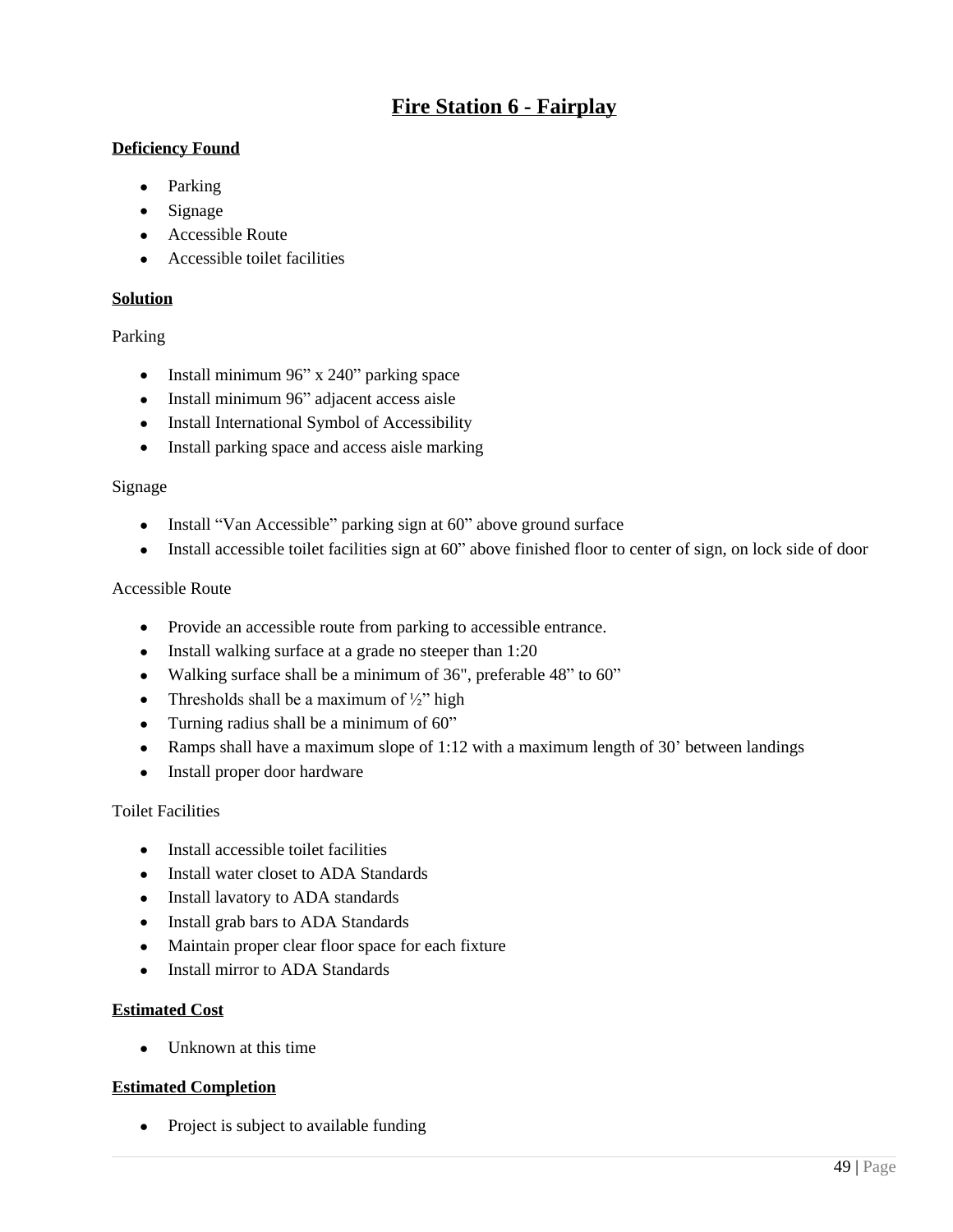# Fire Station 6 - Fairplay

**Deficiency Found**

- Parking
- Signage
- Accessible Route
- Accessible toilet facilities

**Solution**

Parking

- Install minimum 96" x 240" parking space
- Install minimum 96" adjacent access aisle
- Install International Symbol of Accessibility
- Install parking space and access aisle marking

Signage

- Install "Van Accessible" parking sign at 60" above ground surface
- Install accessible toilet facilities sign at 60" above finished floor to center of sign, on lock side of door

Accessible Route

- Provide an accessible route from parking to accessible entrance.
- Install walking surface at a grade no steeper than 1:20
- Walking surface shall be a minimum of 36", preferable 48" to 60"
- Thresholds shall be a maximum of ½" high
- Turning radius shall be a minimum of 60"
- Ramps shall have a maximum slope of 1:12 with a maximum length of 30' between landings
- Install proper door hardware

Toilet Facilities

- Install accessible toilet facilities
- Install water closet to ADA Standards
- Install lavatory to ADA standards
- Install grab bars to ADA Standards
- Maintain proper clear floor space for each fixture
- Install mirror to ADA Standards

**Estimated Cost**

- Unknown at this time

**Estimated Completion**

- Project is subject to available funding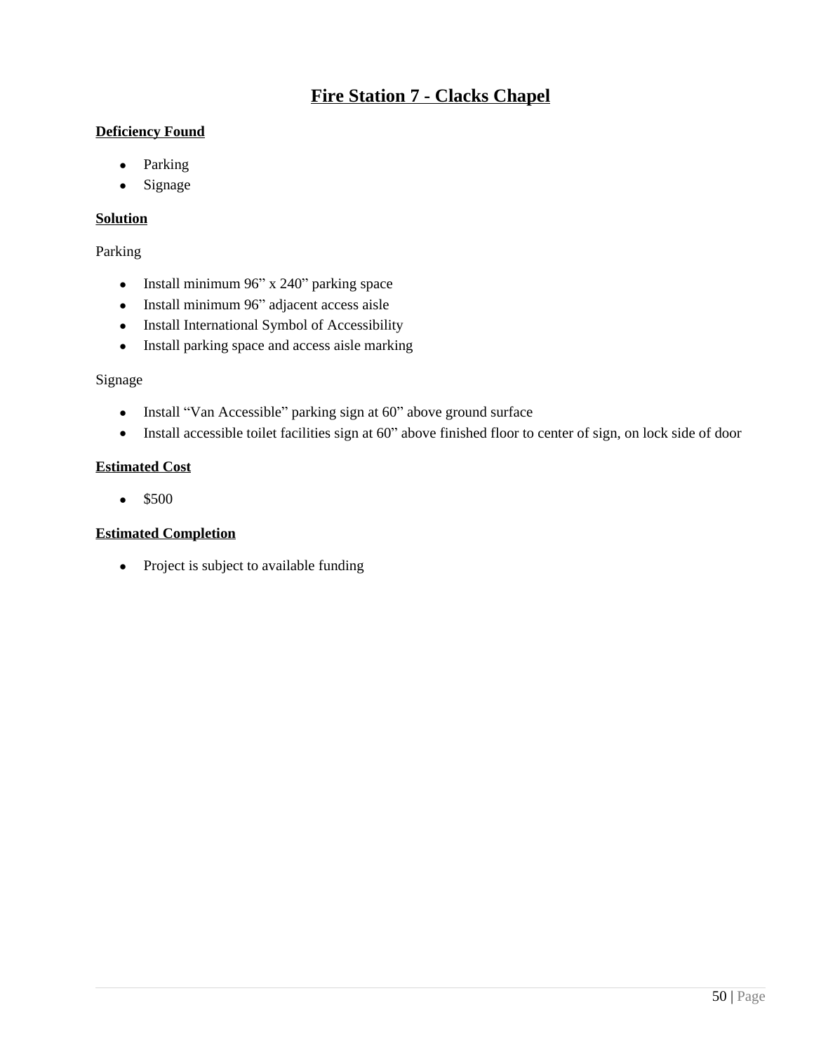# Fire Station 7 - Clacks Chapel

**Deficiency Found**

- Parking
- Signage

**Solution**

Parking

- Install minimum 96” x 240” parking space
- Install minimum 96” adjacent access aisle
- Install International Symbol of Accessibility
- Install parking space and access aisle marking

Signage

- Install “Van Accessible” parking sign at 60” above ground surface
- Install accessible toilet facilities sign at 60” above finished floor to center of sign, on lock side of door

**Estimated Cost**

- $500

**Estimated Completion**

- Project is subject to available funding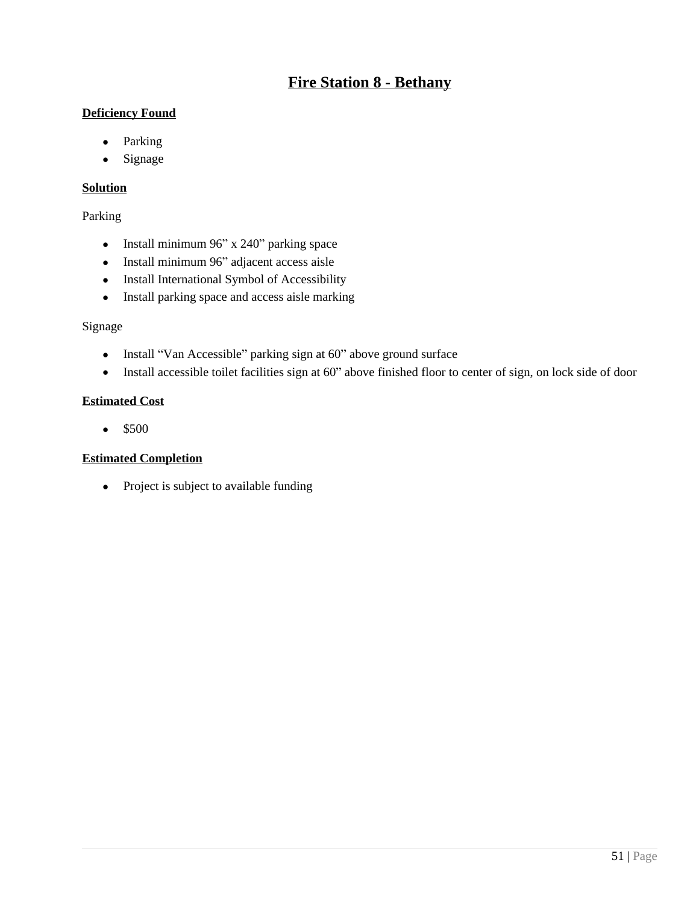# Fire Station 8 - Bethany

**Deficiency Found**

- Parking
- Signage

**Solution**

Parking

- Install minimum 96” x 240” parking space
- Install minimum 96” adjacent access aisle
- Install International Symbol of Accessibility
- Install parking space and access aisle marking

Signage

- Install “Van Accessible” parking sign at 60” above ground surface
- Install accessible toilet facilities sign at 60” above finished floor to center of sign, on lock side of door

**Estimated Cost**

- $500

**Estimated Completion**

- Project is subject to available funding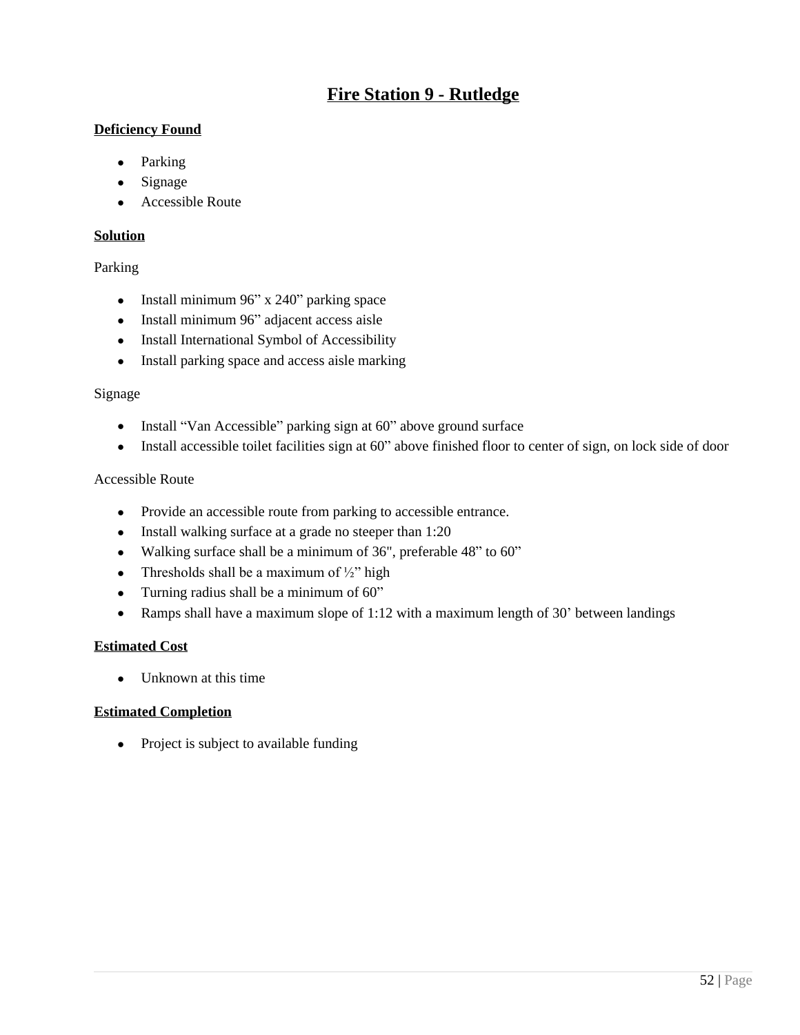# Fire Station 9 - Rutledge

**Deficiency Found**

- Parking
- Signage
- Accessible Route

**Solution**

Parking

- Install minimum 96" x 240" parking space
- Install minimum 96" adjacent access aisle
- Install International Symbol of Accessibility
- Install parking space and access aisle marking

Signage

- Install "Van Accessible" parking sign at 60" above ground surface
- Install accessible toilet facilities sign at 60" above finished floor to center of sign, on lock side of door

Accessible Route

- Provide an accessible route from parking to accessible entrance.
- Install walking surface at a grade no steeper than 1:20
- Walking surface shall be a minimum of 36", preferable 48" to 60"
- Thresholds shall be a maximum of ½" high
- Turning radius shall be a minimum of 60"
- Ramps shall have a maximum slope of 1:12 with a maximum length of 30' between landings

**Estimated Cost**

- Unknown at this time

**Estimated Completion**

- Project is subject to available funding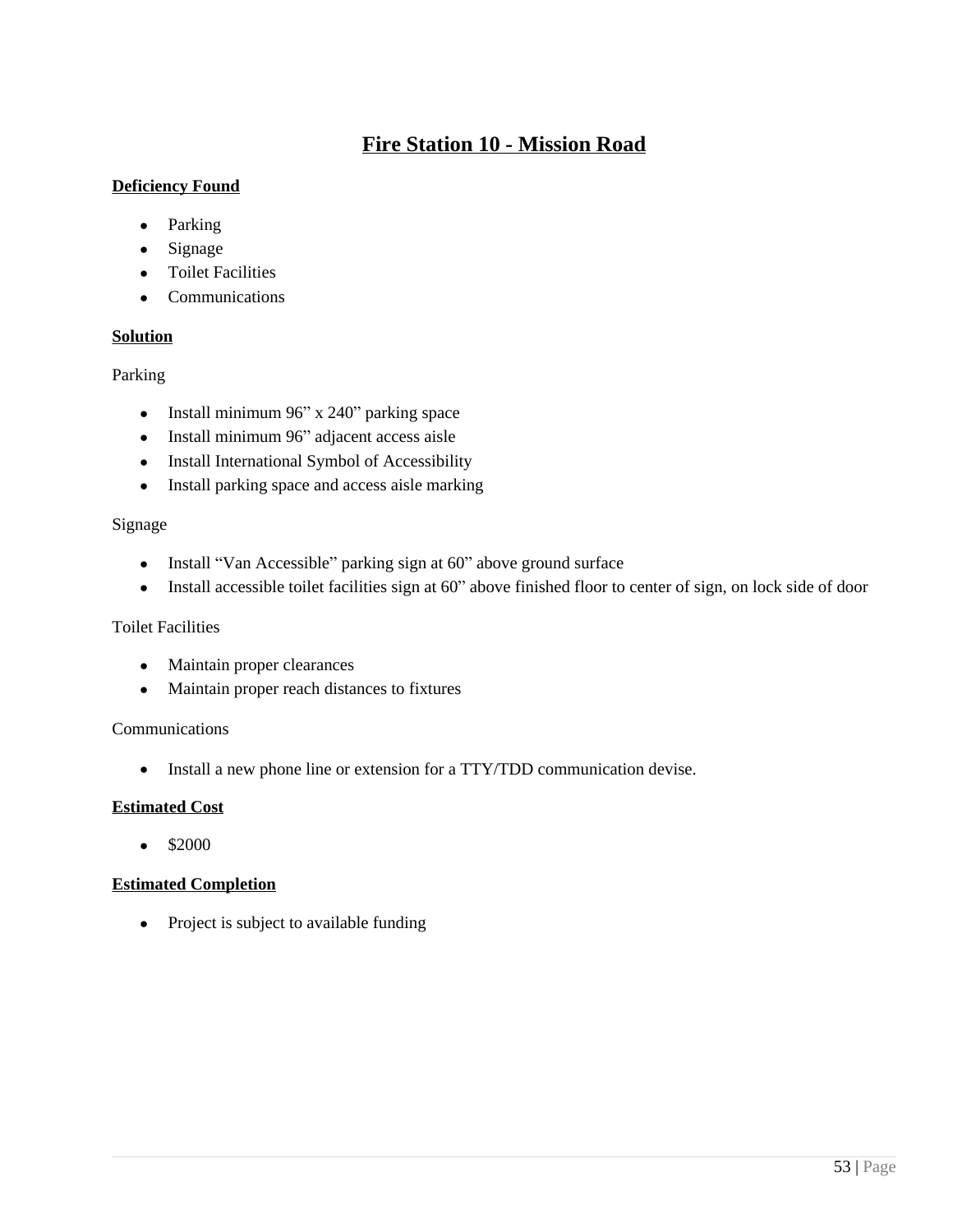# Fire Station 10 - Mission Road

**Deficiency Found**

- Parking
- Signage
- Toilet Facilities
- Communications

**Solution**

Parking

- Install minimum 96” x 240” parking space
- Install minimum 96” adjacent access aisle
- Install International Symbol of Accessibility
- Install parking space and access aisle marking

Signage

- Install “Van Accessible” parking sign at 60” above ground surface
- Install accessible toilet facilities sign at 60” above finished floor to center of sign, on lock side of door

Toilet Facilities

- Maintain proper clearances
- Maintain proper reach distances to fixtures

Communications

- Install a new phone line or extension for a TTY/TDD communication devise.

**Estimated Cost**

- $2000

**Estimated Completion**

- Project is subject to available funding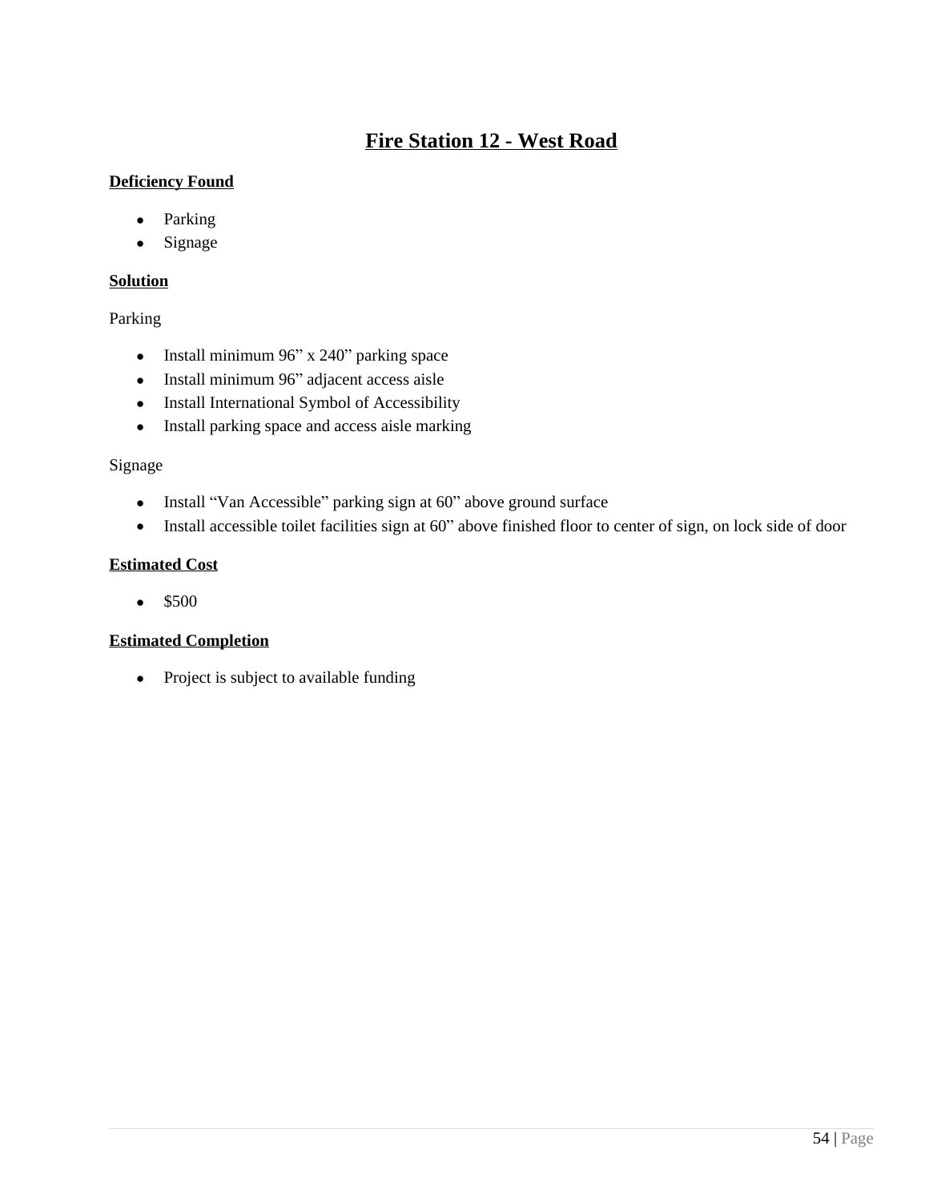## Fire Station 12 - West Road

**Deficiency Found**

- Parking
- Signage

**Solution**

Parking

- Install minimum 96” x 240” parking space
- Install minimum 96” adjacent access aisle
- Install International Symbol of Accessibility
- Install parking space and access aisle marking

Signage

- Install “Van Accessible” parking sign at 60” above ground surface
- Install accessible toilet facilities sign at 60” above finished floor to center of sign, on lock side of door

**Estimated Cost**

- $500

**Estimated Completion**

- Project is subject to available funding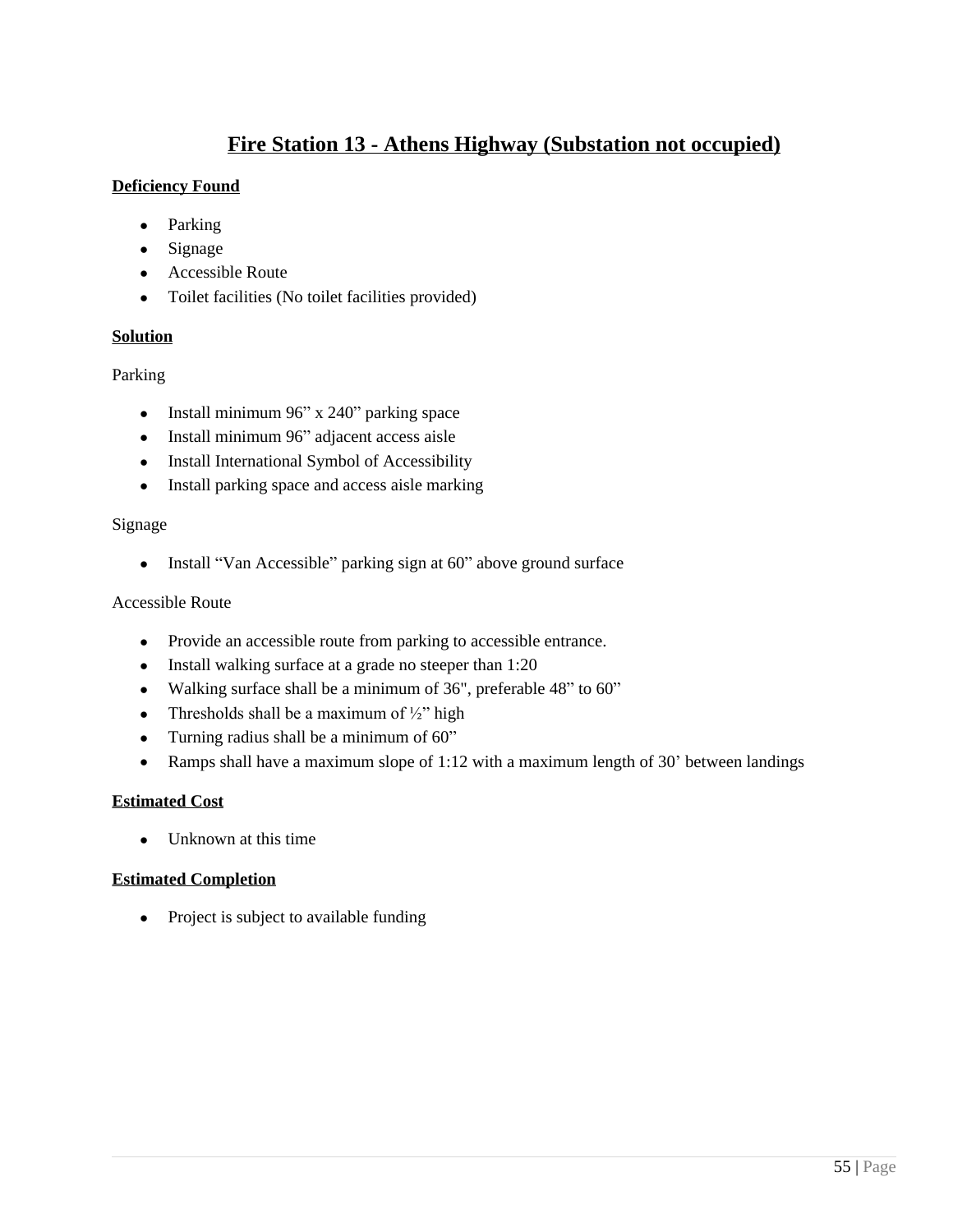# Fire Station 13 - Athens Highway (Substation not occupied)

**Deficiency Found**

- Parking
- Signage
- Accessible Route
- Toilet facilities (No toilet facilities provided)

**Solution**

Parking

- Install minimum 96" x 240" parking space
- Install minimum 96" adjacent access aisle
- Install International Symbol of Accessibility
- Install parking space and access aisle marking

Signage

- Install "Van Accessible" parking sign at 60" above ground surface

Accessible Route

- Provide an accessible route from parking to accessible entrance.
- Install walking surface at a grade no steeper than 1:20
- Walking surface shall be a minimum of 36", preferable 48" to 60"
- Thresholds shall be a maximum of ½" high
- Turning radius shall be a minimum of 60"
- Ramps shall have a maximum slope of 1:12 with a maximum length of 30' between landings

**Estimated Cost**

- Unknown at this time

**Estimated Completion**

- Project is subject to available funding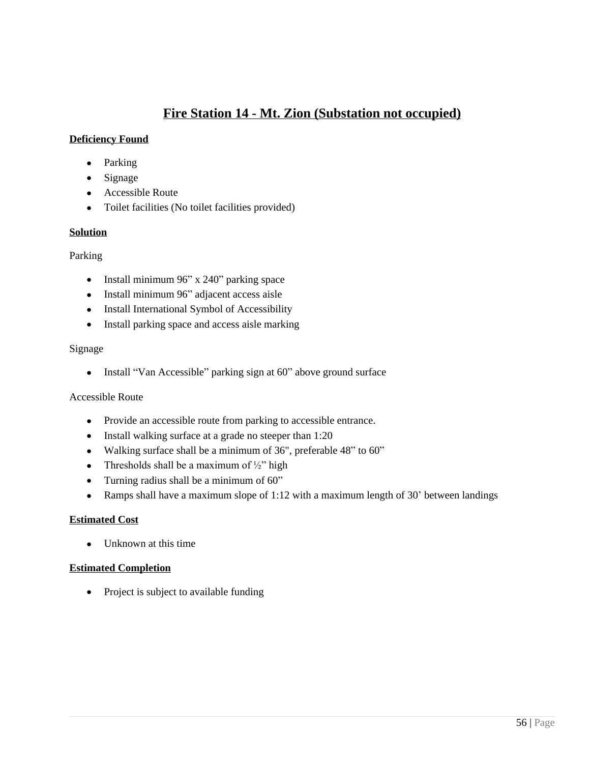## Fire Station 14 - Mt. Zion (Substation not occupied)

**Deficiency Found**

- Parking
- Signage
- Accessible Route
- Toilet facilities (No toilet facilities provided)

**Solution**

Parking

- Install minimum 96" x 240" parking space
- Install minimum 96" adjacent access aisle
- Install International Symbol of Accessibility
- Install parking space and access aisle marking

Signage

- Install "Van Accessible" parking sign at 60" above ground surface

Accessible Route

- Provide an accessible route from parking to accessible entrance.
- Install walking surface at a grade no steeper than 1:20
- Walking surface shall be a minimum of 36", preferable 48" to 60"
- Thresholds shall be a maximum of ½" high
- Turning radius shall be a minimum of 60"
- Ramps shall have a maximum slope of 1:12 with a maximum length of 30' between landings

**Estimated Cost**

- Unknown at this time

**Estimated Completion**

- Project is subject to available funding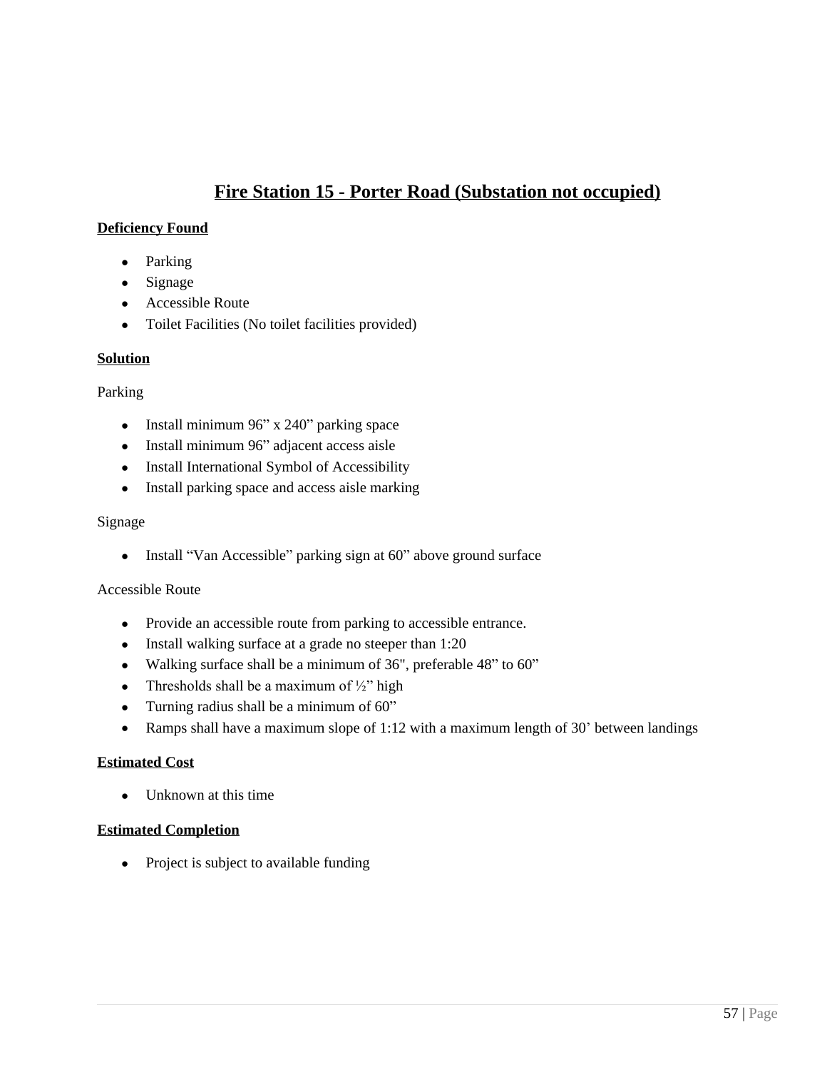## Fire Station 15 - Porter Road (Substation not occupied)

**Deficiency Found**

- Parking
- Signage
- Accessible Route
- Toilet Facilities (No toilet facilities provided)

**Solution**

Parking

- Install minimum 96" x 240" parking space
- Install minimum 96" adjacent access aisle
- Install International Symbol of Accessibility
- Install parking space and access aisle marking

Signage

- Install "Van Accessible" parking sign at 60" above ground surface

Accessible Route

- Provide an accessible route from parking to accessible entrance.
- Install walking surface at a grade no steeper than 1:20
- Walking surface shall be a minimum of 36", preferable 48" to 60"
- Thresholds shall be a maximum of ½" high
- Turning radius shall be a minimum of 60"
- Ramps shall have a maximum slope of 1:12 with a maximum length of 30' between landings

**Estimated Cost**

- Unknown at this time

**Estimated Completion**

- Project is subject to available funding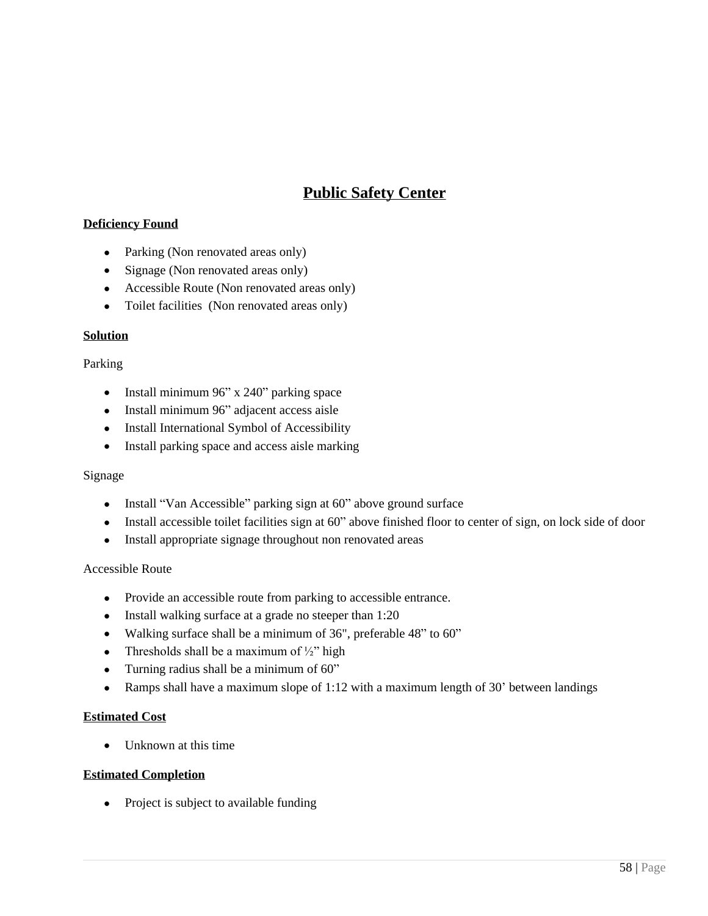# Public Safety Center

**Deficiency Found**

- Parking (Non renovated areas only)
- Signage (Non renovated areas only)
- Accessible Route (Non renovated areas only)
- Toilet facilities  (Non renovated areas only)

**Solution**

Parking

- Install minimum 96" x 240" parking space
- Install minimum 96" adjacent access aisle
- Install International Symbol of Accessibility
- Install parking space and access aisle marking

Signage

- Install "Van Accessible" parking sign at 60" above ground surface
- Install accessible toilet facilities sign at 60" above finished floor to center of sign, on lock side of door
- Install appropriate signage throughout non renovated areas

Accessible Route

- Provide an accessible route from parking to accessible entrance.
- Install walking surface at a grade no steeper than 1:20
- Walking surface shall be a minimum of 36", preferable 48" to 60"
- Thresholds shall be a maximum of ½" high
- Turning radius shall be a minimum of 60"
- Ramps shall have a maximum slope of 1:12 with a maximum length of 30' between landings

**Estimated Cost**

- Unknown at this time

**Estimated Completion**

- Project is subject to available funding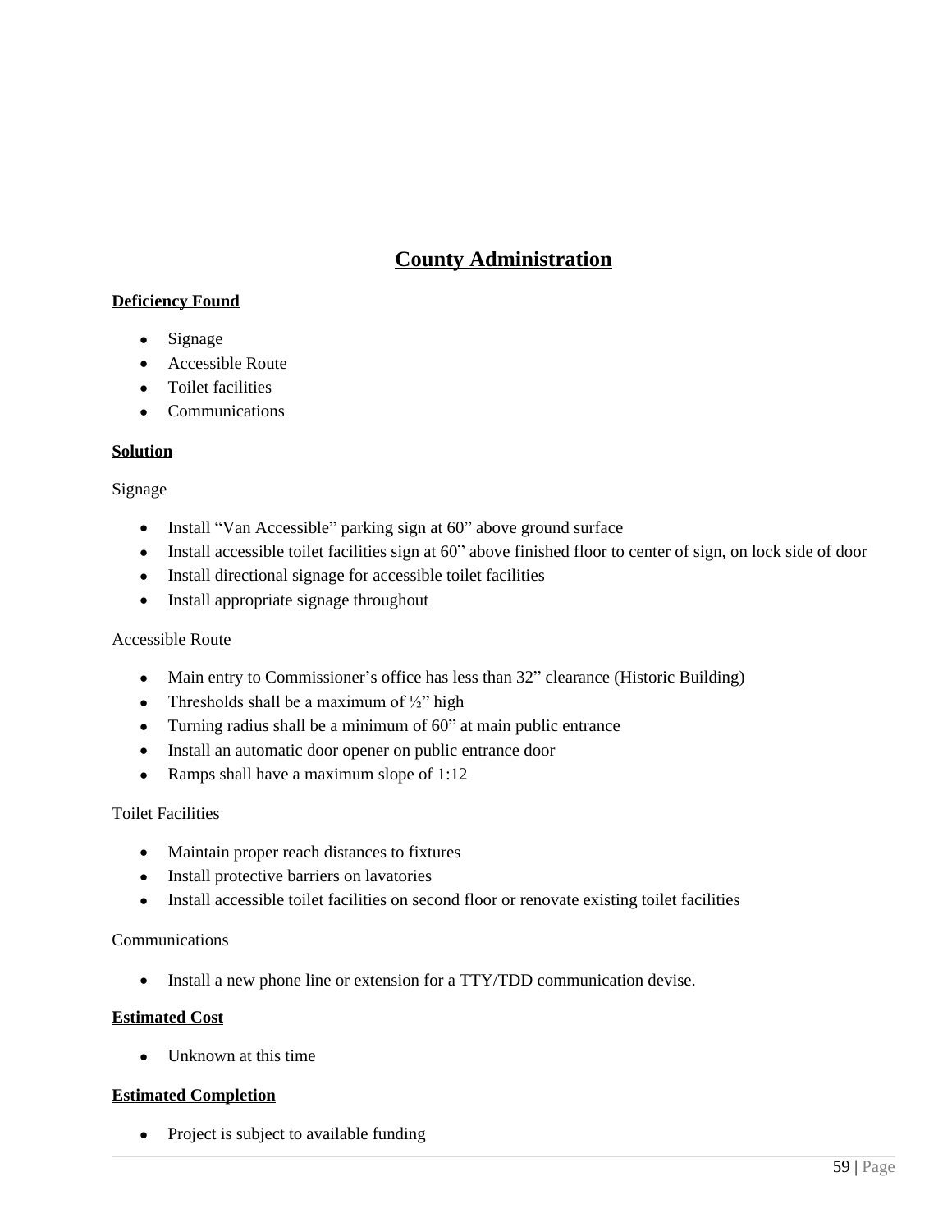# County Administration

**Deficiency Found**

- Signage
- Accessible Route
- Toilet facilities
- Communications

**Solution**

Signage

- Install "Van Accessible" parking sign at 60" above ground surface
- Install accessible toilet facilities sign at 60" above finished floor to center of sign, on lock side of door
- Install directional signage for accessible toilet facilities
- Install appropriate signage throughout

Accessible Route

- Main entry to Commissioner's office has less than 32" clearance (Historic Building)
- Thresholds shall be a maximum of ½" high
- Turning radius shall be a minimum of 60" at main public entrance
- Install an automatic door opener on public entrance door
- Ramps shall have a maximum slope of 1:12

Toilet Facilities

- Maintain proper reach distances to fixtures
- Install protective barriers on lavatories
- Install accessible toilet facilities on second floor or renovate existing toilet facilities

Communications

- Install a new phone line or extension for a TTY/TDD communication devise.

**Estimated Cost**

- Unknown at this time

**Estimated Completion**

- Project is subject to available funding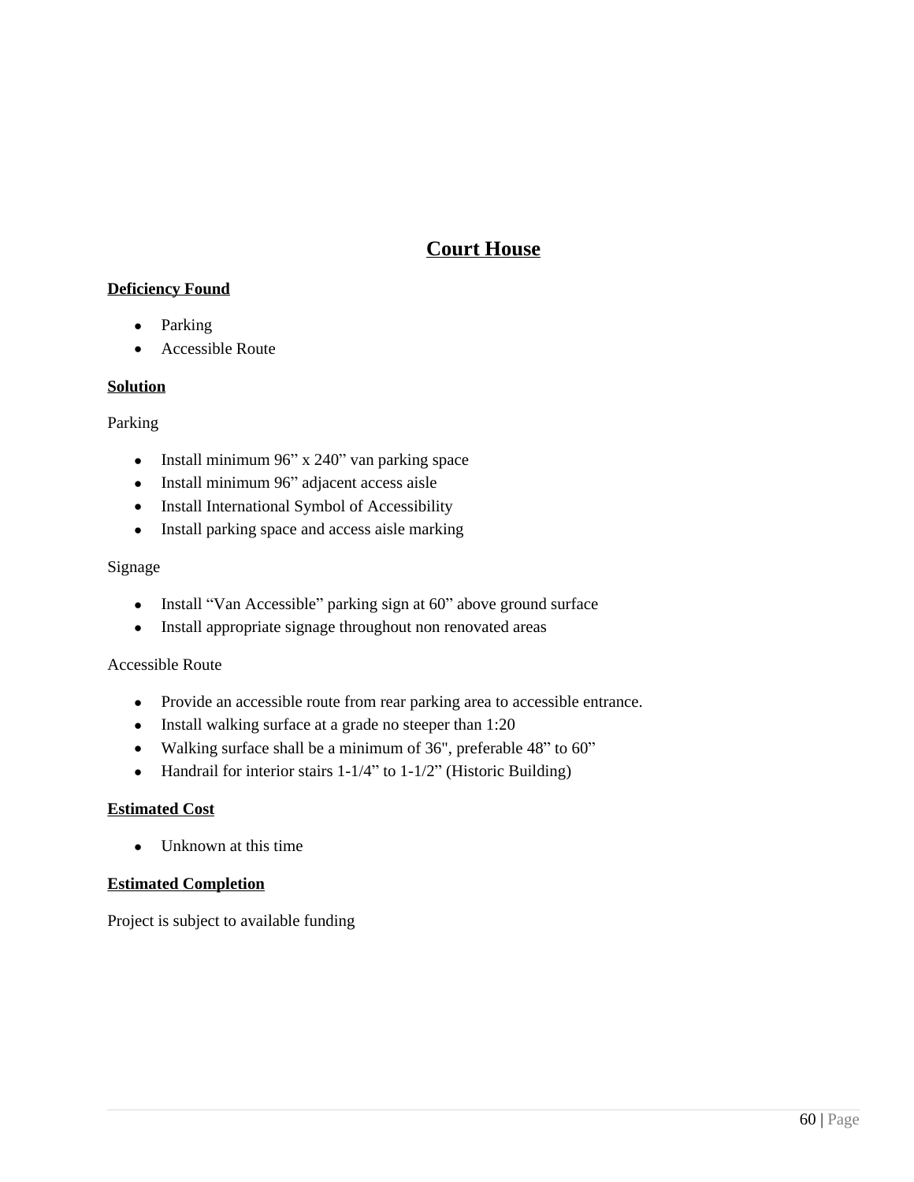# Court House

**Deficiency Found**

- Parking
- Accessible Route

**Solution**

Parking

- Install minimum 96” x 240” van parking space
- Install minimum 96” adjacent access aisle
- Install International Symbol of Accessibility
- Install parking space and access aisle marking

Signage

- Install “Van Accessible” parking sign at 60” above ground surface
- Install appropriate signage throughout non renovated areas

Accessible Route

- Provide an accessible route from rear parking area to accessible entrance.
- Install walking surface at a grade no steeper than 1:20
- Walking surface shall be a minimum of 36", preferable 48” to 60”
- Handrail for interior stairs 1-1/4” to 1-1/2” (Historic Building)

**Estimated Cost**

- Unknown at this time

**Estimated Completion**

Project is subject to available funding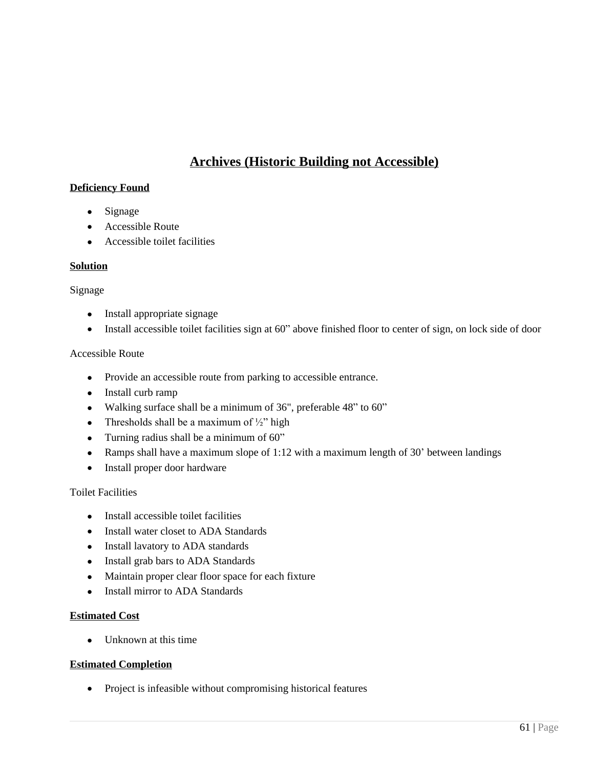## Archives (Historic Building not Accessible)

**Deficiency Found**

- Signage
- Accessible Route
- Accessible toilet facilities

**Solution**

Signage

- Install appropriate signage
- Install accessible toilet facilities sign at 60" above finished floor to center of sign, on lock side of door

Accessible Route

- Provide an accessible route from parking to accessible entrance.
- Install curb ramp
- Walking surface shall be a minimum of 36", preferable 48" to 60"
- Thresholds shall be a maximum of ½" high
- Turning radius shall be a minimum of 60"
- Ramps shall have a maximum slope of 1:12 with a maximum length of 30' between landings
- Install proper door hardware

Toilet Facilities

- Install accessible toilet facilities
- Install water closet to ADA Standards
- Install lavatory to ADA standards
- Install grab bars to ADA Standards
- Maintain proper clear floor space for each fixture
- Install mirror to ADA Standards

**Estimated Cost**

- Unknown at this time

**Estimated Completion**

- Project is infeasible without compromising historical features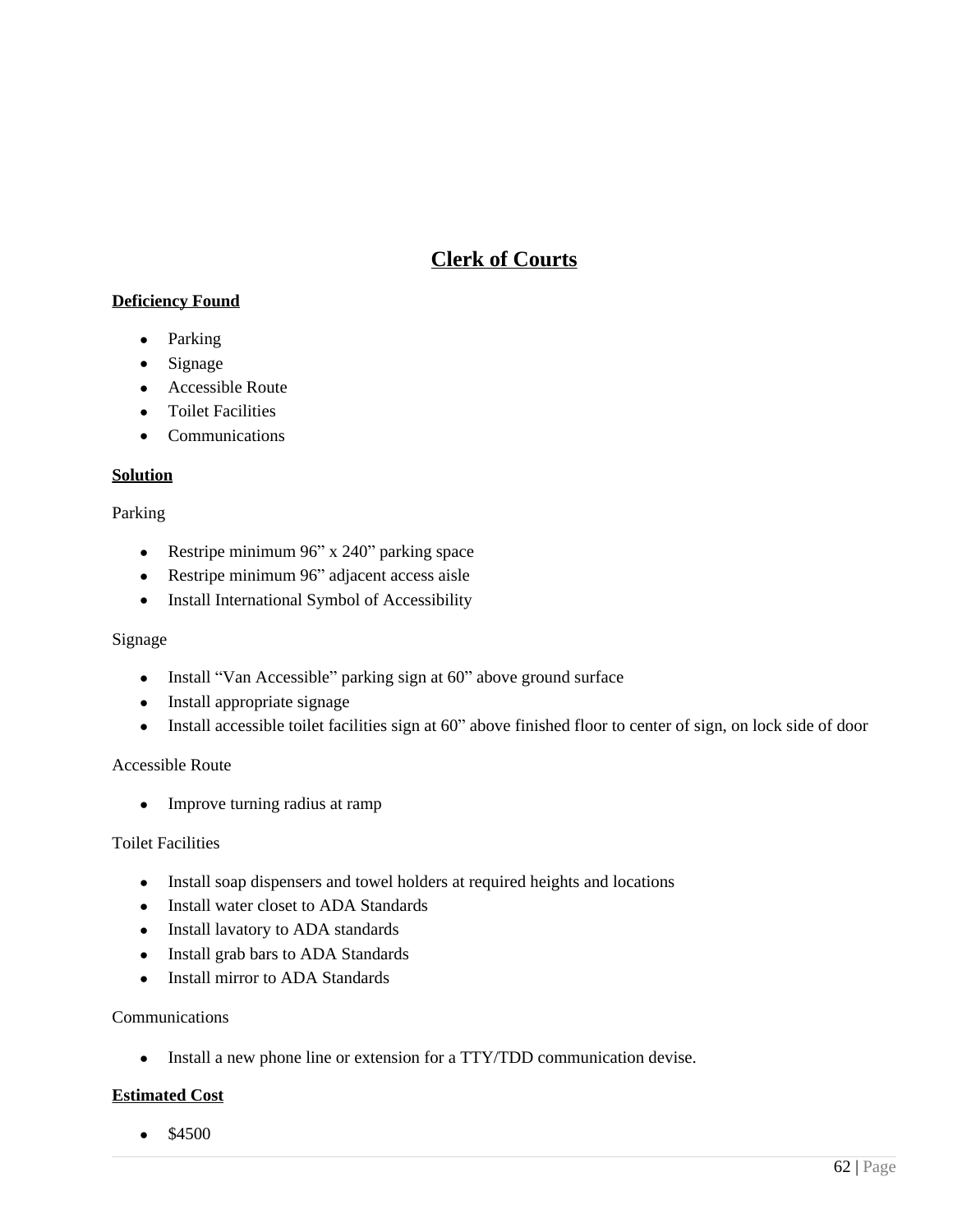# Clerk of Courts

**Deficiency Found**

- Parking
- Signage
- Accessible Route
- Toilet Facilities
- Communications

**Solution**

Parking

- Restripe minimum 96" x 240" parking space
- Restripe minimum 96" adjacent access aisle
- Install International Symbol of Accessibility

Signage

- Install "Van Accessible" parking sign at 60" above ground surface
- Install appropriate signage
- Install accessible toilet facilities sign at 60" above finished floor to center of sign, on lock side of door

Accessible Route

- Improve turning radius at ramp

Toilet Facilities

- Install soap dispensers and towel holders at required heights and locations
- Install water closet to ADA Standards
- Install lavatory to ADA standards
- Install grab bars to ADA Standards
- Install mirror to ADA Standards

Communications

- Install a new phone line or extension for a TTY/TDD communication devise.

**Estimated Cost**

- $4500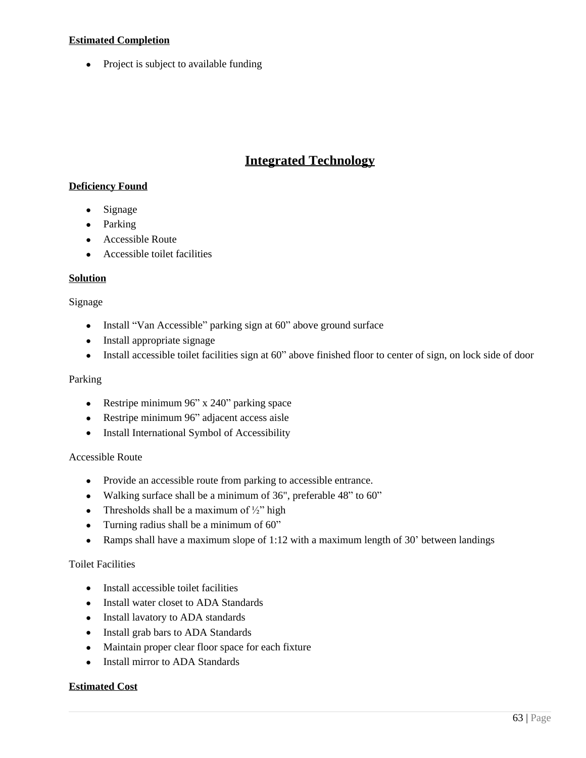**Estimated Completion**

- Project is subject to available funding

## Integrated Technology

**Deficiency Found**

- Signage
- Parking
- Accessible Route
- Accessible toilet facilities

**Solution**

Signage

- Install "Van Accessible" parking sign at 60" above ground surface
- Install appropriate signage
- Install accessible toilet facilities sign at 60" above finished floor to center of sign, on lock side of door

Parking

- Restripe minimum 96" x 240" parking space
- Restripe minimum 96" adjacent access aisle
- Install International Symbol of Accessibility

Accessible Route

- Provide an accessible route from parking to accessible entrance.
- Walking surface shall be a minimum of 36", preferable 48" to 60"
- Thresholds shall be a maximum of ½" high
- Turning radius shall be a minimum of 60"
- Ramps shall have a maximum slope of 1:12 with a maximum length of 30' between landings

Toilet Facilities

- Install accessible toilet facilities
- Install water closet to ADA Standards
- Install lavatory to ADA standards
- Install grab bars to ADA Standards
- Maintain proper clear floor space for each fixture
- Install mirror to ADA Standards

**Estimated Cost**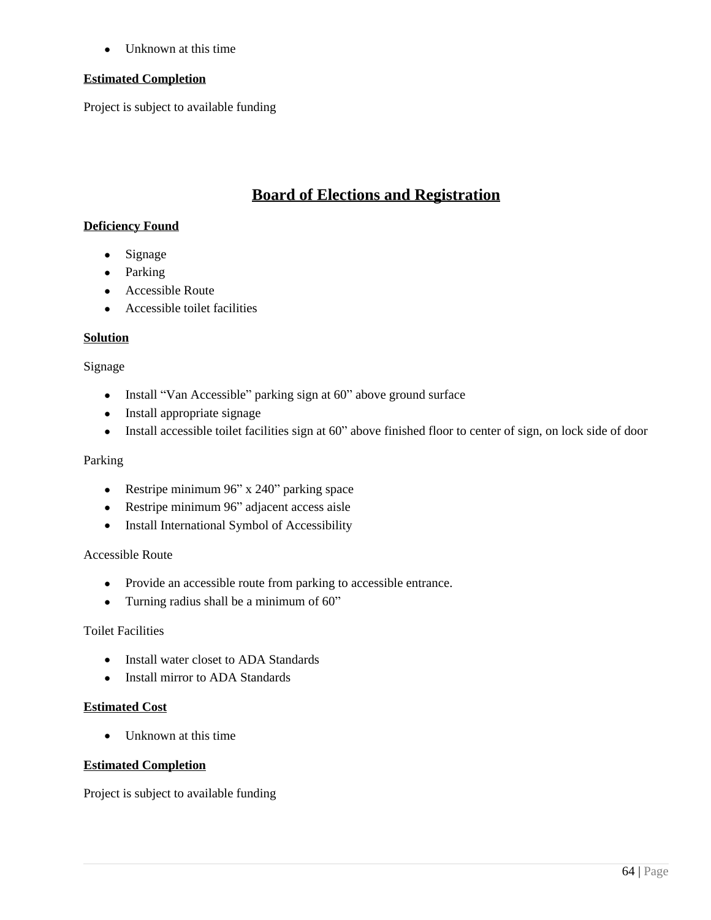- Unknown at this time

**Estimated Completion**

Project is subject to available funding

## Board of Elections and Registration

**Deficiency Found**

- Signage
- Parking
- Accessible Route
- Accessible toilet facilities

**Solution**

Signage

- Install "Van Accessible" parking sign at 60" above ground surface
- Install appropriate signage
- Install accessible toilet facilities sign at 60" above finished floor to center of sign, on lock side of door

Parking

- Restripe minimum 96" x 240" parking space
- Restripe minimum 96" adjacent access aisle
- Install International Symbol of Accessibility

Accessible Route

- Provide an accessible route from parking to accessible entrance.
- Turning radius shall be a minimum of 60"

Toilet Facilities

- Install water closet to ADA Standards
- Install mirror to ADA Standards

**Estimated Cost**

- Unknown at this time

**Estimated Completion**

Project is subject to available funding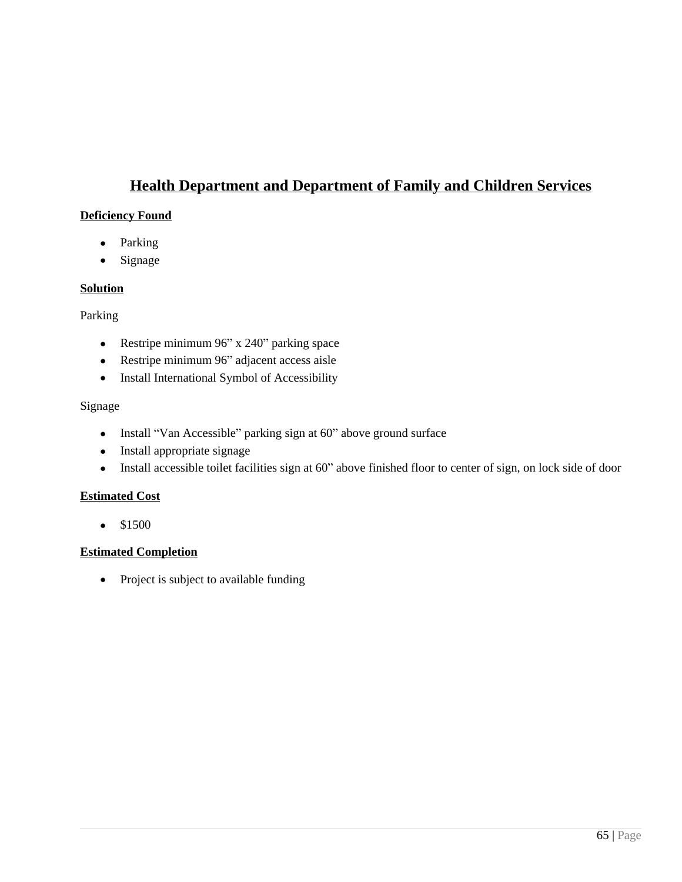## Health Department and Department of Family and Children Services

**Deficiency Found**

- Parking
- Signage

**Solution**

Parking

- Restripe minimum 96" x 240" parking space
- Restripe minimum 96" adjacent access aisle
- Install International Symbol of Accessibility

Signage

- Install "Van Accessible" parking sign at 60" above ground surface
- Install appropriate signage
- Install accessible toilet facilities sign at 60" above finished floor to center of sign, on lock side of door

**Estimated Cost**

- $1500

**Estimated Completion**

- Project is subject to available funding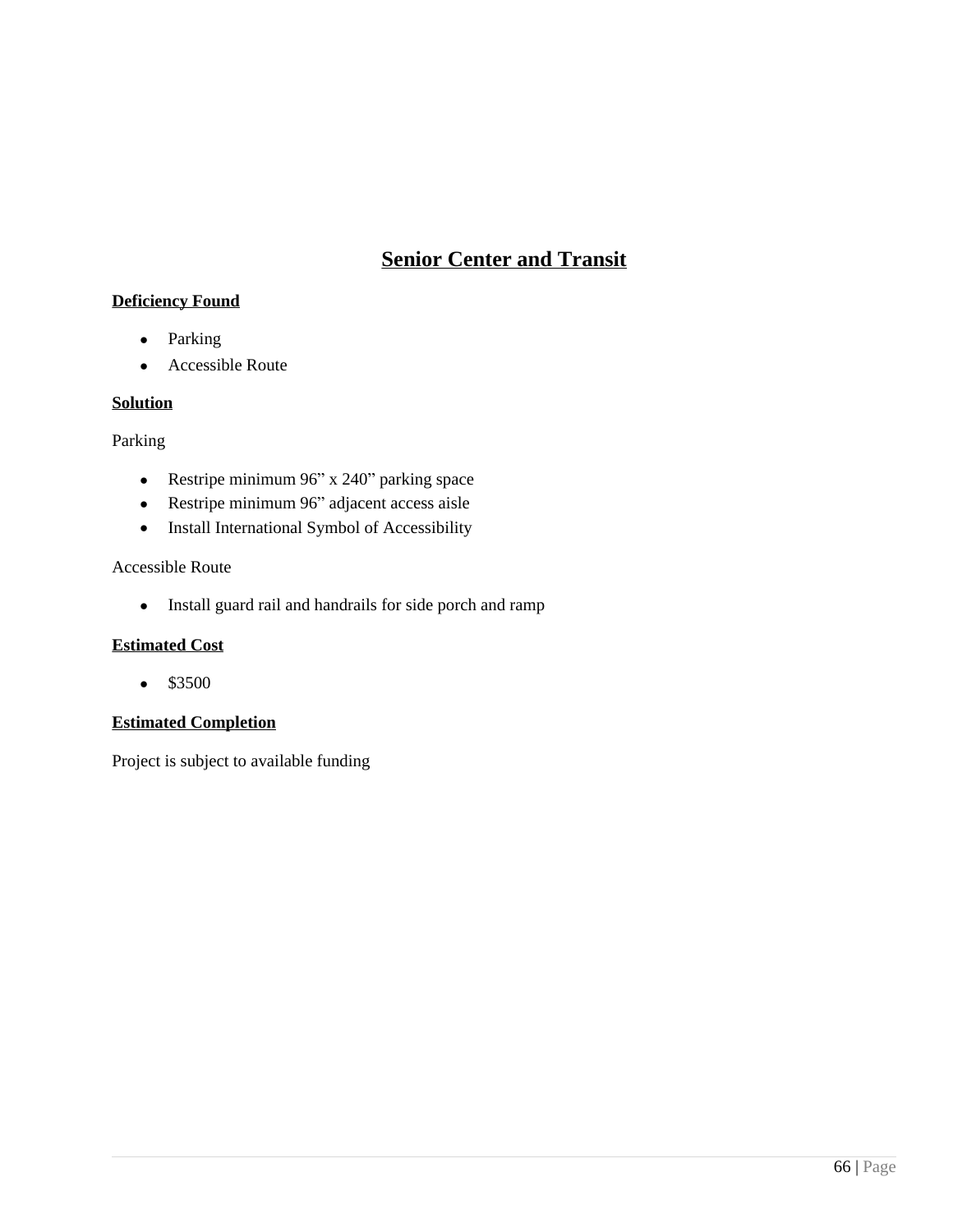## Senior Center and Transit

**Deficiency Found**

- Parking
- Accessible Route

**Solution**

Parking

- Restripe minimum 96” x 240” parking space
- Restripe minimum 96” adjacent access aisle
- Install International Symbol of Accessibility

Accessible Route

- Install guard rail and handrails for side porch and ramp

**Estimated Cost**

- $3500

**Estimated Completion**

Project is subject to available funding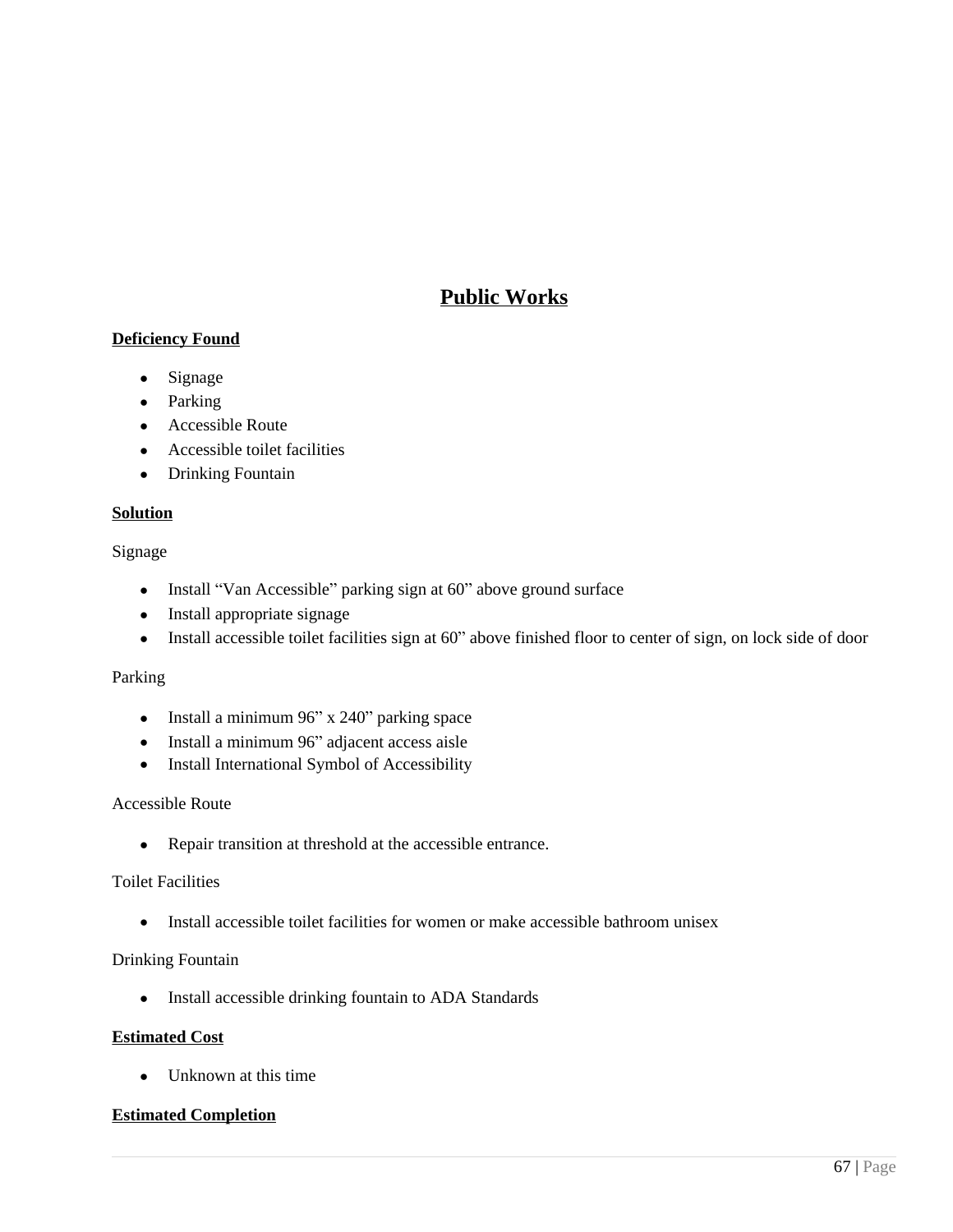## Public Works

**Deficiency Found**

- Signage
- Parking
- Accessible Route
- Accessible toilet facilities
- Drinking Fountain

**Solution**

Signage

- Install "Van Accessible" parking sign at 60" above ground surface
- Install appropriate signage
- Install accessible toilet facilities sign at 60" above finished floor to center of sign, on lock side of door

Parking

- Install a minimum 96" x 240" parking space
- Install a minimum 96" adjacent access aisle
- Install International Symbol of Accessibility

Accessible Route

- Repair transition at threshold at the accessible entrance.

Toilet Facilities

- Install accessible toilet facilities for women or make accessible bathroom unisex

Drinking Fountain

- Install accessible drinking fountain to ADA Standards

**Estimated Cost**

- Unknown at this time

**Estimated Completion**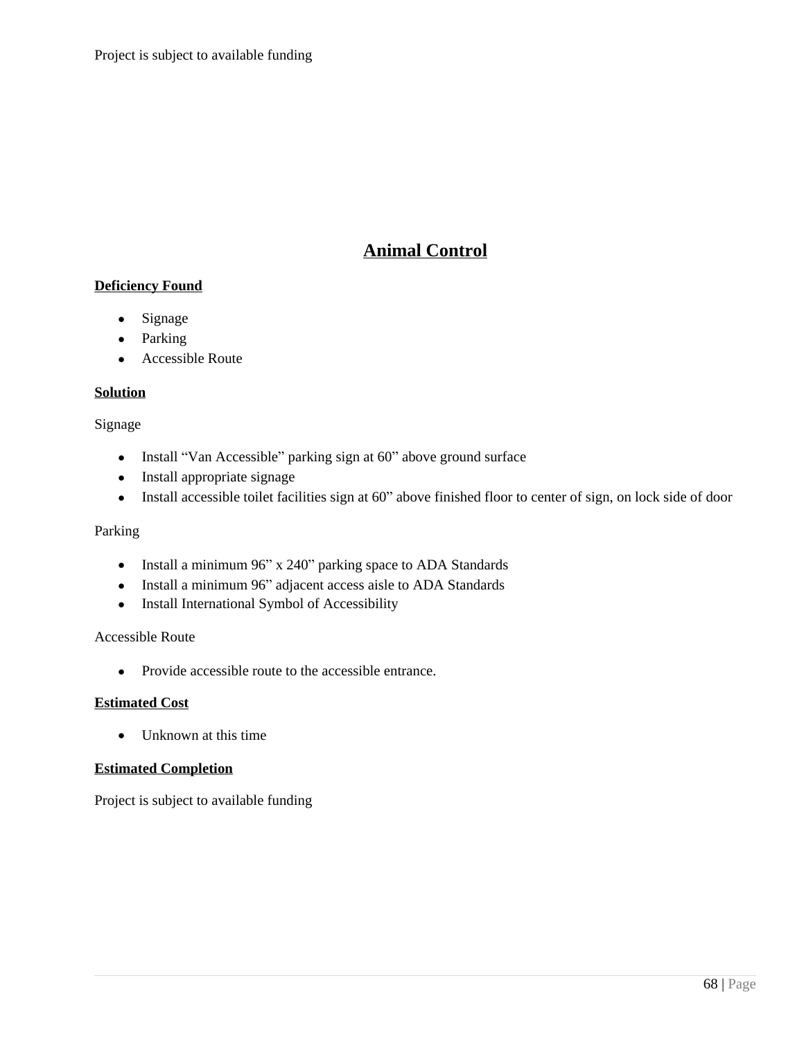Project is subject to available funding

## Animal Control

**Deficiency Found**

- Signage
- Parking
- Accessible Route

**Solution**

Signage

- Install “Van Accessible” parking sign at 60” above ground surface
- Install appropriate signage
- Install accessible toilet facilities sign at 60” above finished floor to center of sign, on lock side of door

Parking

- Install a minimum 96” x 240” parking space to ADA Standards
- Install a minimum 96” adjacent access aisle to ADA Standards
- Install International Symbol of Accessibility

Accessible Route

- Provide accessible route to the accessible entrance.

**Estimated Cost**

- Unknown at this time

**Estimated Completion**

Project is subject to available funding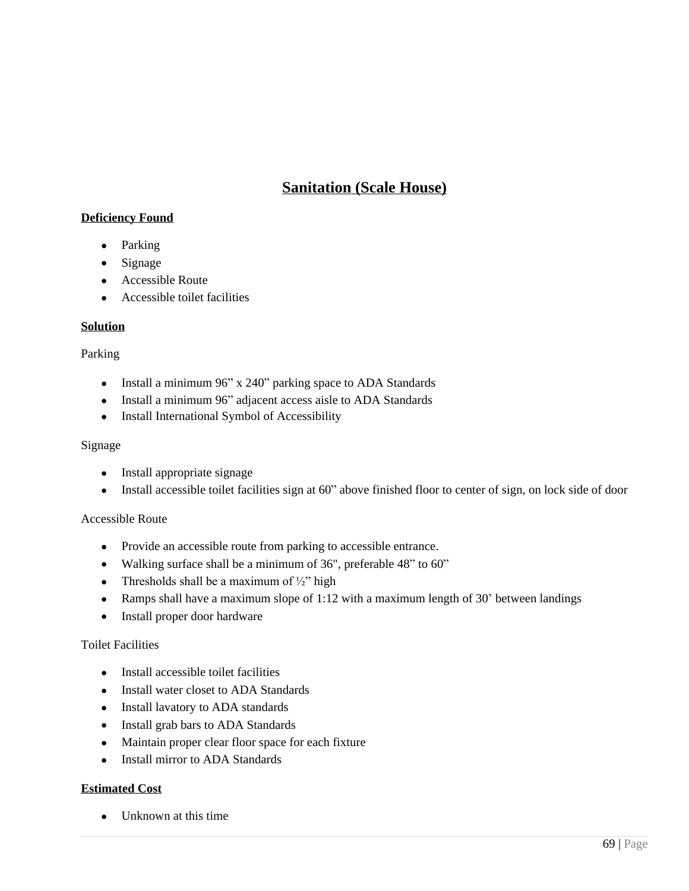## Sanitation (Scale House)

**Deficiency Found**

- Parking
- Signage
- Accessible Route
- Accessible toilet facilities

**Solution**

Parking

- Install a minimum 96” x 240” parking space to ADA Standards
- Install a minimum 96” adjacent access aisle to ADA Standards
- Install International Symbol of Accessibility

Signage

- Install appropriate signage
- Install accessible toilet facilities sign at 60” above finished floor to center of sign, on lock side of door

Accessible Route

- Provide an accessible route from parking to accessible entrance.
- Walking surface shall be a minimum of 36", preferable 48” to 60”
- Thresholds shall be a maximum of ½” high
- Ramps shall have a maximum slope of 1:12 with a maximum length of 30’ between landings
- Install proper door hardware

Toilet Facilities

- Install accessible toilet facilities
- Install water closet to ADA Standards
- Install lavatory to ADA standards
- Install grab bars to ADA Standards
- Maintain proper clear floor space for each fixture
- Install mirror to ADA Standards

**Estimated Cost**

- Unknown at this time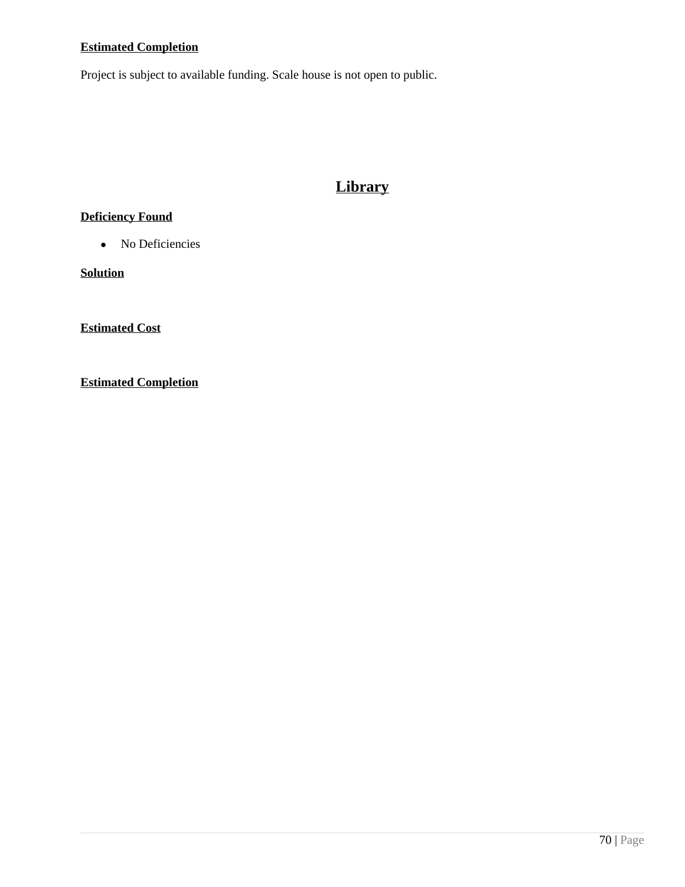**Estimated Completion**

Project is subject to available funding. Scale house is not open to public.

## Library

**Deficiency Found**

- No Deficiencies

**Solution**

**Estimated Cost**

**Estimated Completion**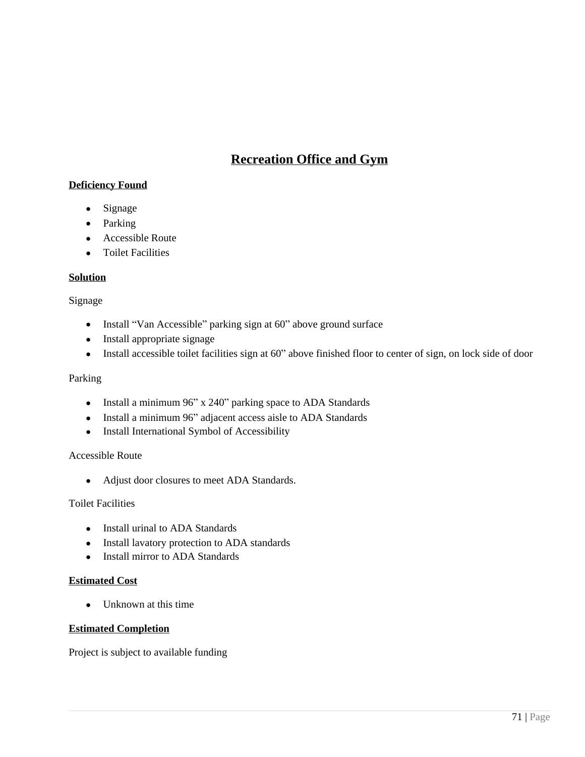# Recreation Office and Gym

**Deficiency Found**

- Signage
- Parking
- Accessible Route
- Toilet Facilities

**Solution**

Signage

- Install "Van Accessible" parking sign at 60" above ground surface
- Install appropriate signage
- Install accessible toilet facilities sign at 60" above finished floor to center of sign, on lock side of door

Parking

- Install a minimum 96" x 240" parking space to ADA Standards
- Install a minimum 96" adjacent access aisle to ADA Standards
- Install International Symbol of Accessibility

Accessible Route

- Adjust door closures to meet ADA Standards.

Toilet Facilities

- Install urinal to ADA Standards
- Install lavatory protection to ADA standards
- Install mirror to ADA Standards

**Estimated Cost**

- Unknown at this time

**Estimated Completion**

Project is subject to available funding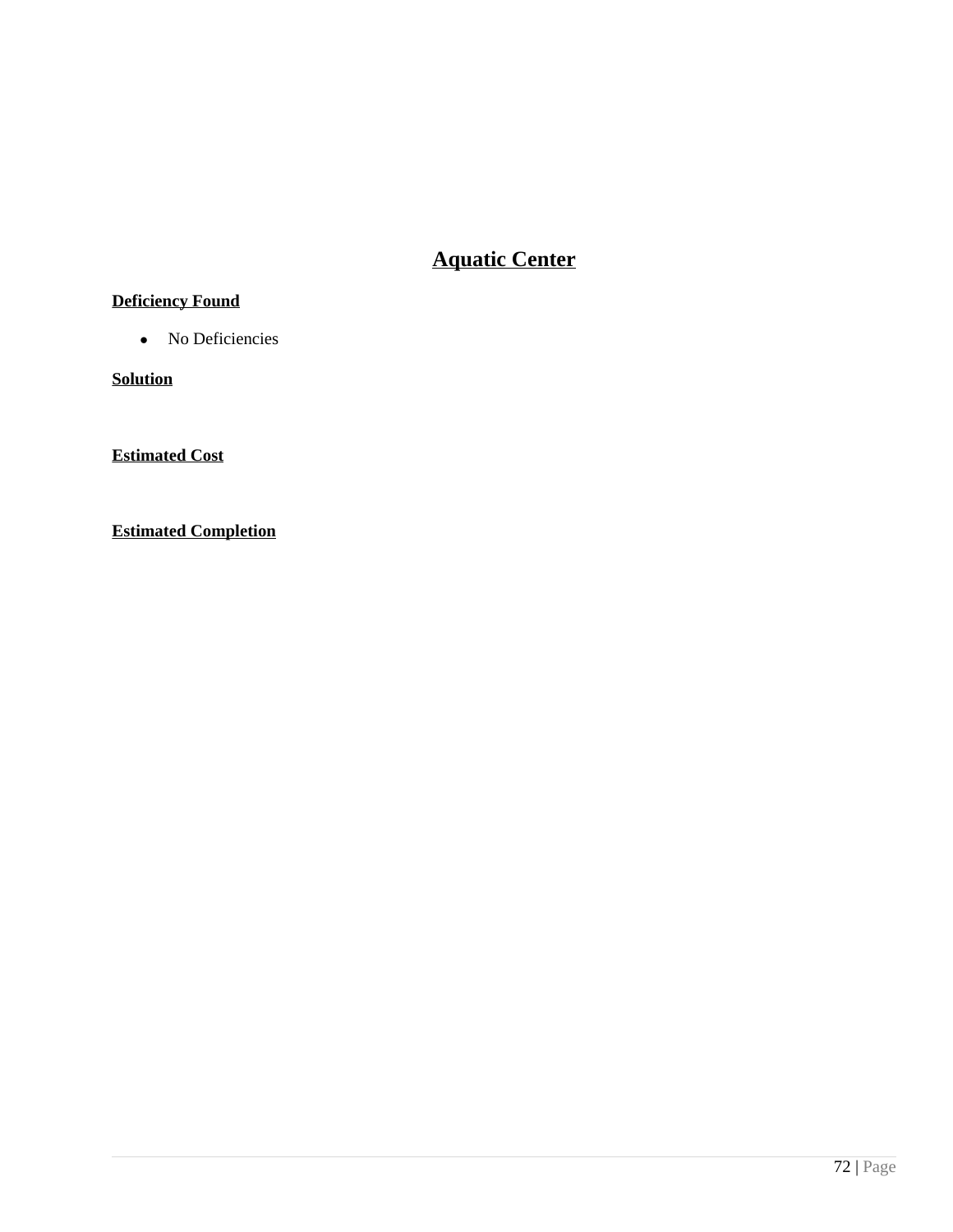# **Aquatic Center**

**Deficiency Found**

- No Deficiencies

**Solution**

**Estimated Cost**

**Estimated Completion**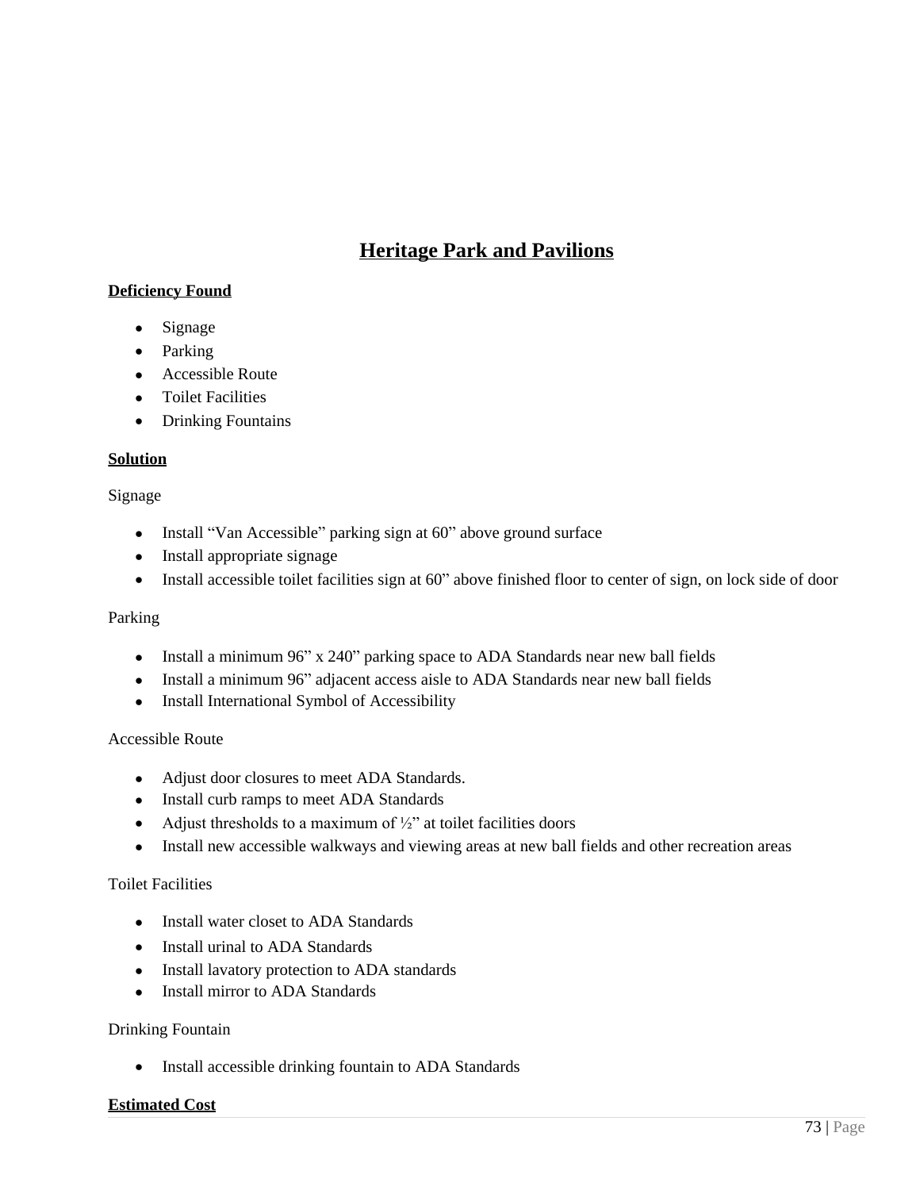# Heritage Park and Pavilions

**Deficiency Found**

- Signage
- Parking
- Accessible Route
- Toilet Facilities
- Drinking Fountains

**Solution**

Signage

- Install "Van Accessible" parking sign at 60" above ground surface
- Install appropriate signage
- Install accessible toilet facilities sign at 60" above finished floor to center of sign, on lock side of door

Parking

- Install a minimum 96" x 240" parking space to ADA Standards near new ball fields
- Install a minimum 96" adjacent access aisle to ADA Standards near new ball fields
- Install International Symbol of Accessibility

Accessible Route

- Adjust door closures to meet ADA Standards.
- Install curb ramps to meet ADA Standards
- Adjust thresholds to a maximum of ½" at toilet facilities doors
- Install new accessible walkways and viewing areas at new ball fields and other recreation areas

Toilet Facilities

- Install water closet to ADA Standards
- Install urinal to ADA Standards
- Install lavatory protection to ADA standards
- Install mirror to ADA Standards

Drinking Fountain

- Install accessible drinking fountain to ADA Standards

**Estimated Cost**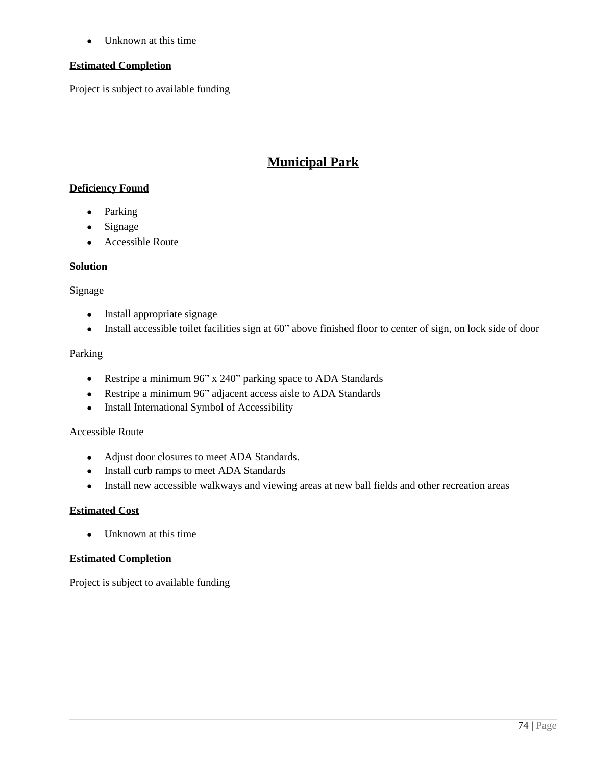- Unknown at this time

**Estimated Completion**

Project is subject to available funding

## Municipal Park

**Deficiency Found**

- Parking
- Signage
- Accessible Route

**Solution**

Signage

- Install appropriate signage
- Install accessible toilet facilities sign at 60" above finished floor to center of sign, on lock side of door

Parking

- Restripe a minimum 96" x 240" parking space to ADA Standards
- Restripe a minimum 96" adjacent access aisle to ADA Standards
- Install International Symbol of Accessibility

Accessible Route

- Adjust door closures to meet ADA Standards.
- Install curb ramps to meet ADA Standards
- Install new accessible walkways and viewing areas at new ball fields and other recreation areas

**Estimated Cost**

- Unknown at this time

**Estimated Completion**

Project is subject to available funding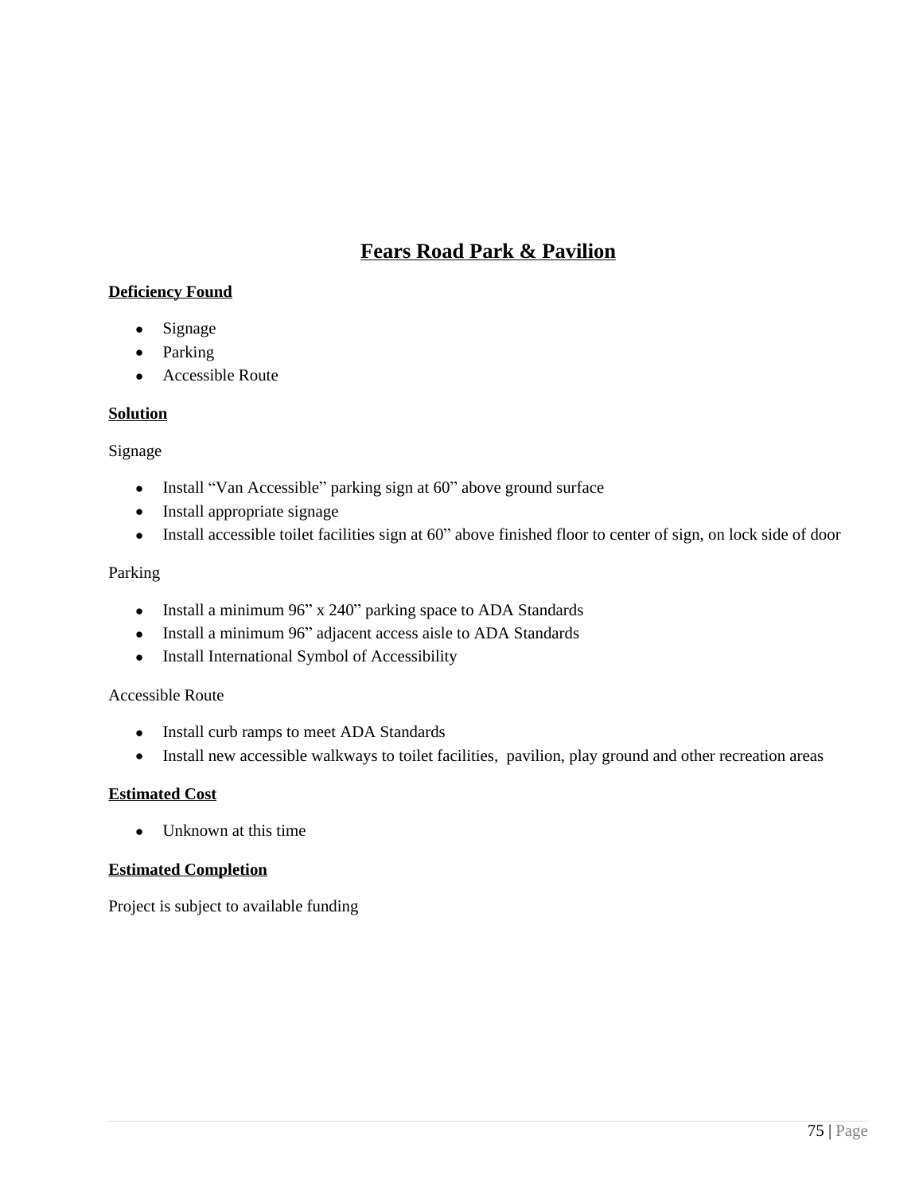# Fears Road Park & Pavilion

**Deficiency Found**

- Signage
- Parking
- Accessible Route

**Solution**

Signage

- Install “Van Accessible” parking sign at 60” above ground surface
- Install appropriate signage
- Install accessible toilet facilities sign at 60” above finished floor to center of sign, on lock side of door

Parking

- Install a minimum 96” x 240” parking space to ADA Standards
- Install a minimum 96” adjacent access aisle to ADA Standards
- Install International Symbol of Accessibility

Accessible Route

- Install curb ramps to meet ADA Standards
- Install new accessible walkways to toilet facilities, pavilion, play ground and other recreation areas

**Estimated Cost**

- Unknown at this time

**Estimated Completion**

Project is subject to available funding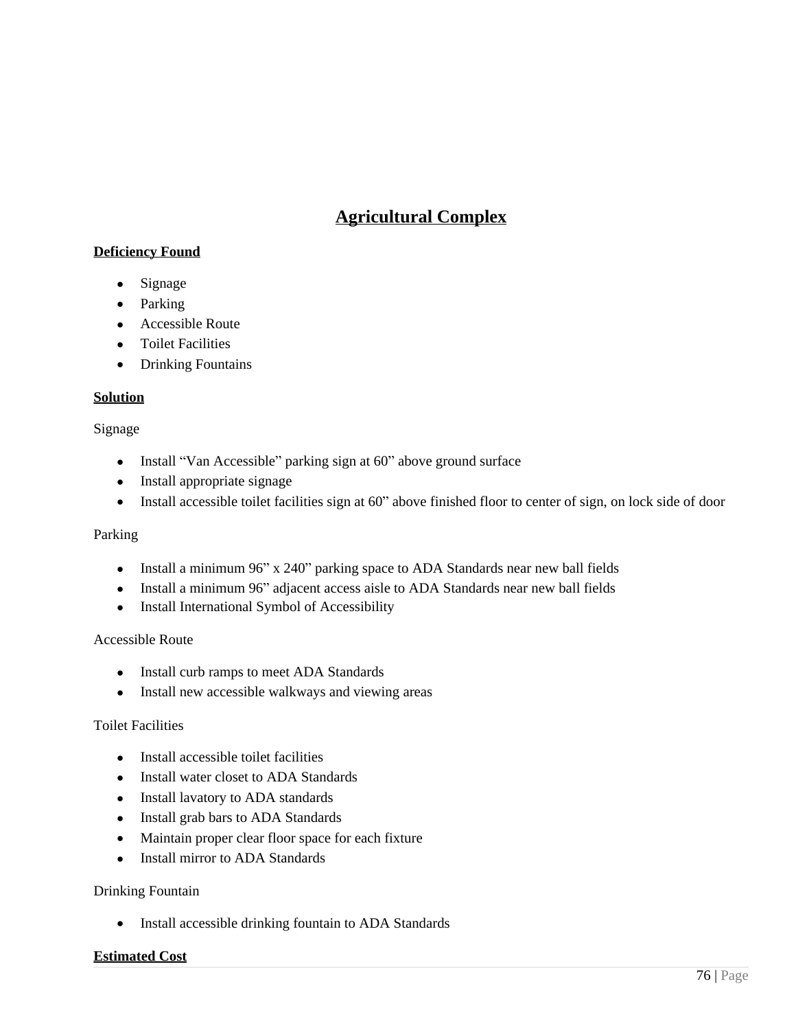# Agricultural Complex

**Deficiency Found**

- Signage
- Parking
- Accessible Route
- Toilet Facilities
- Drinking Fountains

**Solution**

Signage

- Install "Van Accessible" parking sign at 60" above ground surface
- Install appropriate signage
- Install accessible toilet facilities sign at 60" above finished floor to center of sign, on lock side of door

Parking

- Install a minimum 96" x 240" parking space to ADA Standards near new ball fields
- Install a minimum 96" adjacent access aisle to ADA Standards near new ball fields
- Install International Symbol of Accessibility

Accessible Route

- Install curb ramps to meet ADA Standards
- Install new accessible walkways and viewing areas

Toilet Facilities

- Install accessible toilet facilities
- Install water closet to ADA Standards
- Install lavatory to ADA standards
- Install grab bars to ADA Standards
- Maintain proper clear floor space for each fixture
- Install mirror to ADA Standards

Drinking Fountain

- Install accessible drinking fountain to ADA Standards

**Estimated Cost**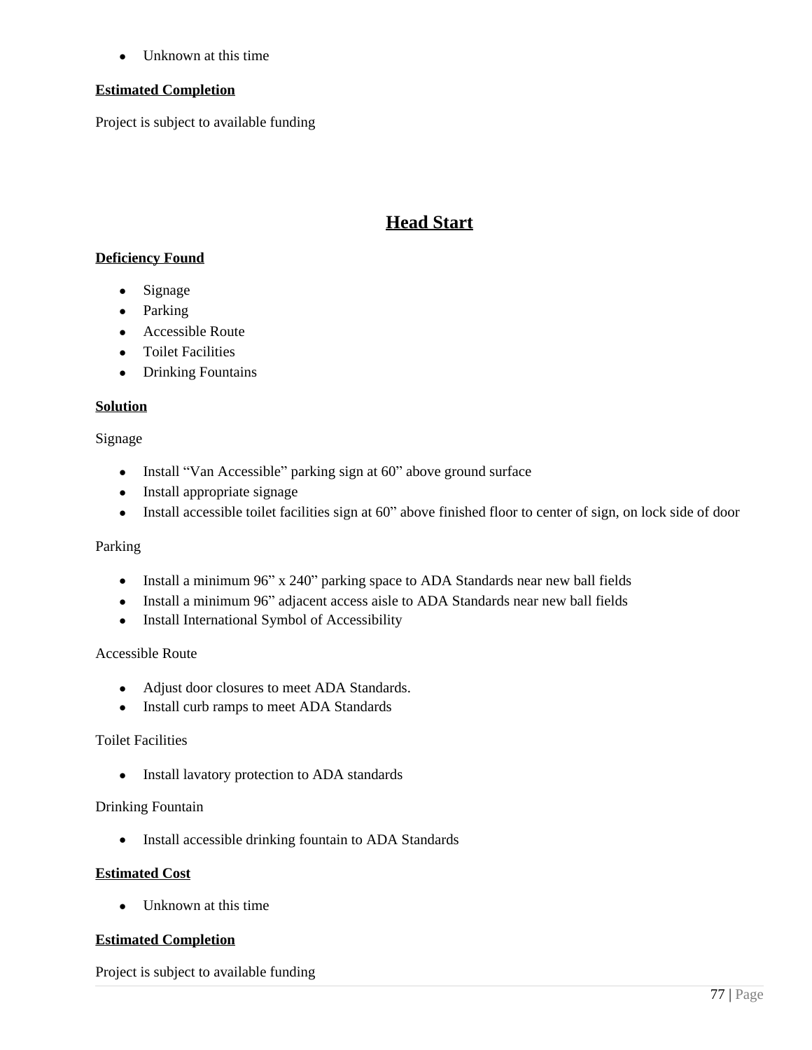- Unknown at this time

**Estimated Completion**

Project is subject to available funding

## Head Start

**Deficiency Found**

- Signage
- Parking
- Accessible Route
- Toilet Facilities
- Drinking Fountains

**Solution**

Signage

- Install "Van Accessible" parking sign at 60" above ground surface
- Install appropriate signage
- Install accessible toilet facilities sign at 60" above finished floor to center of sign, on lock side of door

Parking

- Install a minimum 96" x 240" parking space to ADA Standards near new ball fields
- Install a minimum 96" adjacent access aisle to ADA Standards near new ball fields
- Install International Symbol of Accessibility

Accessible Route

- Adjust door closures to meet ADA Standards.
- Install curb ramps to meet ADA Standards

Toilet Facilities

- Install lavatory protection to ADA standards

Drinking Fountain

- Install accessible drinking fountain to ADA Standards

**Estimated Cost**

- Unknown at this time

**Estimated Completion**

Project is subject to available funding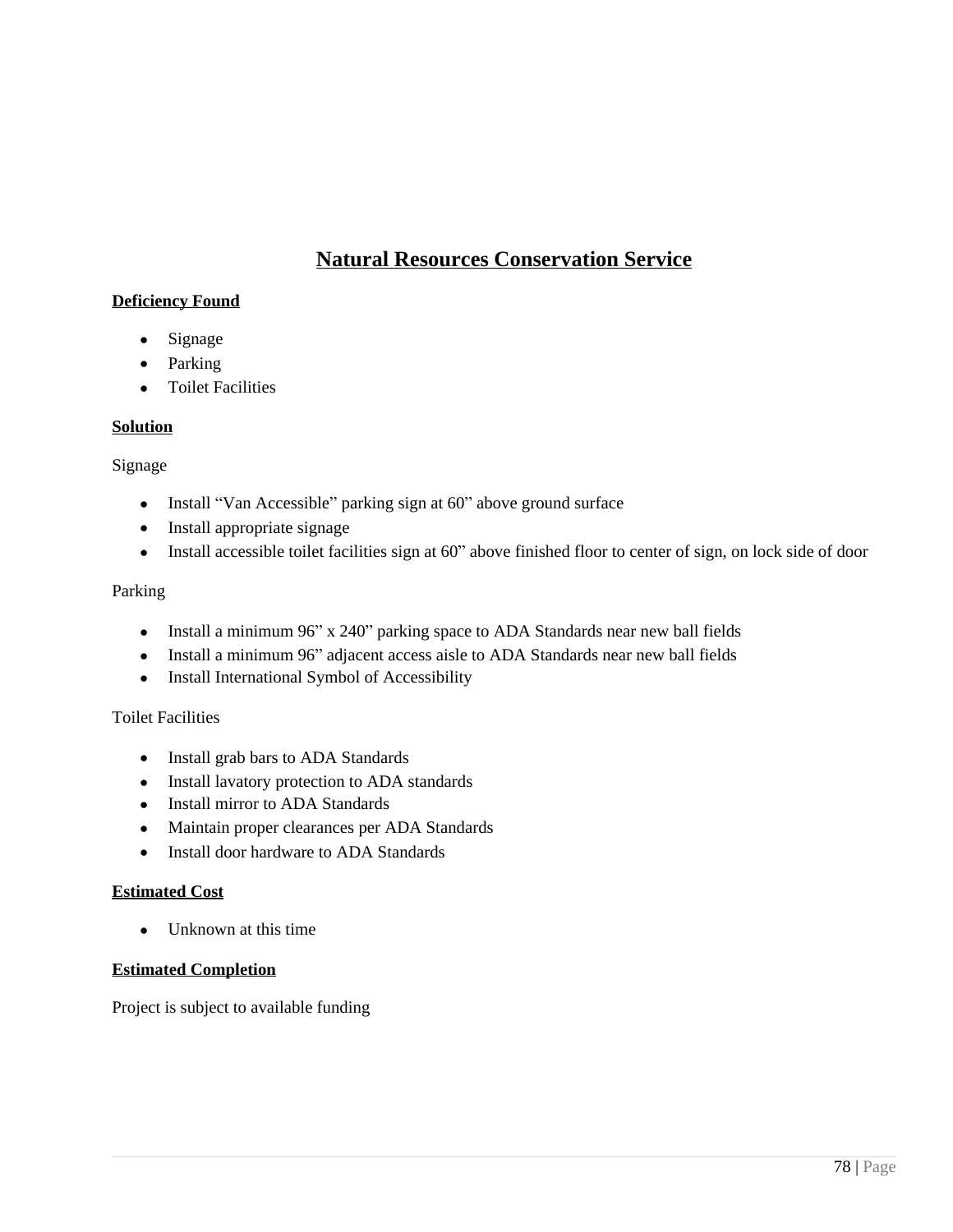## Natural Resources Conservation Service

**Deficiency Found**

- Signage
- Parking
- Toilet Facilities

**Solution**

Signage

- Install "Van Accessible" parking sign at 60" above ground surface
- Install appropriate signage
- Install accessible toilet facilities sign at 60" above finished floor to center of sign, on lock side of door

Parking

- Install a minimum 96" x 240" parking space to ADA Standards near new ball fields
- Install a minimum 96" adjacent access aisle to ADA Standards near new ball fields
- Install International Symbol of Accessibility

Toilet Facilities

- Install grab bars to ADA Standards
- Install lavatory protection to ADA standards
- Install mirror to ADA Standards
- Maintain proper clearances per ADA Standards
- Install door hardware to ADA Standards

**Estimated Cost**

- Unknown at this time

**Estimated Completion**

Project is subject to available funding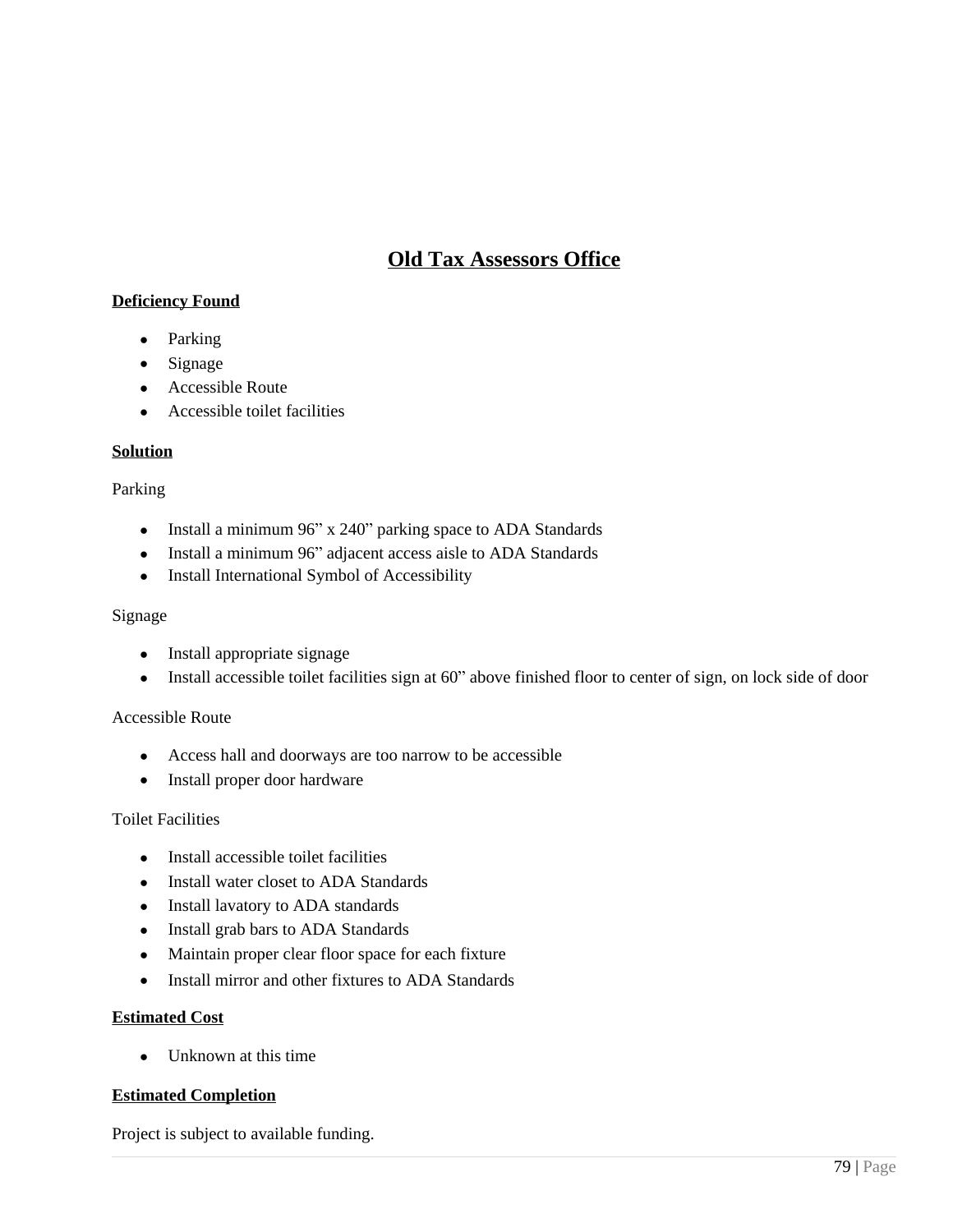# Old Tax Assessors Office

**Deficiency Found**

- Parking
- Signage
- Accessible Route
- Accessible toilet facilities

**Solution**

Parking

- Install a minimum 96” x 240” parking space to ADA Standards
- Install a minimum 96” adjacent access aisle to ADA Standards
- Install International Symbol of Accessibility

Signage

- Install appropriate signage
- Install accessible toilet facilities sign at 60” above finished floor to center of sign, on lock side of door

Accessible Route

- Access hall and doorways are too narrow to be accessible
- Install proper door hardware

Toilet Facilities

- Install accessible toilet facilities
- Install water closet to ADA Standards
- Install lavatory to ADA standards
- Install grab bars to ADA Standards
- Maintain proper clear floor space for each fixture
- Install mirror and other fixtures to ADA Standards

**Estimated Cost**

- Unknown at this time

**Estimated Completion**

Project is subject to available funding.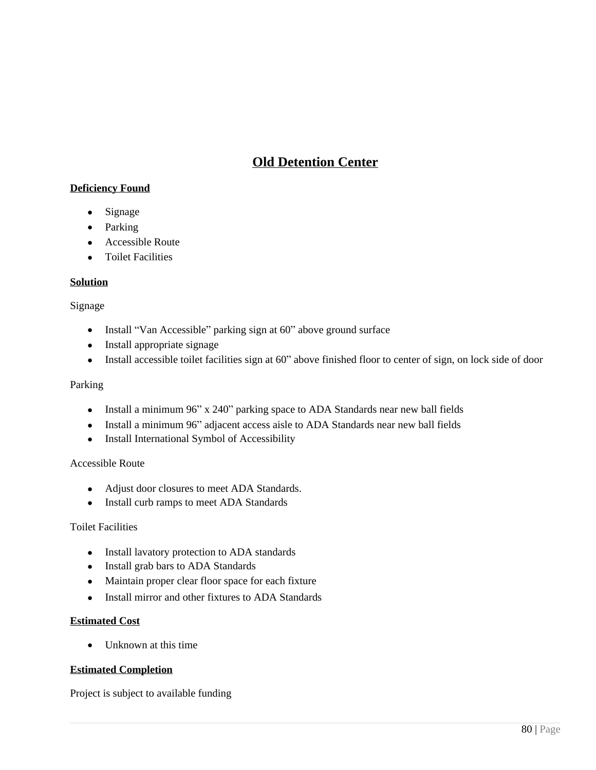# Old Detention Center

**Deficiency Found**

- Signage
- Parking
- Accessible Route
- Toilet Facilities

**Solution**

Signage

- Install "Van Accessible" parking sign at 60" above ground surface
- Install appropriate signage
- Install accessible toilet facilities sign at 60" above finished floor to center of sign, on lock side of door

Parking

- Install a minimum 96" x 240" parking space to ADA Standards near new ball fields
- Install a minimum 96" adjacent access aisle to ADA Standards near new ball fields
- Install International Symbol of Accessibility

Accessible Route

- Adjust door closures to meet ADA Standards.
- Install curb ramps to meet ADA Standards

Toilet Facilities

- Install lavatory protection to ADA standards
- Install grab bars to ADA Standards
- Maintain proper clear floor space for each fixture
- Install mirror and other fixtures to ADA Standards

**Estimated Cost**

- Unknown at this time

**Estimated Completion**

Project is subject to available funding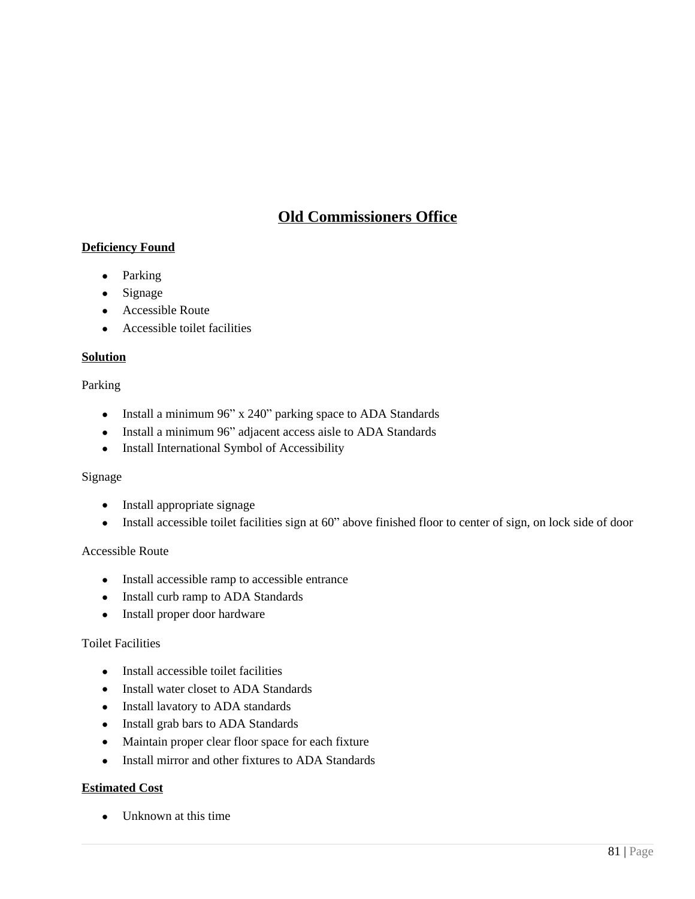# Old Commissioners Office

**Deficiency Found**

- Parking
- Signage
- Accessible Route
- Accessible toilet facilities

**Solution**

Parking

- Install a minimum 96” x 240” parking space to ADA Standards
- Install a minimum 96” adjacent access aisle to ADA Standards
- Install International Symbol of Accessibility

Signage

- Install appropriate signage
- Install accessible toilet facilities sign at 60” above finished floor to center of sign, on lock side of door

Accessible Route

- Install accessible ramp to accessible entrance
- Install curb ramp to ADA Standards
- Install proper door hardware

Toilet Facilities

- Install accessible toilet facilities
- Install water closet to ADA Standards
- Install lavatory to ADA standards
- Install grab bars to ADA Standards
- Maintain proper clear floor space for each fixture
- Install mirror and other fixtures to ADA Standards

**Estimated Cost**

- Unknown at this time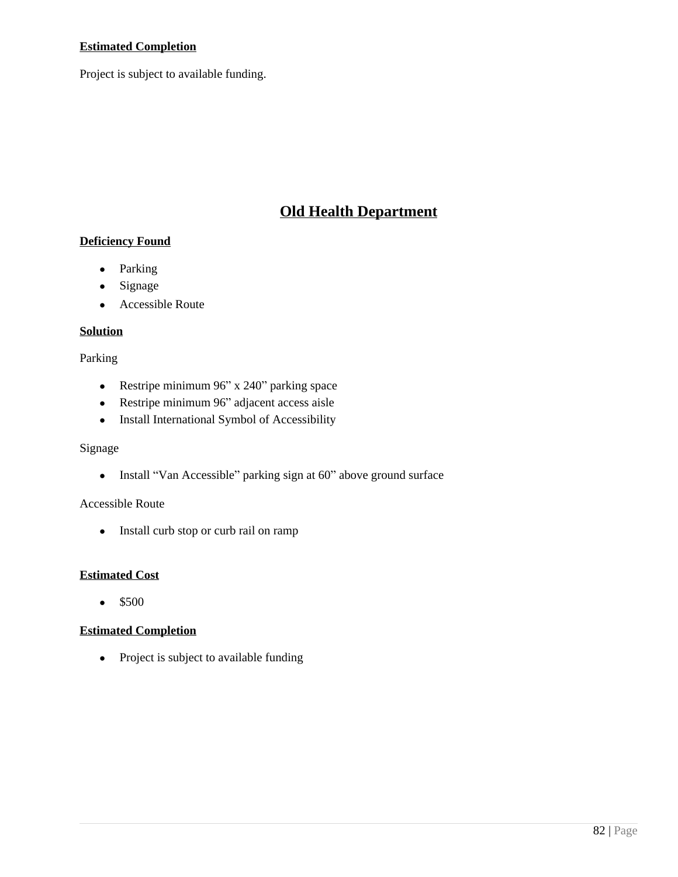**Estimated Completion**

Project is subject to available funding.

## Old Health Department

**Deficiency Found**

- Parking
- Signage
- Accessible Route

**Solution**

Parking

- Restripe minimum 96” x 240” parking space
- Restripe minimum 96” adjacent access aisle
- Install International Symbol of Accessibility

Signage

- Install “Van Accessible” parking sign at 60” above ground surface

Accessible Route

- Install curb stop or curb rail on ramp

**Estimated Cost**

- $500

**Estimated Completion**

- Project is subject to available funding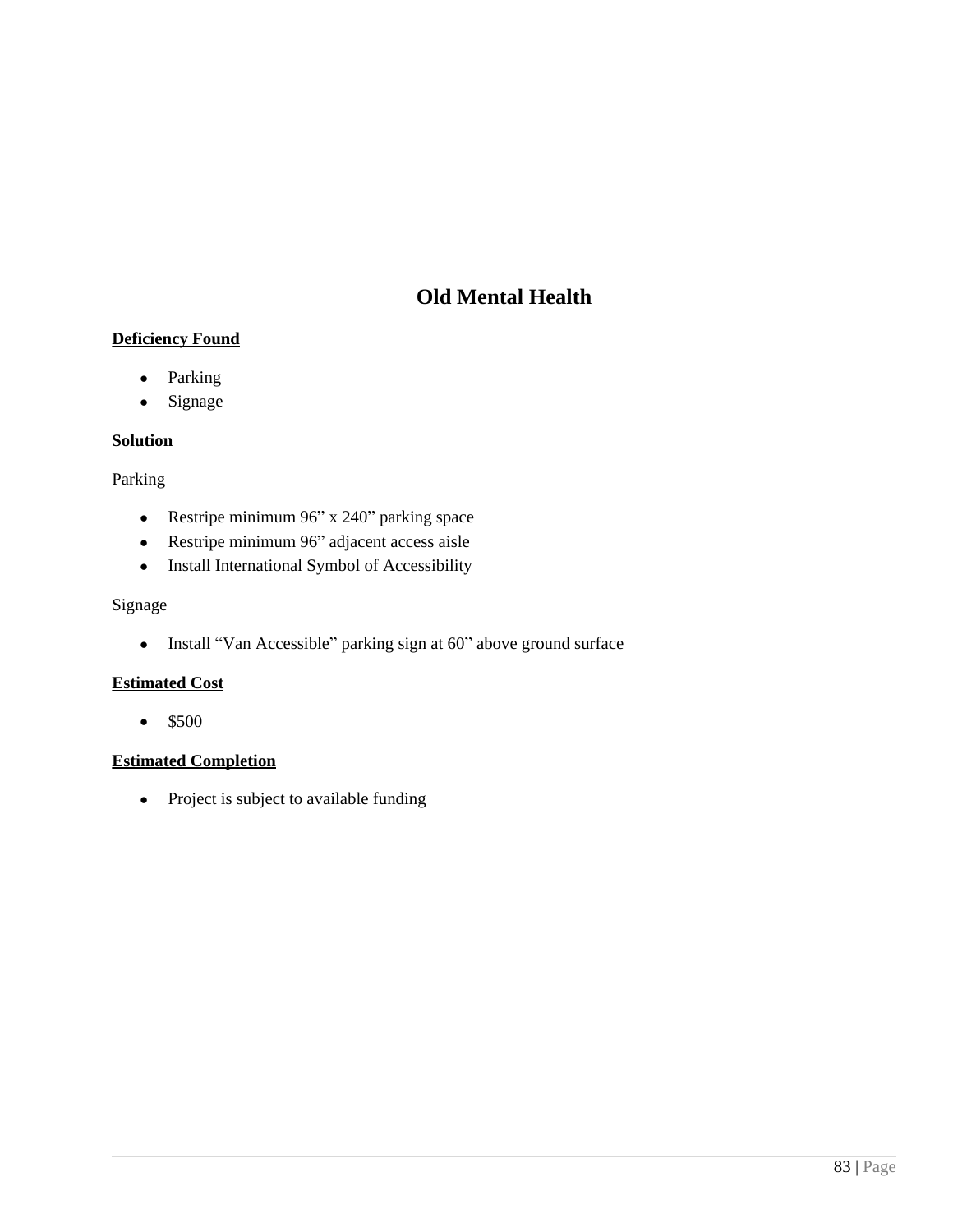## Old Mental Health

**Deficiency Found**

- Parking
- Signage

**Solution**

Parking

- Restripe minimum 96” x 240” parking space
- Restripe minimum 96” adjacent access aisle
- Install International Symbol of Accessibility

Signage

- Install “Van Accessible” parking sign at 60” above ground surface

**Estimated Cost**

- $500

**Estimated Completion**

- Project is subject to available funding